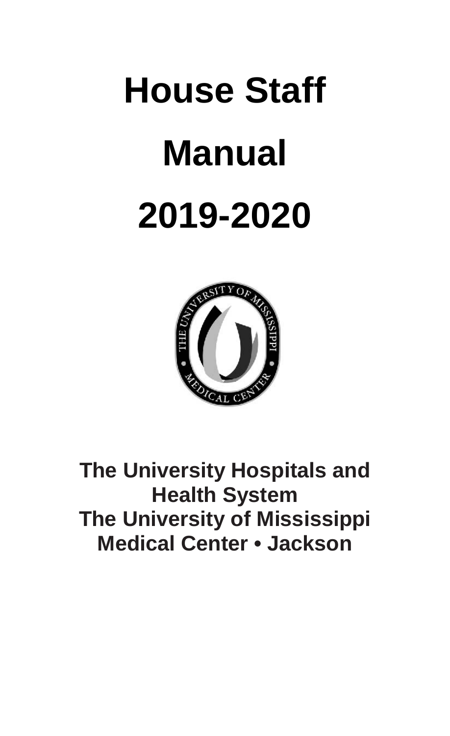# House Staff Manual 2019-2020

**The University Hospitals and Health System**
**The University of Mississippi Medical Center • Jackson**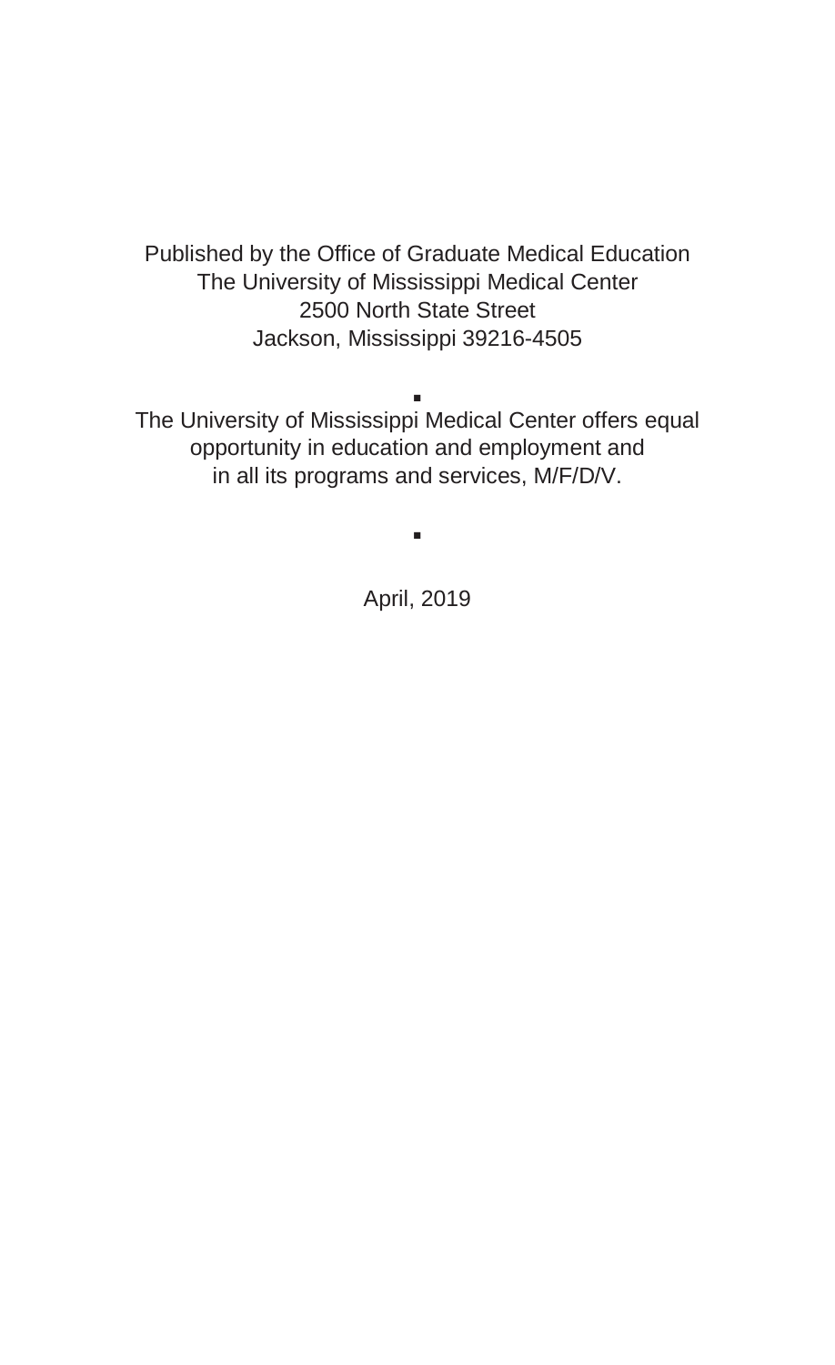Published by the Office of Graduate Medical Education
The University of Mississippi Medical Center
2500 North State Street
Jackson, Mississippi 39216-4505

▪

The University of Mississippi Medical Center offers equal opportunity in education and employment and in all its programs and services, M/F/D/V.

▪

April, 2019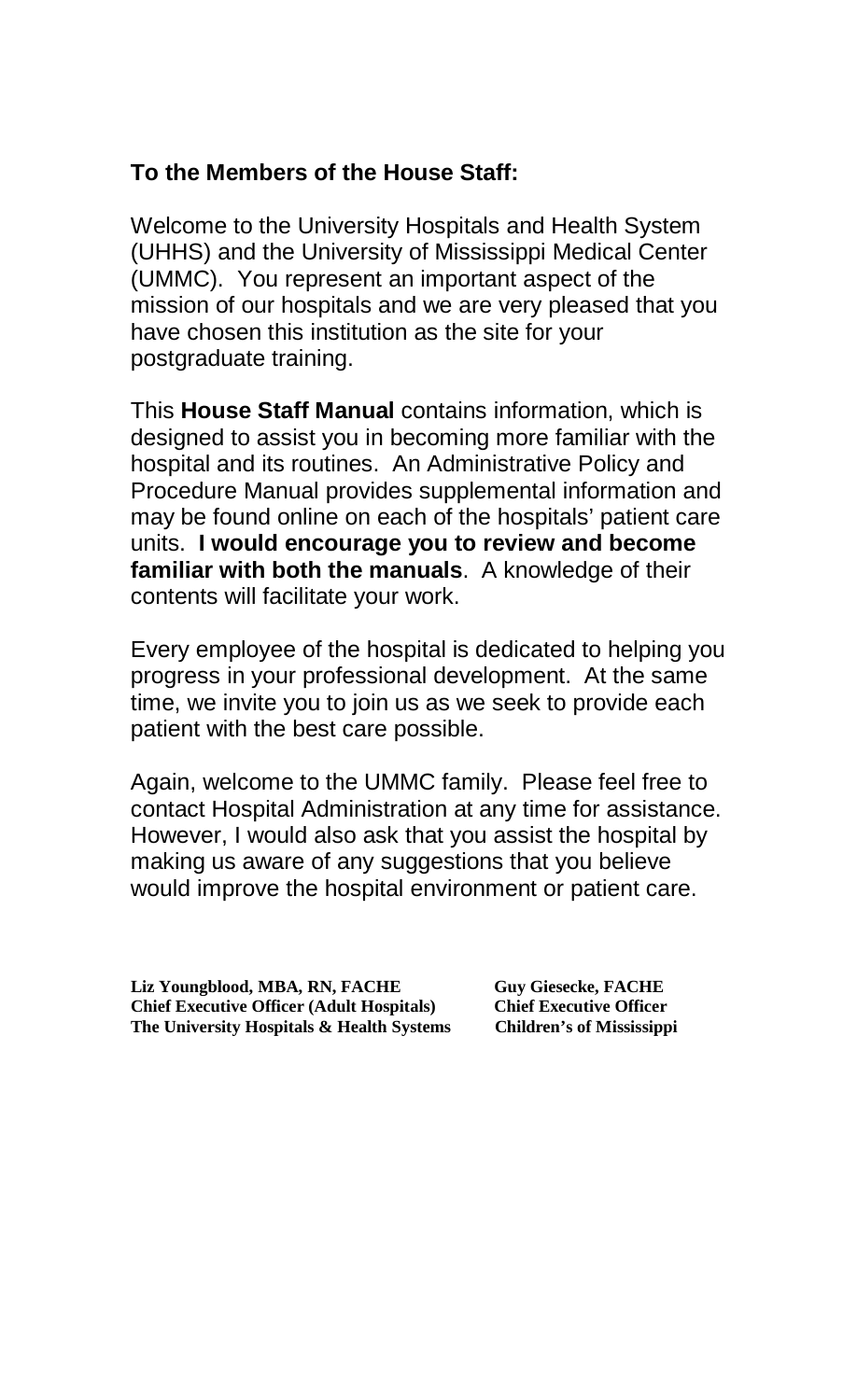**To the Members of the House Staff:**

Welcome to the University Hospitals and Health System (UHHS) and the University of Mississippi Medical Center (UMMC). You represent an important aspect of the mission of our hospitals and we are very pleased that you have chosen this institution as the site for your postgraduate training.

This **House Staff Manual** contains information, which is designed to assist you in becoming more familiar with the hospital and its routines. An Administrative Policy and Procedure Manual provides supplemental information and may be found online on each of the hospitals' patient care units. **I would encourage you to review and become familiar with both the manuals**. A knowledge of their contents will facilitate your work.

Every employee of the hospital is dedicated to helping you progress in your professional development. At the same time, we invite you to join us as we seek to provide each patient with the best care possible.

Again, welcome to the UMMC family. Please feel free to contact Hospital Administration at any time for assistance. However, I would also ask that you assist the hospital by making us aware of any suggestions that you believe would improve the hospital environment or patient care.

**Liz Youngblood, MBA, RN, FACHE**
**Chief Executive Officer (Adult Hospitals)**
**The University Hospitals & Health Systems**

**Guy Giesecke, FACHE**
**Chief Executive Officer**
**Children's of Mississippi**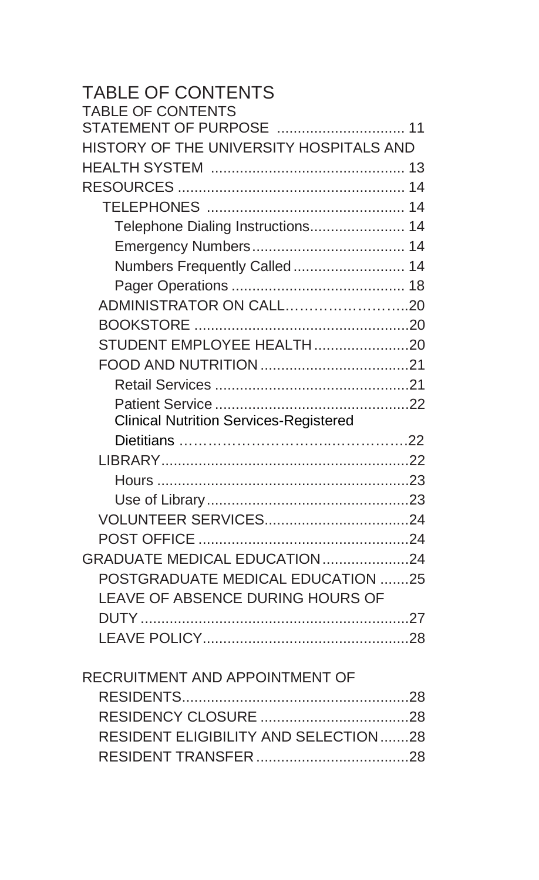# TABLE OF CONTENTS

TABLE OF CONTENTS

STATEMENT OF PURPOSE .............................. 11

HISTORY OF THE UNIVERSITY HOSPITALS AND HEALTH SYSTEM .............................................. 13

RESOURCES ....................................................... 14

- TELEPHONES ................................................ 14
  - Telephone Dialing Instructions....................... 14
  - Emergency Numbers..................................... 14
  - Numbers Frequently Called ........................... 14
  - Pager Operations .......................................... 18
- ADMINISTRATOR ON CALL……………………..20
- BOOKSTORE ....................................................20
- STUDENT EMPLOYEE HEALTH .......................20
- FOOD AND NUTRITION ....................................21
  - Retail Services ...............................................21
  - Patient Service ...............................................22
  - Clinical Nutrition Services-Registered Dietitians ……………………….……………..22
- LIBRARY............................................................22
  - Hours .............................................................23
  - Use of Library.................................................23
- VOLUNTEER SERVICES...................................24
- POST OFFICE ...................................................24

GRADUATE MEDICAL EDUCATION.....................24

- POSTGRADUATE MEDICAL EDUCATION .......25
- LEAVE OF ABSENCE DURING HOURS OF DUTY .................................................................27
- LEAVE POLICY..................................................28

RECRUITMENT AND APPOINTMENT OF RESIDENTS.......................................................28

- RESIDENCY CLOSURE ....................................28
- RESIDENT ELIGIBILITY AND SELECTION.......28
- RESIDENT TRANSFER .....................................28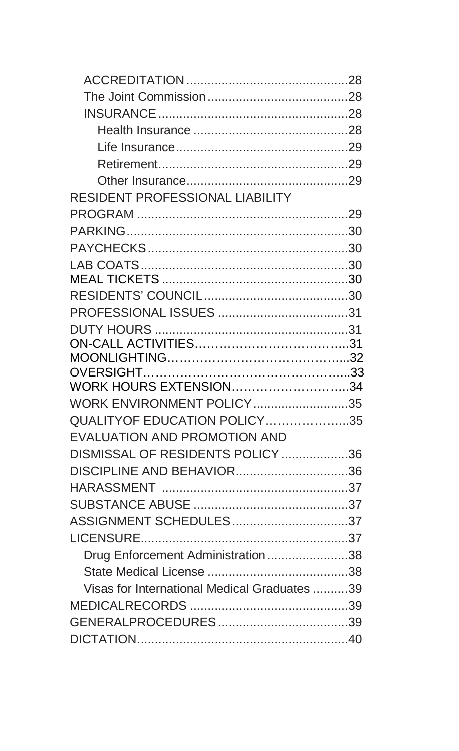ACCREDITATION .............................................28
The Joint Commission ........................................28
INSURANCE ......................................................28
Health Insurance ............................................28
Life Insurance ................................................29
Retirement ......................................................29
Other Insurance ..............................................29
RESIDENT PROFESSIONAL LIABILITY
PROGRAM ...........................................................29
PARKING .............................................................30
PAYCHECKS ........................................................30
LAB COATS ..........................................................30
MEAL TICKETS ....................................................30
RESIDENTS' COUNCIL .........................................30
PROFESSIONAL ISSUES .....................................31
DUTY HOURS ......................................................31
ON-CALL ACTIVITIES……………………………..31
MOONLIGHTING…………………………………...32
OVERSIGHT………………………………………...33
WORK HOURS EXTENSION………………………..34
WORK ENVIRONMENT POLICY ...........................35
QUALITYOF EDUCATION POLICY………………...35
EVALUATION AND PROMOTION AND
DISMISSAL OF RESIDENTS POLICY ...................36
DISCIPLINE AND BEHAVIOR................................36
HARASSMENT .....................................................37
SUBSTANCE ABUSE ............................................37
ASSIGNMENT SCHEDULES .................................37
LICENSURE...........................................................37
Drug Enforcement Administration .......................38
State Medical License ........................................38
Visas for International Medical Graduates ..........39
MEDICALRECORDS .............................................39
GENERALPROCEDURES .....................................39
DICTATION............................................................40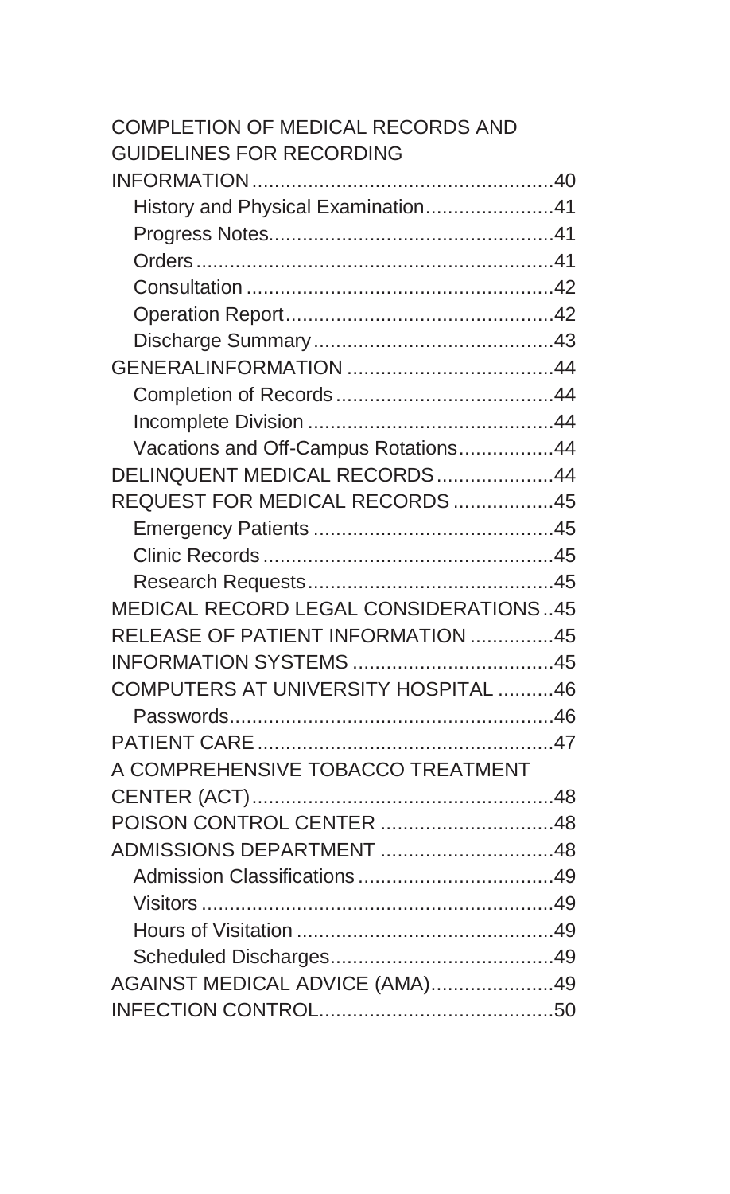COMPLETION OF MEDICAL RECORDS AND GUIDELINES FOR RECORDING INFORMATION....................................................40
- History and Physical Examination......................41
- Progress Notes..................................................41
- Orders................................................................41
- Consultation .......................................................42
- Operation Report................................................42
- Discharge Summary...........................................43

GENERALINFORMATION ....................................44
- Completion of Records.......................................44
- Incomplete Division ............................................44
- Vacations and Off-Campus Rotations.................44

DELINQUENT MEDICAL RECORDS.....................44

REQUEST FOR MEDICAL RECORDS ..................45
- Emergency Patients ...........................................45
- Clinic Records....................................................45
- Research Requests............................................45

MEDICAL RECORD LEGAL CONSIDERATIONS..45

RELEASE OF PATIENT INFORMATION ...............45

INFORMATION SYSTEMS ...................................45

COMPUTERS AT UNIVERSITY HOSPITAL ..........46
- Passwords..........................................................46

PATIENT CARE.....................................................47

A COMPREHENSIVE TOBACCO TREATMENT CENTER (ACT)......................................................48

POISON CONTROL CENTER ...............................48

ADMISSIONS DEPARTMENT ...............................48
- Admission Classifications...................................49
- Visitors ...............................................................49
- Hours of Visitation ..............................................49
- Scheduled Discharges........................................49

AGAINST MEDICAL ADVICE (AMA)......................49

INFECTION CONTROL..........................................50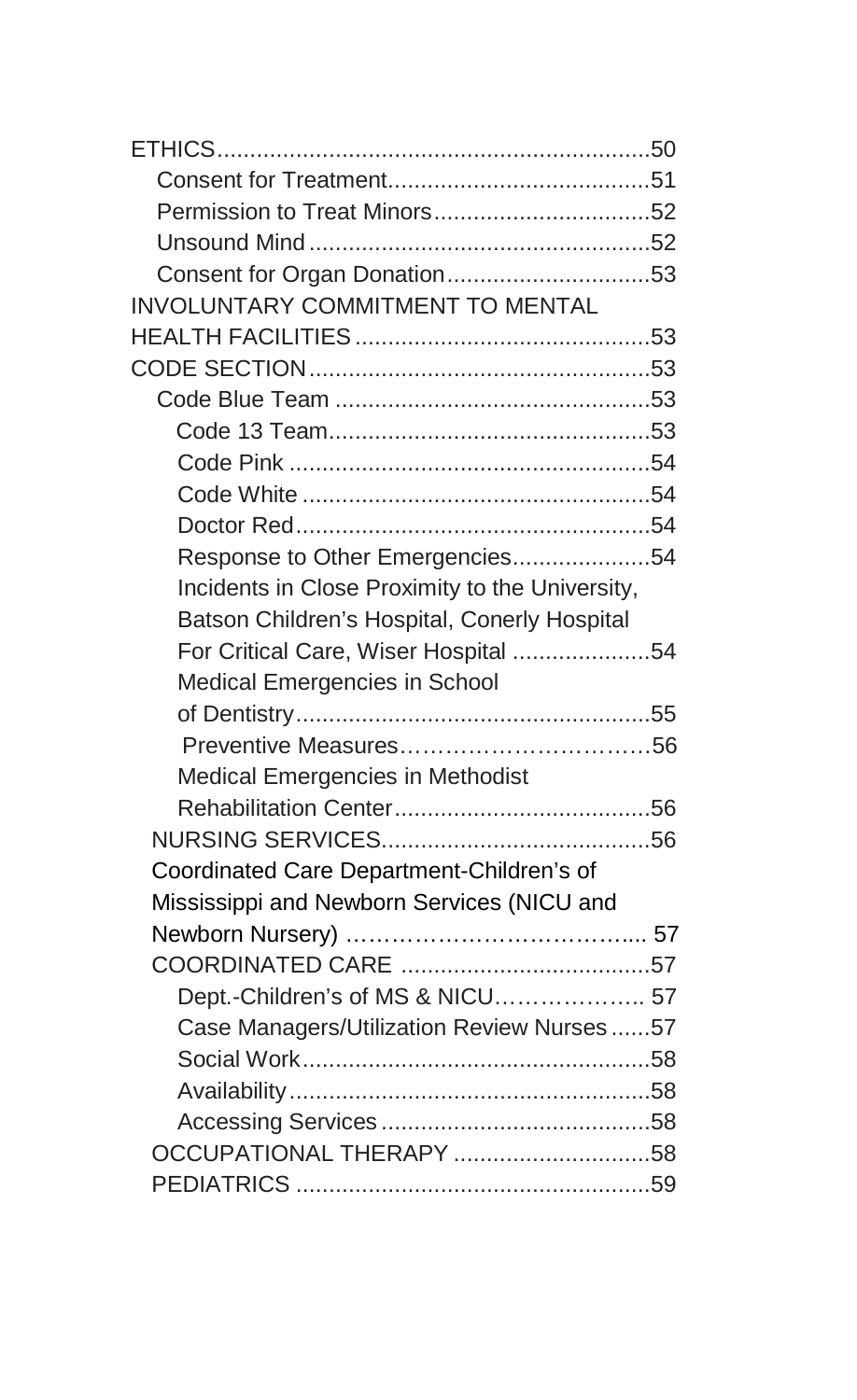ETHICS....................................................................50

- Consent for Treatment........................................51
- Permission to Treat Minors.................................52
- Unsound Mind....................................................52
- Consent for Organ Donation...............................53

INVOLUNTARY COMMITMENT TO MENTAL HEALTH FACILITIES.............................................53

CODE SECTION.....................................................53

- Code Blue Team ................................................53
  - Code 13 Team................................................53
  - Code Pink .......................................................54
  - Code White .....................................................54
  - Doctor Red.......................................................54
  - Response to Other Emergencies.....................54
  - Incidents in Close Proximity to the University, Batson Children's Hospital, Conerly Hospital For Critical Care, Wiser Hospital .....................54
  - Medical Emergencies in School of Dentistry......................................................55
  - Preventive Measures……………………………56
  - Medical Emergencies in Methodist Rehabilitation Center.......................................56
- NURSING SERVICES.........................................56
- Coordinated Care Department-Children's of Mississippi and Newborn Services (NICU and Newborn Nursery) ……………………………….... 57
- COORDINATED CARE ......................................57
  - Dept.-Children's of MS & NICU……………….. 57
  - Case Managers/Utilization Review Nurses ......57
  - Social Work.....................................................58
  - Availability.......................................................58
  - Accessing Services .........................................58
- OCCUPATIONAL THERAPY ..............................58
- PEDIATRICS ......................................................59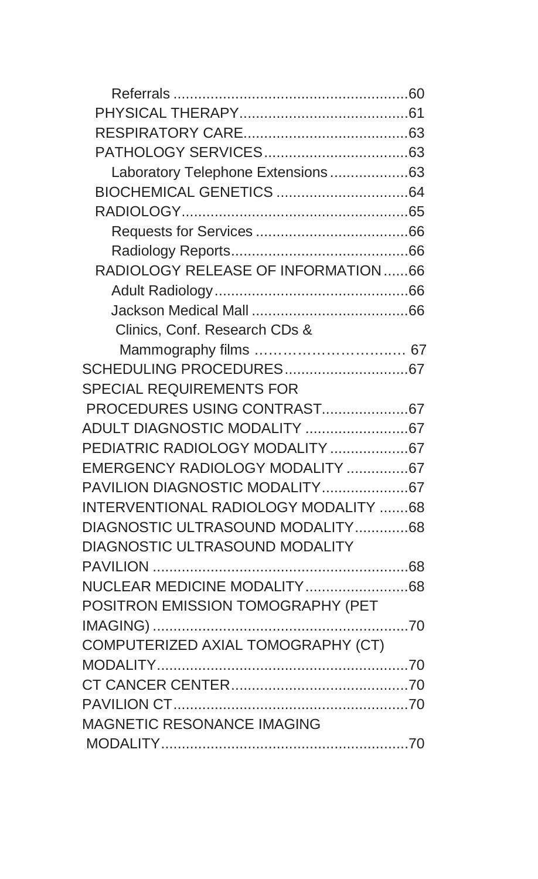Referrals ........................................................60

PHYSICAL THERAPY.........................................61

RESPIRATORY CARE........................................63

PATHOLOGY SERVICES...................................63

Laboratory Telephone Extensions...................63

BIOCHEMICAL GENETICS ...............................64

RADIOLOGY.......................................................65

Requests for Services .....................................66

Radiology Reports...........................................66

RADIOLOGY RELEASE OF INFORMATION......66

Adult Radiology...............................................66

Jackson Medical Mall ......................................66

Clinics, Conf. Research CDs & Mammography films ……………………..… 67

SCHEDULING PROCEDURES..............................67

SPECIAL REQUIREMENTS FOR PROCEDURES USING CONTRAST.....................67

ADULT DIAGNOSTIC MODALITY .........................67

PEDIATRIC RADIOLOGY MODALITY ...................67

EMERGENCY RADIOLOGY MODALITY ...............67

PAVILION DIAGNOSTIC MODALITY.....................67

INTERVENTIONAL RADIOLOGY MODALITY .......68

DIAGNOSTIC ULTRASOUND MODALITY.............68

DIAGNOSTIC ULTRASOUND MODALITY PAVILION ...............................................................68

NUCLEAR MEDICINE MODALITY.........................68

POSITRON EMISSION TOMOGRAPHY (PET IMAGING) ..............................................................70

COMPUTERIZED AXIAL TOMOGRAPHY (CT) MODALITY.............................................................70

CT CANCER CENTER...........................................70

PAVILION CT..........................................................70

MAGNETIC RESONANCE IMAGING MODALITY.............................................................70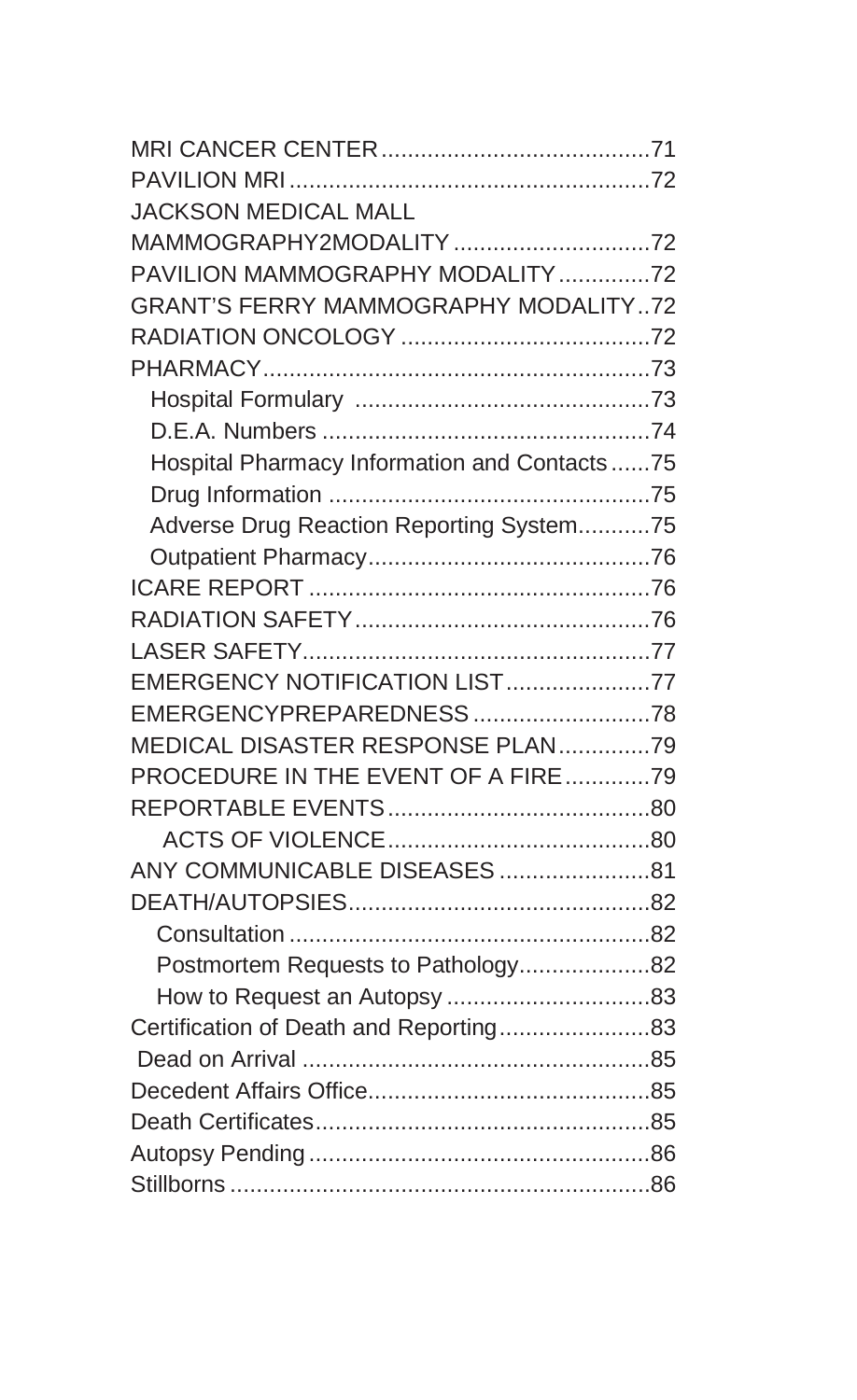MRI CANCER CENTER........................................71
PAVILION MRI.......................................................72
JACKSON MEDICAL MALL
MAMMOGRAPHY2MODALITY ..............................72
PAVILION MAMMOGRAPHY MODALITY..............72
GRANT'S FERRY MAMMOGRAPHY MODALITY..72
RADIATION ONCOLOGY ......................................72
PHARMACY...........................................................73
 Hospital Formulary .............................................73
 D.E.A. Numbers ..................................................74
 Hospital Pharmacy Information and Contacts......75
 Drug Information .................................................75
 Adverse Drug Reaction Reporting System...........75
 Outpatient Pharmacy...........................................76
ICARE REPORT ....................................................76
RADIATION SAFETY.............................................76
LASER SAFETY.....................................................77
EMERGENCY NOTIFICATION LIST......................77
EMERGENCYPREPAREDNESS ...........................78
MEDICAL DISASTER RESPONSE PLAN..............79
PROCEDURE IN THE EVENT OF A FIRE.............79
REPORTABLE EVENTS........................................80
 ACTS OF VIOLENCE........................................80
ANY COMMUNICABLE DISEASES .......................81
DEATH/AUTOPSIES..............................................82
 Consultation .......................................................82
 Postmortem Requests to Pathology....................82
 How to Request an Autopsy ...............................83
Certification of Death and Reporting.......................83
 Dead on Arrival .....................................................85
Decedent Affairs Office...........................................85
Death Certificates...................................................85
Autopsy Pending ....................................................86
Stillborns ................................................................86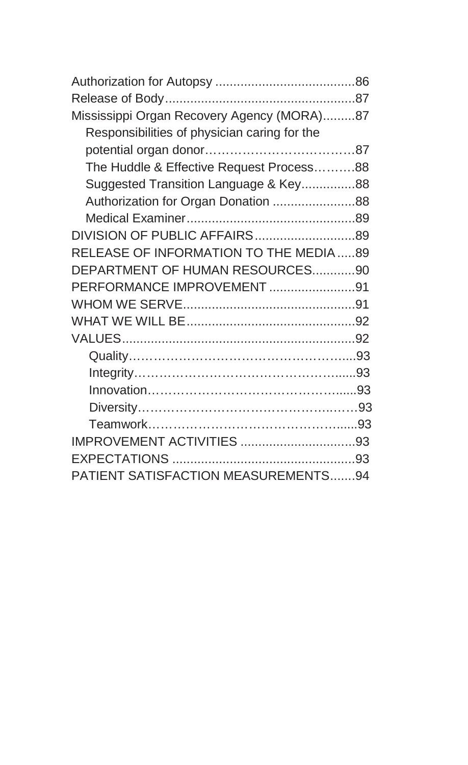Authorization for Autopsy .......................................86
Release of Body.....................................................87
Mississippi Organ Recovery Agency (MORA).........87

- Responsibilities of physician caring for the potential organ donor…………………………….87
- The Huddle & Effective Request Process……….88
- Suggested Transition Language & Key...............88
- Authorization for Organ Donation .......................88
- Medical Examiner...............................................89

DIVISION OF PUBLIC AFFAIRS............................89
RELEASE OF INFORMATION TO THE MEDIA.....89
DEPARTMENT OF HUMAN RESOURCES............90
PERFORMANCE IMPROVEMENT ........................91
WHOM WE SERVE................................................91
WHAT WE WILL BE...............................................92
VALUES.................................................................92

- Quality…………………………………………….....93
- Integrity……………………………………………......93
- Innovation……………………………………….......93
- Diversity…………………………………………..……93
- Teamwork………………………………………….....93

IMPROVEMENT ACTIVITIES ................................93
EXPECTATIONS ...................................................93
PATIENT SATISFACTION MEASUREMENTS.......94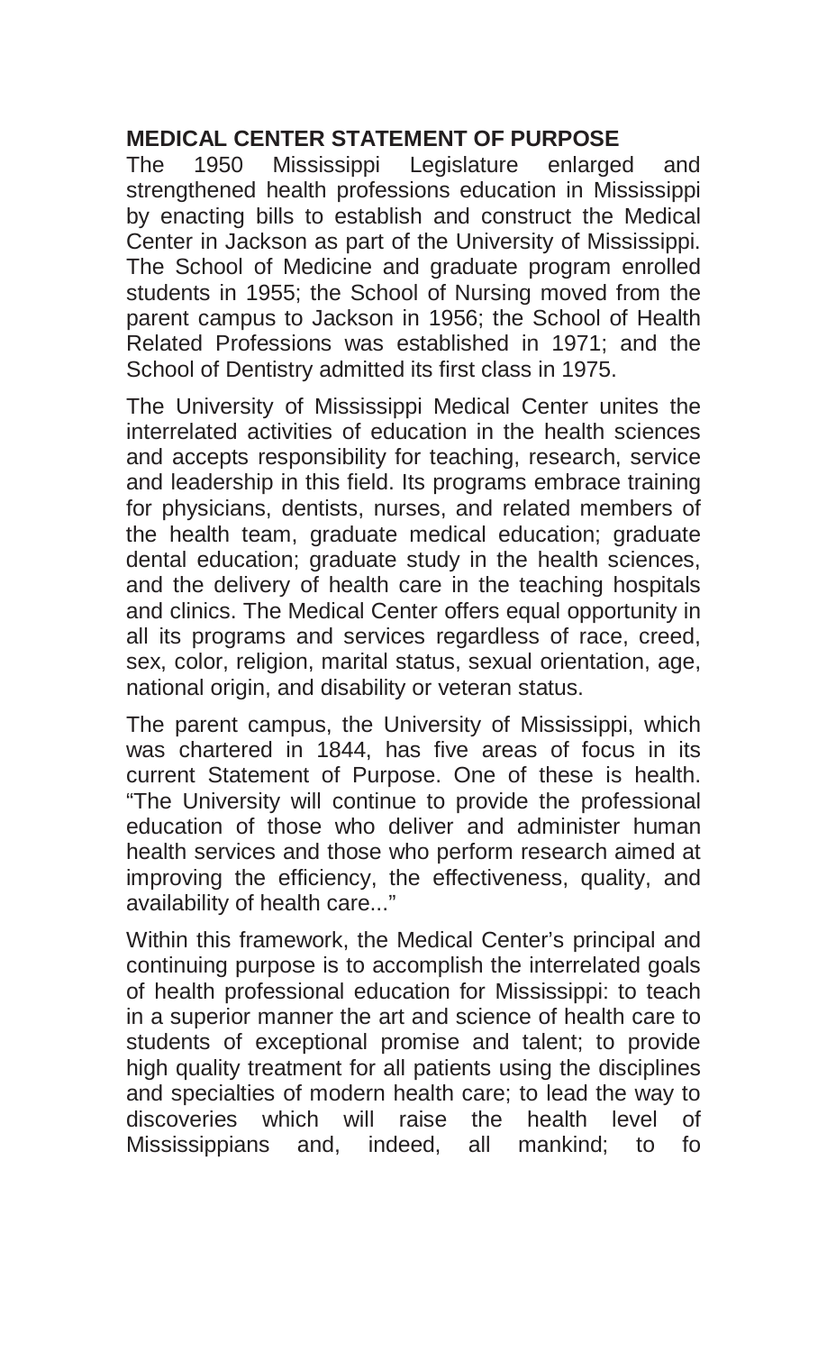## MEDICAL CENTER STATEMENT OF PURPOSE

The 1950 Mississippi Legislature enlarged and strengthened health professions education in Mississippi by enacting bills to establish and construct the Medical Center in Jackson as part of the University of Mississippi. The School of Medicine and graduate program enrolled students in 1955; the School of Nursing moved from the parent campus to Jackson in 1956; the School of Health Related Professions was established in 1971; and the School of Dentistry admitted its first class in 1975.

The University of Mississippi Medical Center unites the interrelated activities of education in the health sciences and accepts responsibility for teaching, research, service and leadership in this field. Its programs embrace training for physicians, dentists, nurses, and related members of the health team, graduate medical education; graduate dental education; graduate study in the health sciences, and the delivery of health care in the teaching hospitals and clinics. The Medical Center offers equal opportunity in all its programs and services regardless of race, creed, sex, color, religion, marital status, sexual orientation, age, national origin, and disability or veteran status.

The parent campus, the University of Mississippi, which was chartered in 1844, has five areas of focus in its current Statement of Purpose. One of these is health. "The University will continue to provide the professional education of those who deliver and administer human health services and those who perform research aimed at improving the efficiency, the effectiveness, quality, and availability of health care..."

Within this framework, the Medical Center's principal and continuing purpose is to accomplish the interrelated goals of health professional education for Mississippi: to teach in a superior manner the art and science of health care to students of exceptional promise and talent; to provide high quality treatment for all patients using the disciplines and specialties of modern health care; to lead the way to discoveries which will raise the health level of Mississippians and, indeed, all mankind; to fo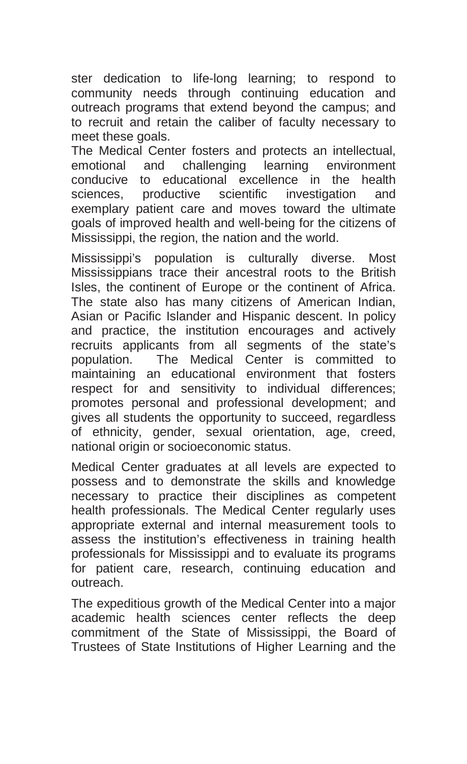ster dedication to life-long learning; to respond to community needs through continuing education and outreach programs that extend beyond the campus; and to recruit and retain the caliber of faculty necessary to meet these goals.

The Medical Center fosters and protects an intellectual, emotional and challenging learning environment conducive to educational excellence in the health sciences, productive scientific investigation and exemplary patient care and moves toward the ultimate goals of improved health and well-being for the citizens of Mississippi, the region, the nation and the world.

Mississippi's population is culturally diverse. Most Mississippians trace their ancestral roots to the British Isles, the continent of Europe or the continent of Africa. The state also has many citizens of American Indian, Asian or Pacific Islander and Hispanic descent. In policy and practice, the institution encourages and actively recruits applicants from all segments of the state's population. The Medical Center is committed to maintaining an educational environment that fosters respect for and sensitivity to individual differences; promotes personal and professional development; and gives all students the opportunity to succeed, regardless of ethnicity, gender, sexual orientation, age, creed, national origin or socioeconomic status.

Medical Center graduates at all levels are expected to possess and to demonstrate the skills and knowledge necessary to practice their disciplines as competent health professionals. The Medical Center regularly uses appropriate external and internal measurement tools to assess the institution's effectiveness in training health professionals for Mississippi and to evaluate its programs for patient care, research, continuing education and outreach.

The expeditious growth of the Medical Center into a major academic health sciences center reflects the deep commitment of the State of Mississippi, the Board of Trustees of State Institutions of Higher Learning and the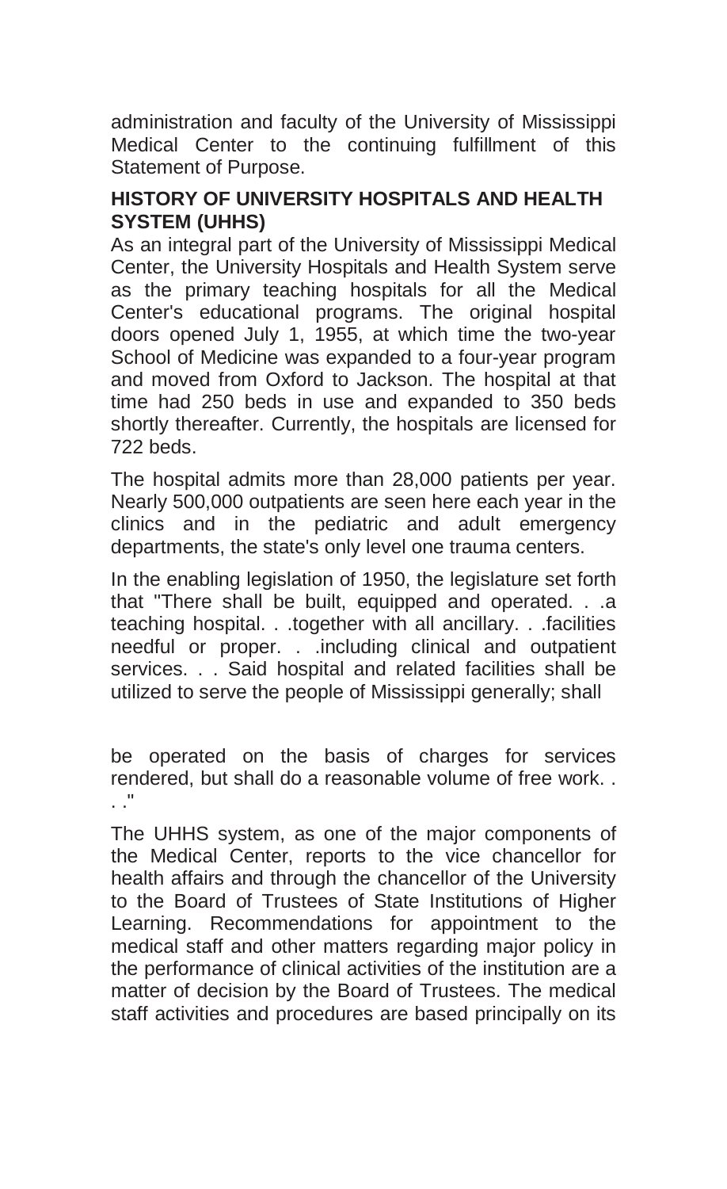administration and faculty of the University of Mississippi Medical Center to the continuing fulfillment of this Statement of Purpose.

## HISTORY OF UNIVERSITY HOSPITALS AND HEALTH SYSTEM (UHHS)

As an integral part of the University of Mississippi Medical Center, the University Hospitals and Health System serve as the primary teaching hospitals for all the Medical Center's educational programs. The original hospital doors opened July 1, 1955, at which time the two-year School of Medicine was expanded to a four-year program and moved from Oxford to Jackson. The hospital at that time had 250 beds in use and expanded to 350 beds shortly thereafter. Currently, the hospitals are licensed for 722 beds.

The hospital admits more than 28,000 patients per year. Nearly 500,000 outpatients are seen here each year in the clinics and in the pediatric and adult emergency departments, the state's only level one trauma centers.

In the enabling legislation of 1950, the legislature set forth that "There shall be built, equipped and operated. . .a teaching hospital. . .together with all ancillary. . .facilities needful or proper. . .including clinical and outpatient services. . . Said hospital and related facilities shall be utilized to serve the people of Mississippi generally; shall be operated on the basis of charges for services rendered, but shall do a reasonable volume of free work. . . ."

The UHHS system, as one of the major components of the Medical Center, reports to the vice chancellor for health affairs and through the chancellor of the University to the Board of Trustees of State Institutions of Higher Learning. Recommendations for appointment to the medical staff and other matters regarding major policy in the performance of clinical activities of the institution are a matter of decision by the Board of Trustees. The medical staff activities and procedures are based principally on its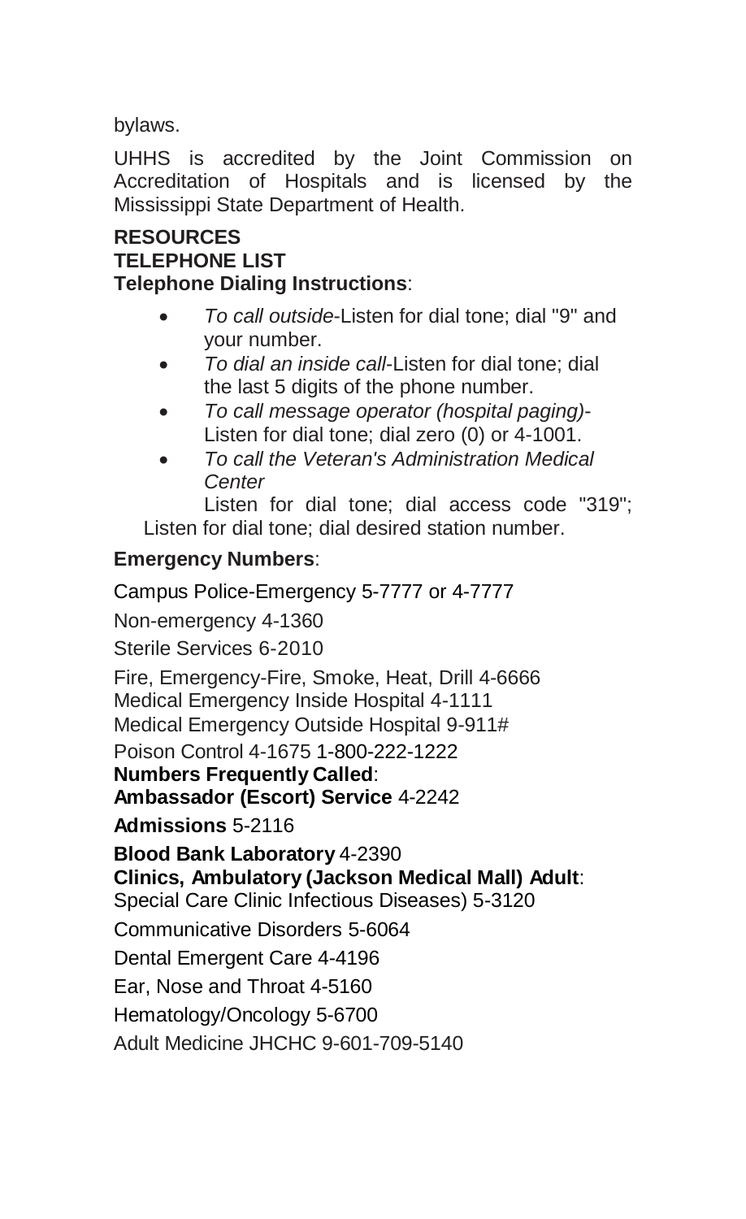bylaws.

UHHS is accredited by the Joint Commission on Accreditation of Hospitals and is licensed by the Mississippi State Department of Health.

## RESOURCES

### TELEPHONE LIST

**Telephone Dialing Instructions**:

- *To call outside*-Listen for dial tone; dial "9" and your number.
- *To dial an inside call*-Listen for dial tone; dial the last 5 digits of the phone number.
- *To call message operator (hospital paging)*-Listen for dial tone; dial zero (0) or 4-1001.
- *To call the Veteran's Administration Medical Center*

  Listen for dial tone; dial access code "319"; Listen for dial tone; dial desired station number.

**Emergency Numbers**:

Campus Police-Emergency 5-7777 or 4-7777

Non-emergency 4-1360

Sterile Services 6-2010

Fire, Emergency-Fire, Smoke, Heat, Drill 4-6666

Medical Emergency Inside Hospital 4-1111

Medical Emergency Outside Hospital 9-911#

Poison Control 4-1675 1-800-222-1222

**Numbers Frequently Called**:

**Ambassador (Escort) Service** 4-2242

**Admissions** 5-2116

**Blood Bank Laboratory** 4-2390

**Clinics, Ambulatory (Jackson Medical Mall) Adult**:

Special Care Clinic Infectious Diseases) 5-3120

Communicative Disorders 5-6064

Dental Emergent Care 4-4196

Ear, Nose and Throat 4-5160

Hematology/Oncology 5-6700

Adult Medicine JHCHC 9-601-709-5140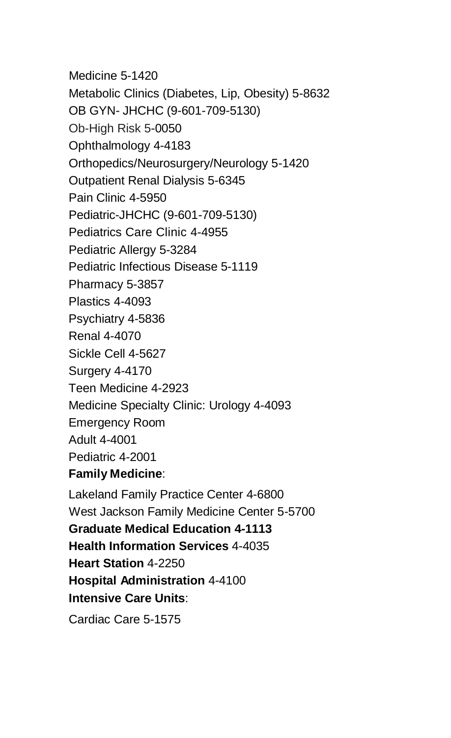Medicine 5-1420

Metabolic Clinics (Diabetes, Lip, Obesity) 5-8632

OB GYN- JHCHC (9-601-709-5130)

Ob-High Risk 5-0050

Ophthalmology 4-4183

Orthopedics/Neurosurgery/Neurology 5-1420

Outpatient Renal Dialysis 5-6345

Pain Clinic 4-5950

Pediatric-JHCHC (9-601-709-5130)

Pediatrics Care Clinic 4-4955

Pediatric Allergy 5-3284

Pediatric Infectious Disease 5-1119

Pharmacy 5-3857

Plastics 4-4093

Psychiatry 4-5836

Renal 4-4070

Sickle Cell 4-5627

Surgery 4-4170

Teen Medicine 4-2923

Medicine Specialty Clinic: Urology 4-4093

Emergency Room

Adult 4-4001

Pediatric 4-2001

**Family Medicine**:

Lakeland Family Practice Center 4-6800

West Jackson Family Medicine Center 5-5700

**Graduate Medical Education 4-1113**

**Health Information Services** 4-4035

**Heart Station** 4-2250

**Hospital Administration** 4-4100

**Intensive Care Units**:

Cardiac Care 5-1575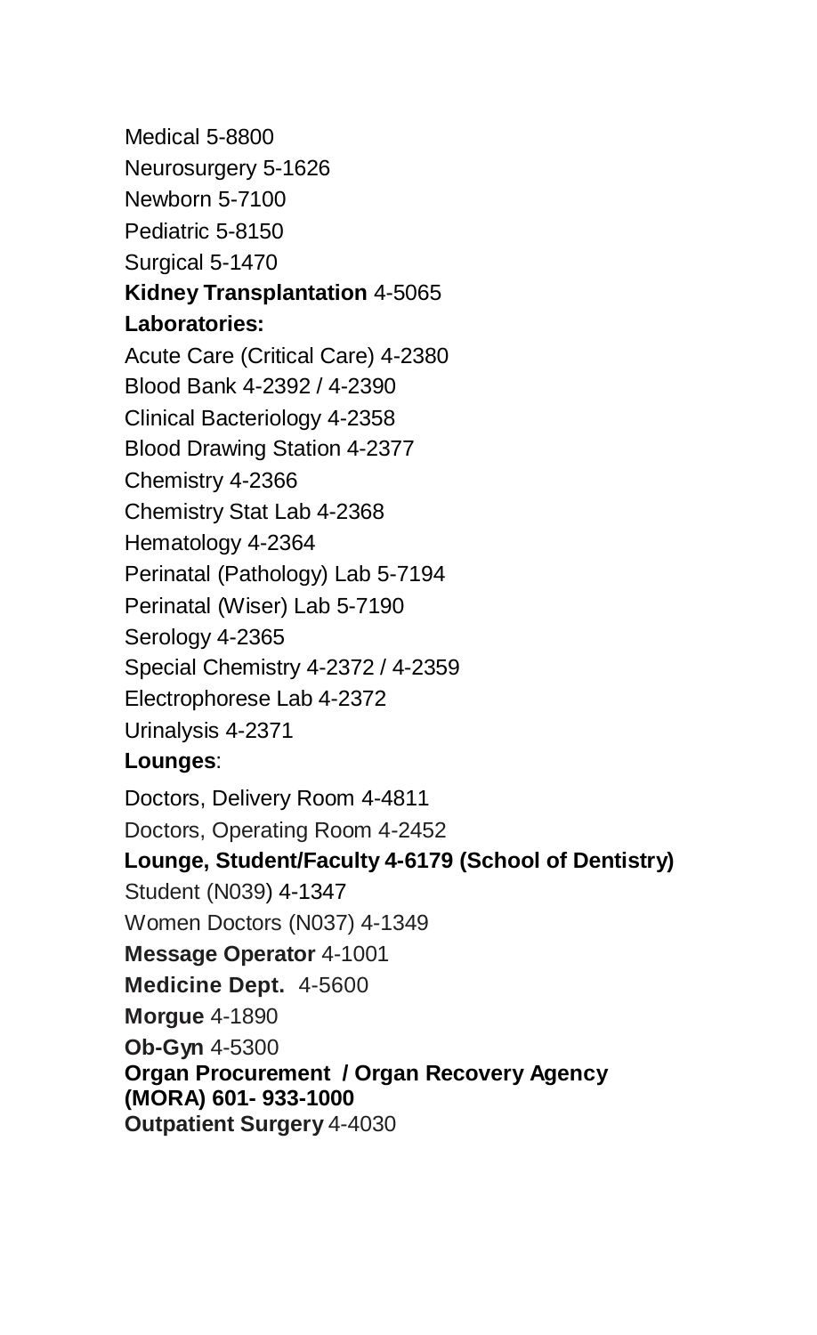Medical 5-8800

Neurosurgery 5-1626

Newborn 5-7100

Pediatric 5-8150

Surgical 5-1470

**Kidney Transplantation** 4-5065

**Laboratories:**

Acute Care (Critical Care) 4-2380

Blood Bank 4-2392 / 4-2390

Clinical Bacteriology 4-2358

Blood Drawing Station 4-2377

Chemistry 4-2366

Chemistry Stat Lab 4-2368

Hematology 4-2364

Perinatal (Pathology) Lab 5-7194

Perinatal (Wiser) Lab 5-7190

Serology 4-2365

Special Chemistry 4-2372 / 4-2359

Electrophorese Lab 4-2372

Urinalysis 4-2371

**Lounges**:

Doctors, Delivery Room 4-4811

Doctors, Operating Room 4-2452

**Lounge, Student/Faculty 4-6179 (School of Dentistry)**

Student (N039) 4-1347

Women Doctors (N037) 4-1349

**Message Operator** 4-1001

**Medicine Dept.** 4-5600

**Morgue** 4-1890

**Ob-Gyn** 4-5300

**Organ Procurement / Organ Recovery Agency (MORA) 601- 933-1000**

**Outpatient Surgery** 4-4030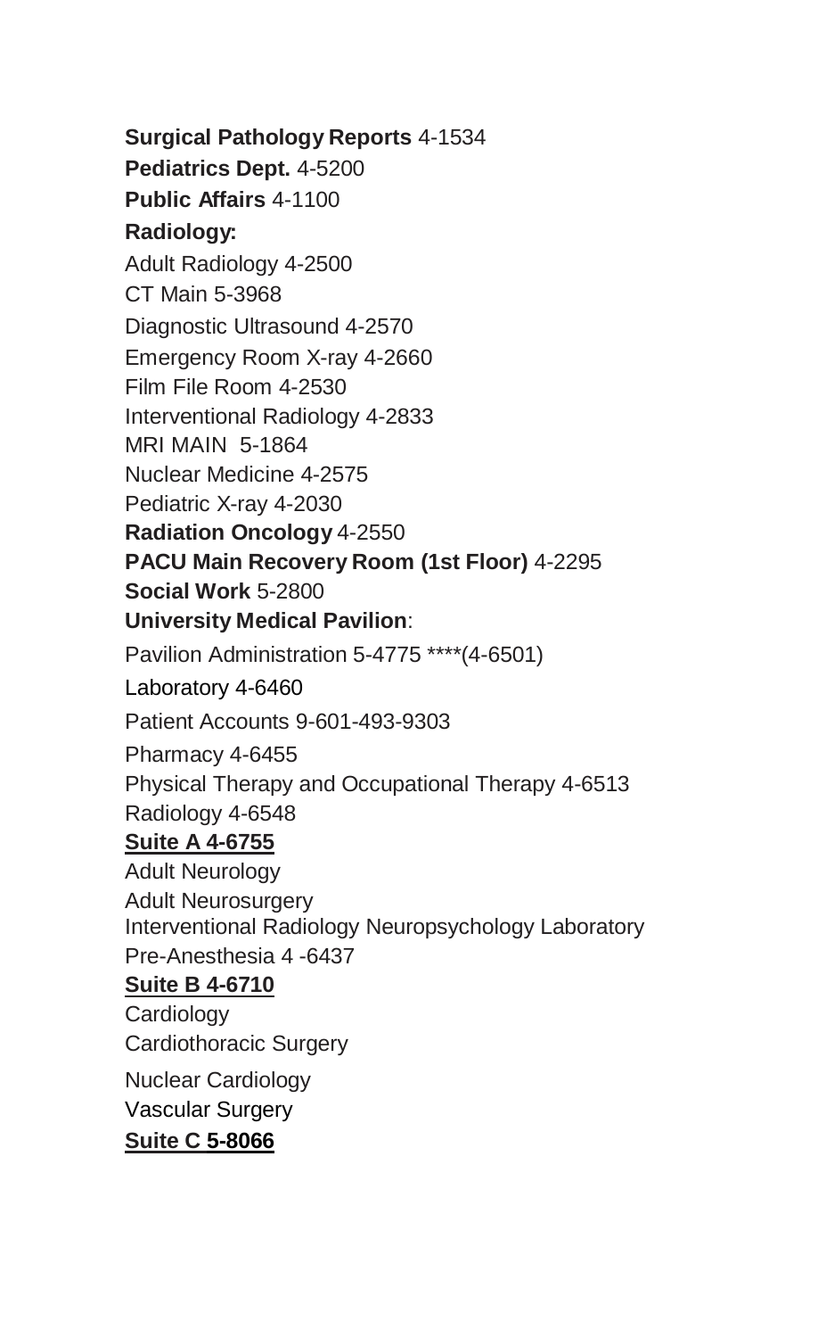**Surgical Pathology Reports** 4-1534

**Pediatrics Dept.** 4-5200

**Public Affairs** 4-1100

**Radiology:**

Adult Radiology 4-2500

CT Main 5-3968

Diagnostic Ultrasound 4-2570

Emergency Room X-ray 4-2660

Film File Room 4-2530

Interventional Radiology 4-2833

MRI MAIN 5-1864

Nuclear Medicine 4-2575

Pediatric X-ray 4-2030

**Radiation Oncology** 4-2550

**PACU Main Recovery Room (1st Floor)** 4-2295

**Social Work** 5-2800

**University Medical Pavilion**:

Pavilion Administration 5-4775 ****(4-6501)

Laboratory 4-6460

Patient Accounts 9-601-493-9303

Pharmacy 4-6455

Physical Therapy and Occupational Therapy 4-6513

Radiology 4-6548

**Suite A 4-6755**

Adult Neurology

Adult Neurosurgery

Interventional Radiology Neuropsychology Laboratory

Pre-Anesthesia 4 -6437

**Suite B 4-6710**

Cardiology

Cardiothoracic Surgery

Nuclear Cardiology

Vascular Surgery

**Suite C 5-8066**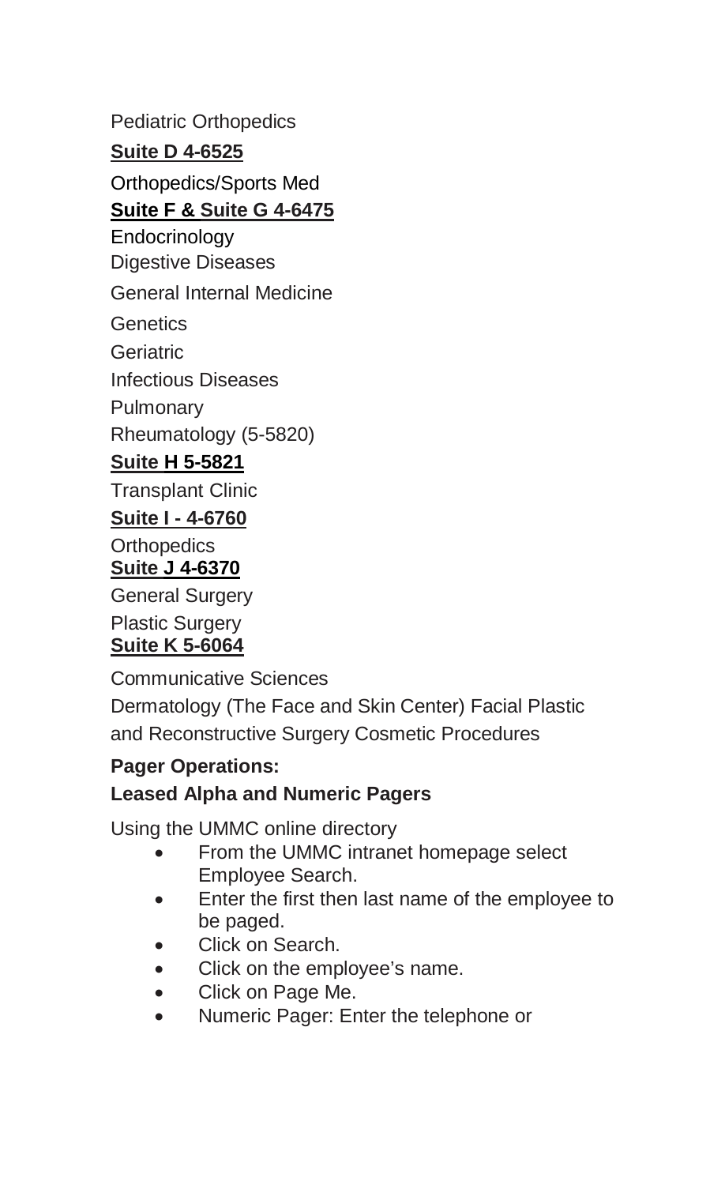Pediatric Orthopedics

**Suite D 4-6525**

Orthopedics/Sports Med

**Suite F & Suite G 4-6475**

Endocrinology

Digestive Diseases

General Internal Medicine

Genetics

Geriatric

Infectious Diseases

Pulmonary

Rheumatology (5-5820)

**Suite H 5-5821**

Transplant Clinic

**Suite I - 4-6760**

Orthopedics

**Suite J 4-6370**

General Surgery

Plastic Surgery

**Suite K 5-6064**

Communicative Sciences

Dermatology (The Face and Skin Center) Facial Plastic and Reconstructive Surgery Cosmetic Procedures

**Pager Operations:**

**Leased Alpha and Numeric Pagers**

Using the UMMC online directory

- From the UMMC intranet homepage select Employee Search.
- Enter the first then last name of the employee to be paged.
- Click on Search.
- Click on the employee's name.
- Click on Page Me.
- Numeric Pager: Enter the telephone or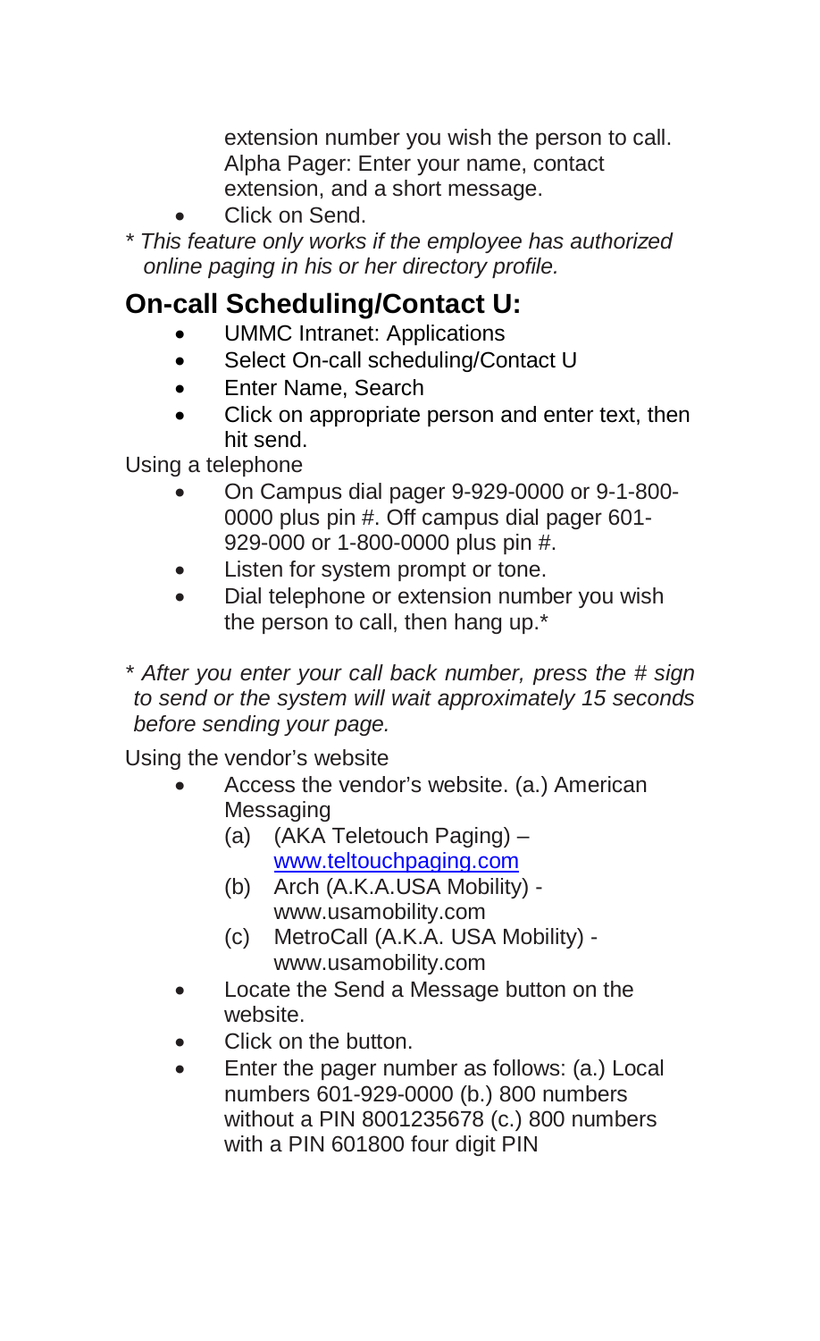extension number you wish the person to call. Alpha Pager: Enter your name, contact extension, and a short message.

- Click on Send.

*\* This feature only works if the employee has authorized online paging in his or her directory profile.*

## On-call Scheduling/Contact U:

- UMMC Intranet: Applications
- Select On-call scheduling/Contact U
- Enter Name, Search
- Click on appropriate person and enter text, then hit send.

Using a telephone

- On Campus dial pager 9-929-0000 or 9-1-800-0000 plus pin #. Off campus dial pager 601-929-000 or 1-800-0000 plus pin #.
- Listen for system prompt or tone.
- Dial telephone or extension number you wish the person to call, then hang up.*

*\* After you enter your call back number, press the # sign to send or the system will wait approximately 15 seconds before sending your page.*

Using the vendor's website

- Access the vendor's website. (a.) American Messaging
  - (a) (AKA Teletouch Paging) – [www.teltouchpaging.com](http://www.teltouchpaging.com)
  - (b) Arch (A.K.A.USA Mobility) - www.usamobility.com
  - (c) MetroCall (A.K.A. USA Mobility) - www.usamobility.com
- Locate the Send a Message button on the website.
- Click on the button.
- Enter the pager number as follows: (a.) Local numbers 601-929-0000 (b.) 800 numbers without a PIN 8001235678 (c.) 800 numbers with a PIN 601800 four digit PIN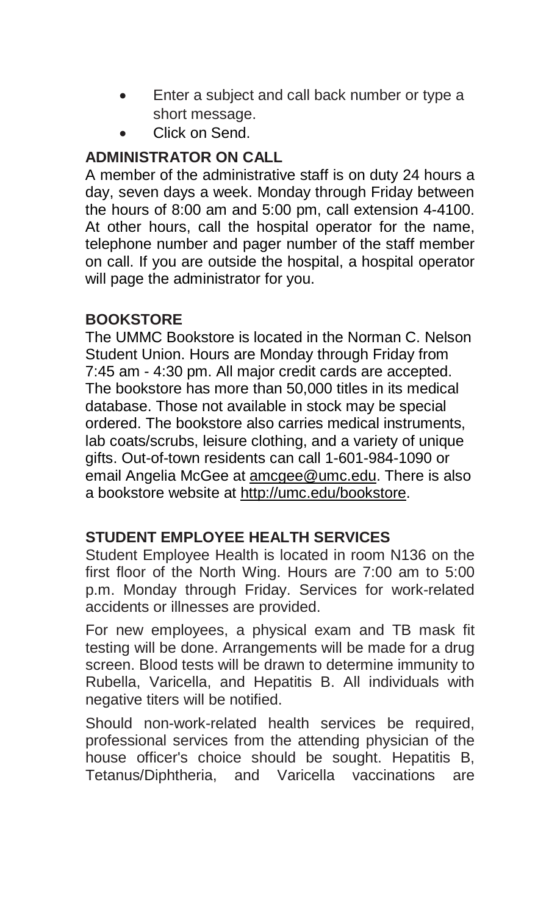- Enter a subject and call back number or type a short message.
- Click on Send.

## ADMINISTRATOR ON CALL

A member of the administrative staff is on duty 24 hours a day, seven days a week. Monday through Friday between the hours of 8:00 am and 5:00 pm, call extension 4-4100. At other hours, call the hospital operator for the name, telephone number and pager number of the staff member on call. If you are outside the hospital, a hospital operator will page the administrator for you.

## BOOKSTORE

The UMMC Bookstore is located in the Norman C. Nelson Student Union. Hours are Monday through Friday from 7:45 am - 4:30 pm. All major credit cards are accepted. The bookstore has more than 50,000 titles in its medical database. Those not available in stock may be special ordered. The bookstore also carries medical instruments, lab coats/scrubs, leisure clothing, and a variety of unique gifts. Out-of-town residents can call 1-601-984-1090 or email Angelia McGee at amcgee@umc.edu. There is also a bookstore website at http://umc.edu/bookstore.

## STUDENT EMPLOYEE HEALTH SERVICES

Student Employee Health is located in room N136 on the first floor of the North Wing. Hours are 7:00 am to 5:00 p.m. Monday through Friday. Services for work-related accidents or illnesses are provided.

For new employees, a physical exam and TB mask fit testing will be done. Arrangements will be made for a drug screen. Blood tests will be drawn to determine immunity to Rubella, Varicella, and Hepatitis B. All individuals with negative titers will be notified.

Should non-work-related health services be required, professional services from the attending physician of the house officer's choice should be sought. Hepatitis B, Tetanus/Diphtheria, and Varicella vaccinations are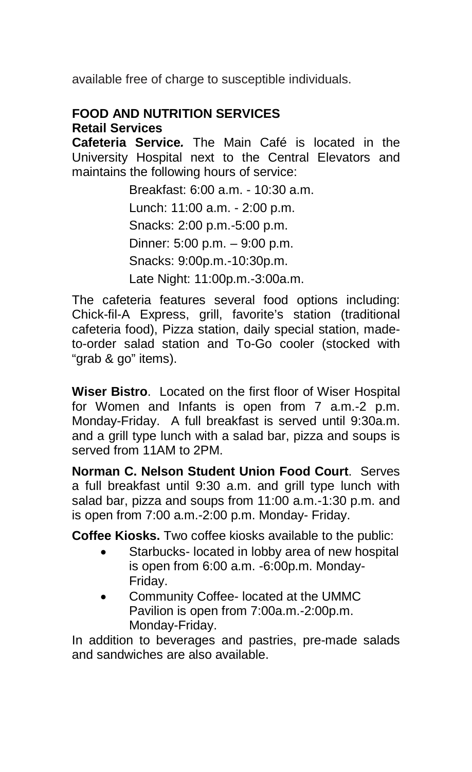available free of charge to susceptible individuals.

## FOOD AND NUTRITION SERVICES

### Retail Services

**Cafeteria Service.** The Main Café is located in the University Hospital next to the Central Elevators and maintains the following hours of service:

Breakfast: 6:00 a.m. - 10:30 a.m.

Lunch: 11:00 a.m. - 2:00 p.m.

Snacks: 2:00 p.m.-5:00 p.m.

Dinner: 5:00 p.m. – 9:00 p.m.

Snacks: 9:00p.m.-10:30p.m.

Late Night: 11:00p.m.-3:00a.m.

The cafeteria features several food options including: Chick-fil-A Express, grill, favorite's station (traditional cafeteria food), Pizza station, daily special station, made-to-order salad station and To-Go cooler (stocked with "grab & go" items).

**Wiser Bistro**. Located on the first floor of Wiser Hospital for Women and Infants is open from 7 a.m.-2 p.m. Monday-Friday. A full breakfast is served until 9:30a.m. and a grill type lunch with a salad bar, pizza and soups is served from 11AM to 2PM.

**Norman C. Nelson Student Union Food Court**. Serves a full breakfast until 9:30 a.m. and grill type lunch with salad bar, pizza and soups from 11:00 a.m.-1:30 p.m. and is open from 7:00 a.m.-2:00 p.m. Monday- Friday.

**Coffee Kiosks.** Two coffee kiosks available to the public:

- Starbucks- located in lobby area of new hospital is open from 6:00 a.m. -6:00p.m. Monday-Friday.
- Community Coffee- located at the UMMC Pavilion is open from 7:00a.m.-2:00p.m. Monday-Friday.

In addition to beverages and pastries, pre-made salads and sandwiches are also available.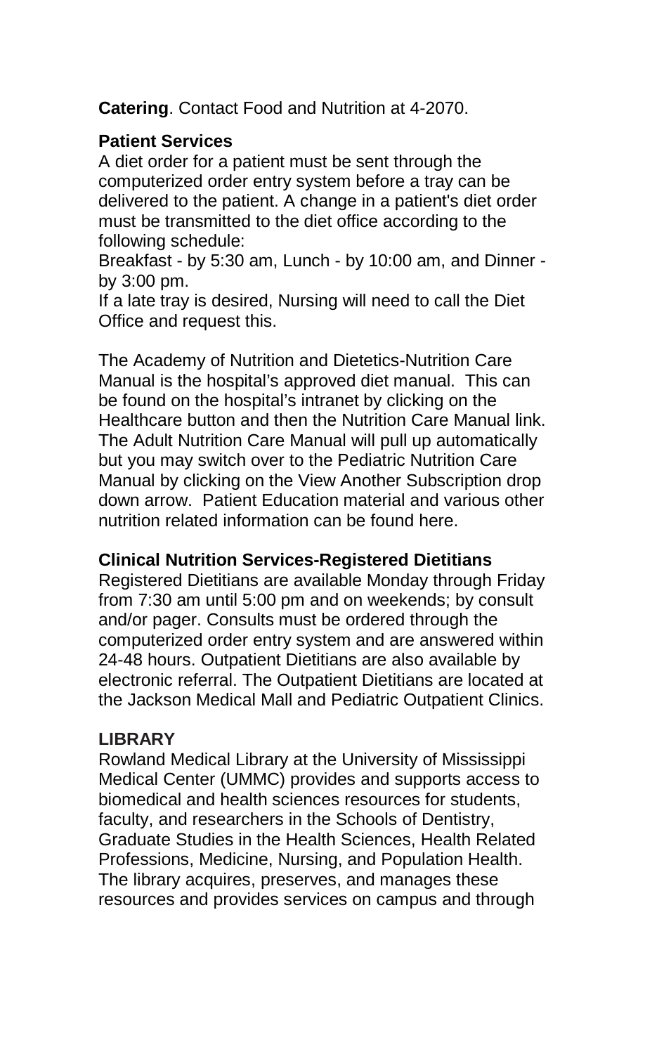**Catering**. Contact Food and Nutrition at 4-2070.

**Patient Services**

A diet order for a patient must be sent through the computerized order entry system before a tray can be delivered to the patient. A change in a patient's diet order must be transmitted to the diet office according to the following schedule:

Breakfast - by 5:30 am, Lunch - by 10:00 am, and Dinner - by 3:00 pm.

If a late tray is desired, Nursing will need to call the Diet Office and request this.

The Academy of Nutrition and Dietetics-Nutrition Care Manual is the hospital's approved diet manual. This can be found on the hospital's intranet by clicking on the Healthcare button and then the Nutrition Care Manual link. The Adult Nutrition Care Manual will pull up automatically but you may switch over to the Pediatric Nutrition Care Manual by clicking on the View Another Subscription drop down arrow. Patient Education material and various other nutrition related information can be found here.

**Clinical Nutrition Services-Registered Dietitians**

Registered Dietitians are available Monday through Friday from 7:30 am until 5:00 pm and on weekends; by consult and/or pager. Consults must be ordered through the computerized order entry system and are answered within 24-48 hours. Outpatient Dietitians are also available by electronic referral. The Outpatient Dietitians are located at the Jackson Medical Mall and Pediatric Outpatient Clinics.

**LIBRARY**

Rowland Medical Library at the University of Mississippi Medical Center (UMMC) provides and supports access to biomedical and health sciences resources for students, faculty, and researchers in the Schools of Dentistry, Graduate Studies in the Health Sciences, Health Related Professions, Medicine, Nursing, and Population Health. The library acquires, preserves, and manages these resources and provides services on campus and through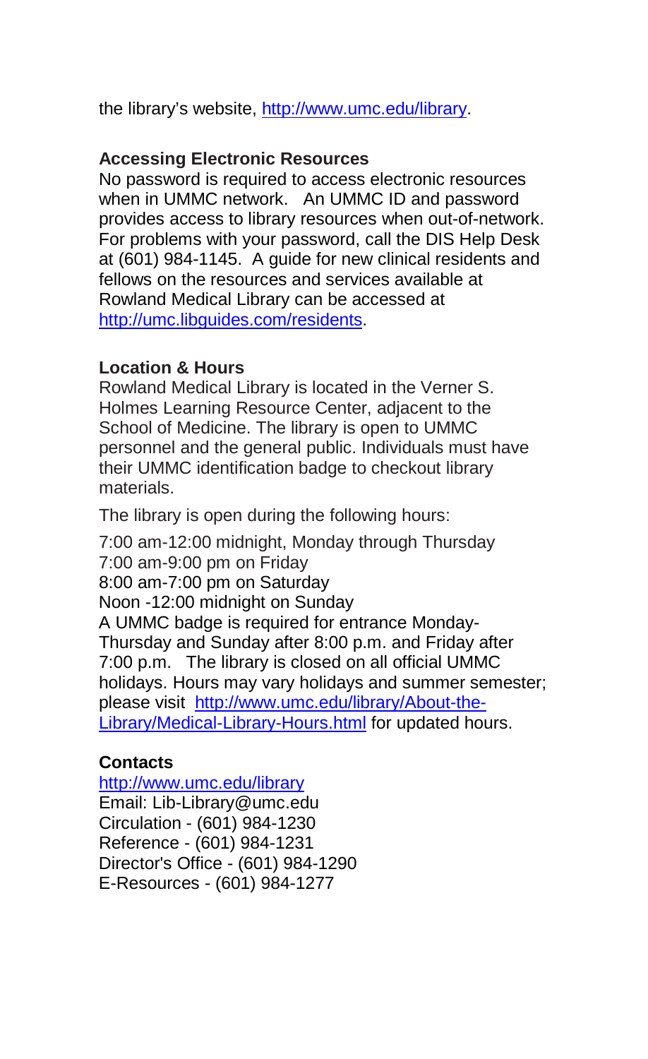the library's website, http://www.umc.edu/library.

**Accessing Electronic Resources**

No password is required to access electronic resources when in UMMC network. An UMMC ID and password provides access to library resources when out-of-network. For problems with your password, call the DIS Help Desk at (601) 984-1145. A guide for new clinical residents and fellows on the resources and services available at Rowland Medical Library can be accessed at http://umc.libguides.com/residents.

**Location & Hours**

Rowland Medical Library is located in the Verner S. Holmes Learning Resource Center, adjacent to the School of Medicine. The library is open to UMMC personnel and the general public. Individuals must have their UMMC identification badge to checkout library materials.

The library is open during the following hours:

7:00 am-12:00 midnight, Monday through Thursday
7:00 am-9:00 pm on Friday
8:00 am-7:00 pm on Saturday
Noon -12:00 midnight on Sunday
A UMMC badge is required for entrance Monday-Thursday and Sunday after 8:00 p.m. and Friday after 7:00 p.m. The library is closed on all official UMMC holidays. Hours may vary holidays and summer semester; please visit http://www.umc.edu/library/About-the-Library/Medical-Library-Hours.html for updated hours.

**Contacts**

http://www.umc.edu/library
Email: Lib-Library@umc.edu
Circulation - (601) 984-1230
Reference - (601) 984-1231
Director's Office - (601) 984-1290
E-Resources - (601) 984-1277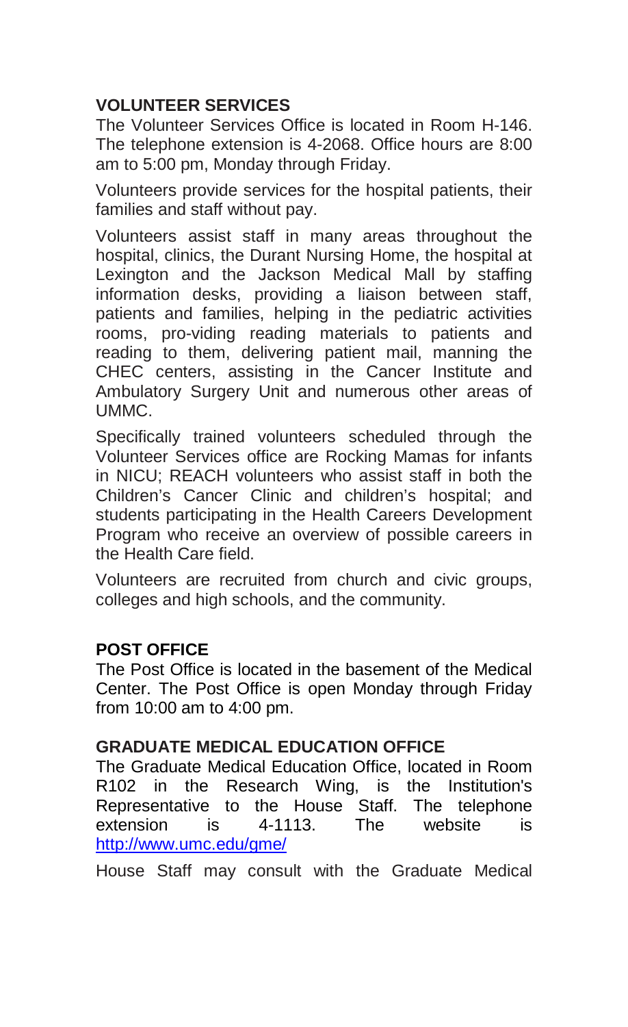## VOLUNTEER SERVICES

The Volunteer Services Office is located in Room H-146. The telephone extension is 4-2068. Office hours are 8:00 am to 5:00 pm, Monday through Friday.

Volunteers provide services for the hospital patients, their families and staff without pay.

Volunteers assist staff in many areas throughout the hospital, clinics, the Durant Nursing Home, the hospital at Lexington and the Jackson Medical Mall by staffing information desks, providing a liaison between staff, patients and families, helping in the pediatric activities rooms, pro-viding reading materials to patients and reading to them, delivering patient mail, manning the CHEC centers, assisting in the Cancer Institute and Ambulatory Surgery Unit and numerous other areas of UMMC.

Specifically trained volunteers scheduled through the Volunteer Services office are Rocking Mamas for infants in NICU; REACH volunteers who assist staff in both the Children's Cancer Clinic and children's hospital; and students participating in the Health Careers Development Program who receive an overview of possible careers in the Health Care field.

Volunteers are recruited from church and civic groups, colleges and high schools, and the community.

## POST OFFICE

The Post Office is located in the basement of the Medical Center. The Post Office is open Monday through Friday from 10:00 am to 4:00 pm.

## GRADUATE MEDICAL EDUCATION OFFICE

The Graduate Medical Education Office, located in Room R102 in the Research Wing, is the Institution's Representative to the House Staff. The telephone extension is 4-1113. The website is http://www.umc.edu/gme/

House Staff may consult with the Graduate Medical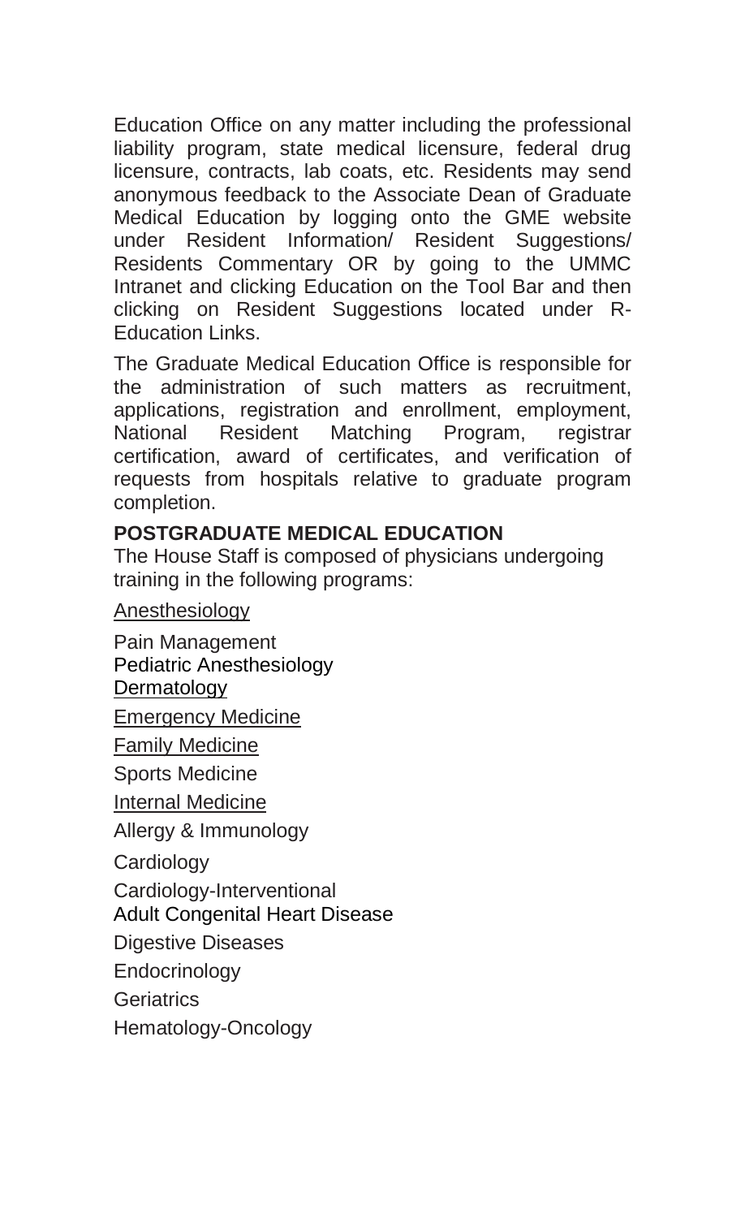Education Office on any matter including the professional liability program, state medical licensure, federal drug licensure, contracts, lab coats, etc. Residents may send anonymous feedback to the Associate Dean of Graduate Medical Education by logging onto the GME website under Resident Information/ Resident Suggestions/ Residents Commentary OR by going to the UMMC Intranet and clicking Education on the Tool Bar and then clicking on Resident Suggestions located under R-Education Links.

The Graduate Medical Education Office is responsible for the administration of such matters as recruitment, applications, registration and enrollment, employment, National Resident Matching Program, registrar certification, award of certificates, and verification of requests from hospitals relative to graduate program completion.

**POSTGRADUATE MEDICAL EDUCATION**

The House Staff is composed of physicians undergoing training in the following programs:

<u>Anesthesiology</u>

Pain Management

Pediatric Anesthesiology

<u>Dermatology</u>

<u>Emergency Medicine</u>

<u>Family Medicine</u>

Sports Medicine

<u>Internal Medicine</u>

Allergy & Immunology

Cardiology

Cardiology-Interventional

Adult Congenital Heart Disease

Digestive Diseases

Endocrinology

Geriatrics

Hematology-Oncology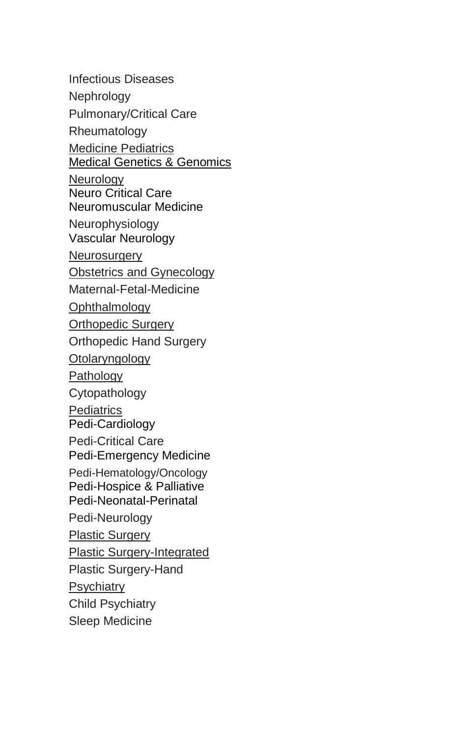Infectious Diseases

Nephrology

Pulmonary/Critical Care

Rheumatology

Medicine Pediatrics

Medical Genetics & Genomics

Neurology

Neuro Critical Care

Neuromuscular Medicine

Neurophysiology

Vascular Neurology

Neurosurgery

Obstetrics and Gynecology

Maternal-Fetal-Medicine

Ophthalmology

Orthopedic Surgery

Orthopedic Hand Surgery

Otolaryngology

Pathology

Cytopathology

Pediatrics

Pedi-Cardiology

Pedi-Critical Care

Pedi-Emergency Medicine

Pedi-Hematology/Oncology

Pedi-Hospice & Palliative

Pedi-Neonatal-Perinatal

Pedi-Neurology

Plastic Surgery

Plastic Surgery-Integrated

Plastic Surgery-Hand

Psychiatry

Child Psychiatry

Sleep Medicine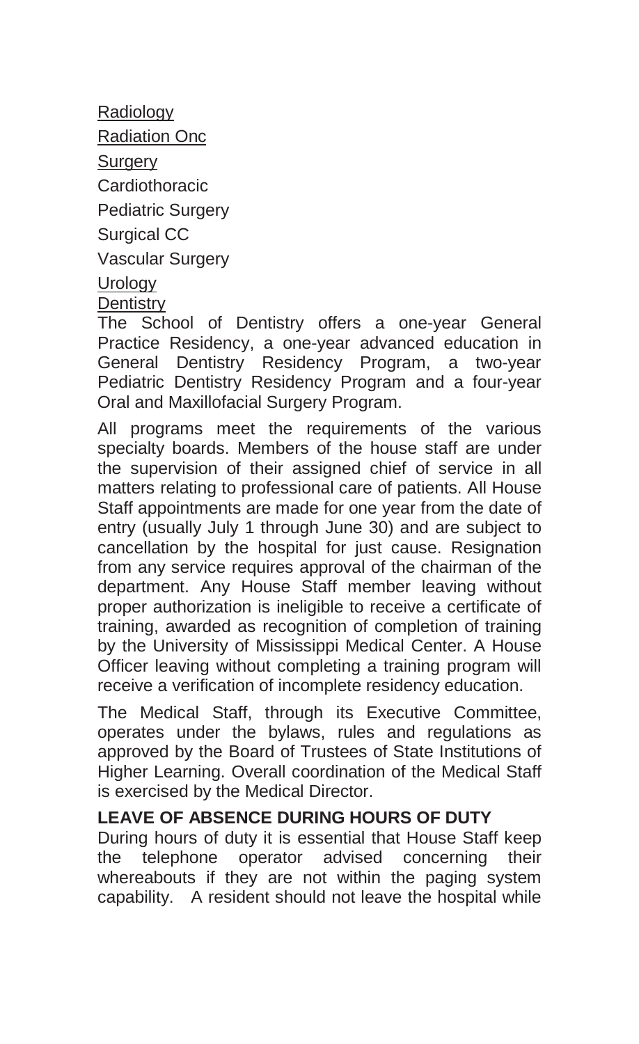<u>Radiology</u>

<u>Radiation Onc</u>

<u>Surgery</u>

Cardiothoracic

Pediatric Surgery

Surgical CC

Vascular Surgery

<u>Urology</u>

<u>Dentistry</u>

The School of Dentistry offers a one-year General Practice Residency, a one-year advanced education in General Dentistry Residency Program, a two-year Pediatric Dentistry Residency Program and a four-year Oral and Maxillofacial Surgery Program.

All programs meet the requirements of the various specialty boards. Members of the house staff are under the supervision of their assigned chief of service in all matters relating to professional care of patients. All House Staff appointments are made for one year from the date of entry (usually July 1 through June 30) and are subject to cancellation by the hospital for just cause. Resignation from any service requires approval of the chairman of the department. Any House Staff member leaving without proper authorization is ineligible to receive a certificate of training, awarded as recognition of completion of training by the University of Mississippi Medical Center. A House Officer leaving without completing a training program will receive a verification of incomplete residency education.

The Medical Staff, through its Executive Committee, operates under the bylaws, rules and regulations as approved by the Board of Trustees of State Institutions of Higher Learning. Overall coordination of the Medical Staff is exercised by the Medical Director.

**LEAVE OF ABSENCE DURING HOURS OF DUTY**

During hours of duty it is essential that House Staff keep the telephone operator advised concerning their whereabouts if they are not within the paging system capability. A resident should not leave the hospital while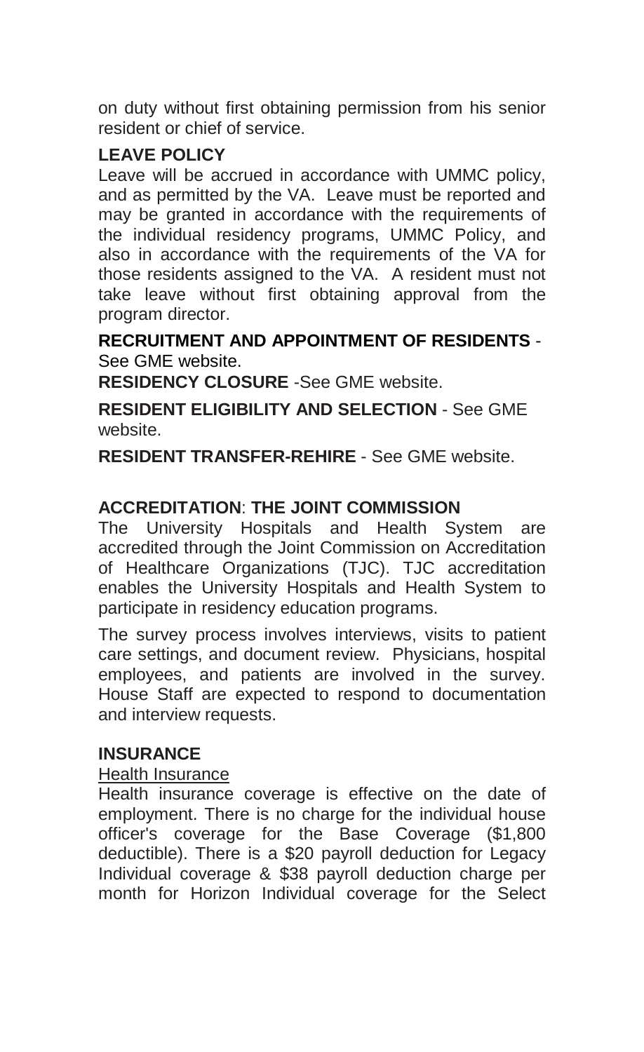on duty without first obtaining permission from his senior resident or chief of service.

## LEAVE POLICY

Leave will be accrued in accordance with UMMC policy, and as permitted by the VA. Leave must be reported and may be granted in accordance with the requirements of the individual residency programs, UMMC Policy, and also in accordance with the requirements of the VA for those residents assigned to the VA. A resident must not take leave without first obtaining approval from the program director.

**RECRUITMENT AND APPOINTMENT OF RESIDENTS** - See GME website.

**RESIDENCY CLOSURE** -See GME website.

**RESIDENT ELIGIBILITY AND SELECTION** - See GME website.

**RESIDENT TRANSFER-REHIRE** - See GME website.

## ACCREDITATION: THE JOINT COMMISSION

The University Hospitals and Health System are accredited through the Joint Commission on Accreditation of Healthcare Organizations (TJC). TJC accreditation enables the University Hospitals and Health System to participate in residency education programs.

The survey process involves interviews, visits to patient care settings, and document review. Physicians, hospital employees, and patients are involved in the survey. House Staff are expected to respond to documentation and interview requests.

## INSURANCE

<u>Health Insurance</u>

Health insurance coverage is effective on the date of employment. There is no charge for the individual house officer's coverage for the Base Coverage ($1,800 deductible). There is a $20 payroll deduction for Legacy Individual coverage & $38 payroll deduction charge per month for Horizon Individual coverage for the Select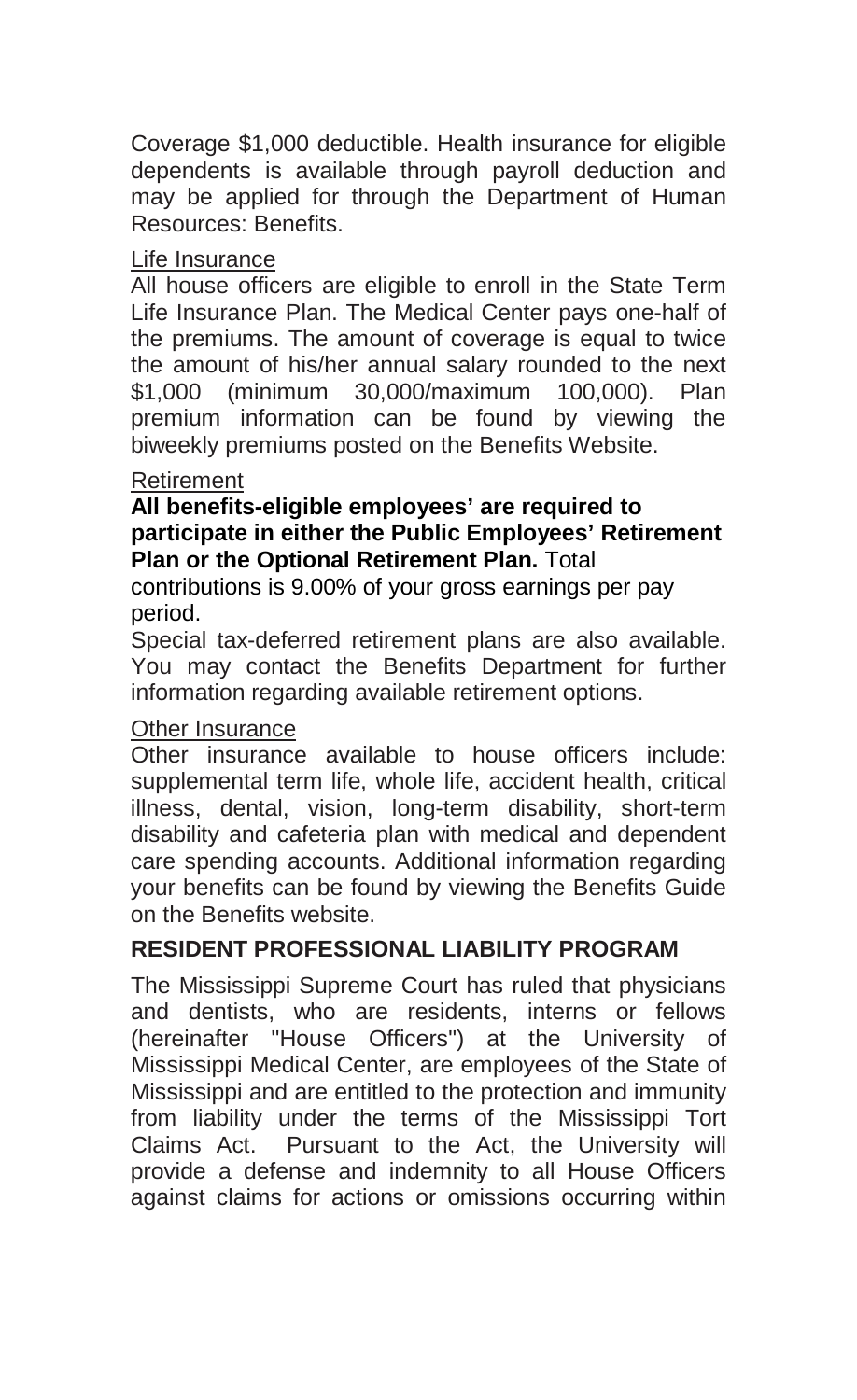Coverage $1,000 deductible. Health insurance for eligible dependents is available through payroll deduction and may be applied for through the Department of Human Resources: Benefits.

Life Insurance

All house officers are eligible to enroll in the State Term Life Insurance Plan. The Medical Center pays one-half of the premiums. The amount of coverage is equal to twice the amount of his/her annual salary rounded to the next $1,000 (minimum 30,000/maximum 100,000). Plan premium information can be found by viewing the biweekly premiums posted on the Benefits Website.

Retirement

**All benefits-eligible employees' are required to participate in either the Public Employees' Retirement Plan or the Optional Retirement Plan.** Total contributions is 9.00% of your gross earnings per pay period.

Special tax-deferred retirement plans are also available. You may contact the Benefits Department for further information regarding available retirement options.

Other Insurance

Other insurance available to house officers include: supplemental term life, whole life, accident health, critical illness, dental, vision, long-term disability, short-term disability and cafeteria plan with medical and dependent care spending accounts. Additional information regarding your benefits can be found by viewing the Benefits Guide on the Benefits website.

## RESIDENT PROFESSIONAL LIABILITY PROGRAM

The Mississippi Supreme Court has ruled that physicians and dentists, who are residents, interns or fellows (hereinafter "House Officers") at the University of Mississippi Medical Center, are employees of the State of Mississippi and are entitled to the protection and immunity from liability under the terms of the Mississippi Tort Claims Act. Pursuant to the Act, the University will provide a defense and indemnity to all House Officers against claims for actions or omissions occurring within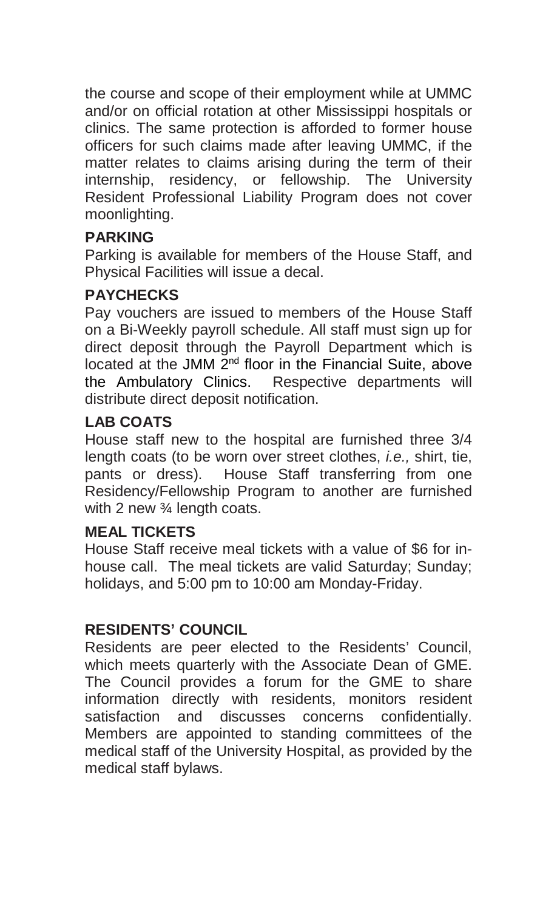the course and scope of their employment while at UMMC and/or on official rotation at other Mississippi hospitals or clinics. The same protection is afforded to former house officers for such claims made after leaving UMMC, if the matter relates to claims arising during the term of their internship, residency, or fellowship. The University Resident Professional Liability Program does not cover moonlighting.

**PARKING**

Parking is available for members of the House Staff, and Physical Facilities will issue a decal.

**PAYCHECKS**

Pay vouchers are issued to members of the House Staff on a Bi-Weekly payroll schedule. All staff must sign up for direct deposit through the Payroll Department which is located at the JMM 2nd floor in the Financial Suite, above the Ambulatory Clinics. Respective departments will distribute direct deposit notification.

**LAB COATS**

House staff new to the hospital are furnished three 3/4 length coats (to be worn over street clothes, *i.e.,* shirt, tie, pants or dress). House Staff transferring from one Residency/Fellowship Program to another are furnished with 2 new ¾ length coats.

**MEAL TICKETS**

House Staff receive meal tickets with a value of $6 for in-house call. The meal tickets are valid Saturday; Sunday; holidays, and 5:00 pm to 10:00 am Monday-Friday.

**RESIDENTS' COUNCIL**

Residents are peer elected to the Residents' Council, which meets quarterly with the Associate Dean of GME. The Council provides a forum for the GME to share information directly with residents, monitors resident satisfaction and discusses concerns confidentially. Members are appointed to standing committees of the medical staff of the University Hospital, as provided by the medical staff bylaws.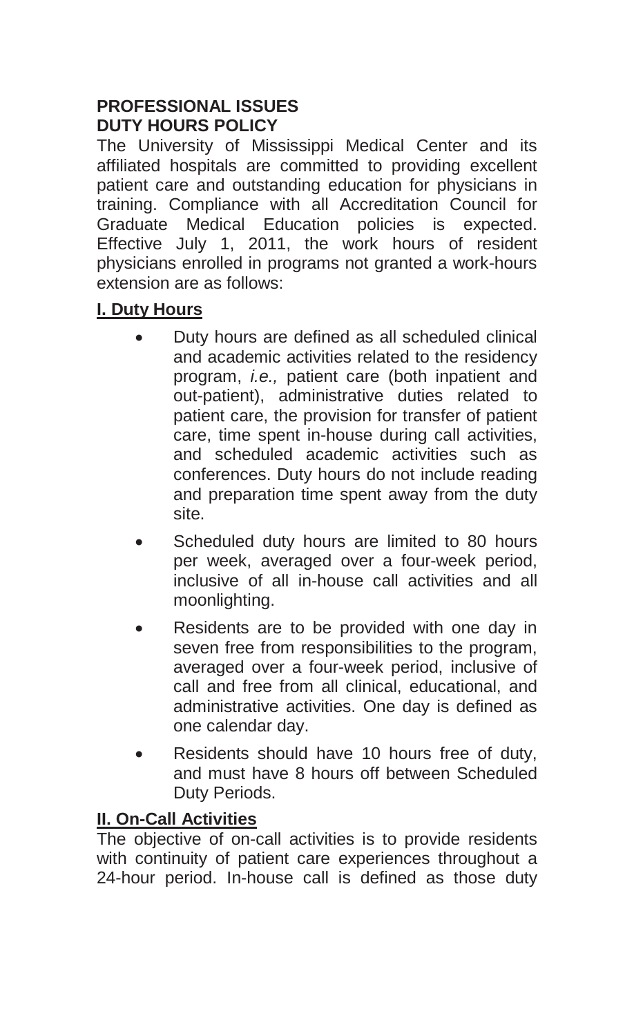**PROFESSIONAL ISSUES**
**DUTY HOURS POLICY**

The University of Mississippi Medical Center and its affiliated hospitals are committed to providing excellent patient care and outstanding education for physicians in training. Compliance with all Accreditation Council for Graduate Medical Education policies is expected. Effective July 1, 2011, the work hours of resident physicians enrolled in programs not granted a work-hours extension are as follows:

## I. Duty Hours

- Duty hours are defined as all scheduled clinical and academic activities related to the residency program, *i.e.,* patient care (both inpatient and out-patient), administrative duties related to patient care, the provision for transfer of patient care, time spent in-house during call activities, and scheduled academic activities such as conferences. Duty hours do not include reading and preparation time spent away from the duty site.
- Scheduled duty hours are limited to 80 hours per week, averaged over a four-week period, inclusive of all in-house call activities and all moonlighting.
- Residents are to be provided with one day in seven free from responsibilities to the program, averaged over a four-week period, inclusive of call and free from all clinical, educational, and administrative activities. One day is defined as one calendar day.
- Residents should have 10 hours free of duty, and must have 8 hours off between Scheduled Duty Periods.

## II. On-Call Activities

The objective of on-call activities is to provide residents with continuity of patient care experiences throughout a 24-hour period. In-house call is defined as those duty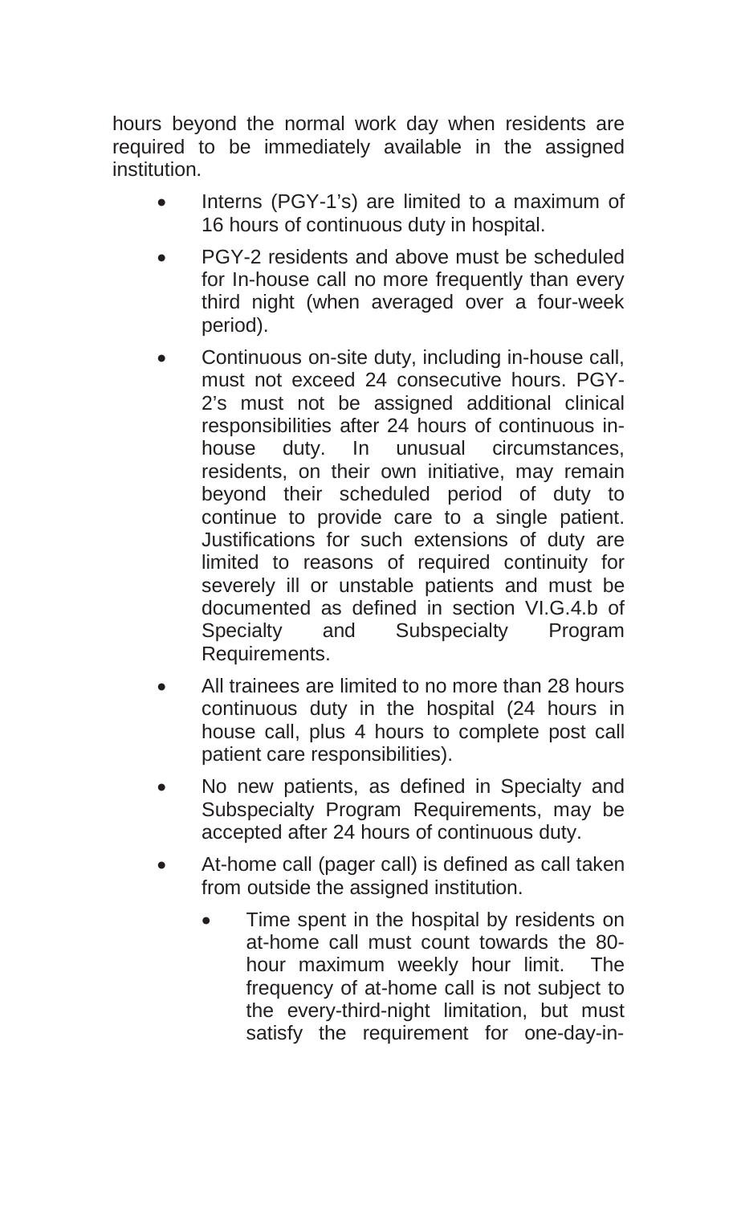hours beyond the normal work day when residents are required to be immediately available in the assigned institution.

- Interns (PGY-1's) are limited to a maximum of 16 hours of continuous duty in hospital.
- PGY-2 residents and above must be scheduled for In-house call no more frequently than every third night (when averaged over a four-week period).
- Continuous on-site duty, including in-house call, must not exceed 24 consecutive hours. PGY-2's must not be assigned additional clinical responsibilities after 24 hours of continuous in-house duty. In unusual circumstances, residents, on their own initiative, may remain beyond their scheduled period of duty to continue to provide care to a single patient. Justifications for such extensions of duty are limited to reasons of required continuity for severely ill or unstable patients and must be documented as defined in section VI.G.4.b of Specialty and Subspecialty Program Requirements.
- All trainees are limited to no more than 28 hours continuous duty in the hospital (24 hours in house call, plus 4 hours to complete post call patient care responsibilities).
- No new patients, as defined in Specialty and Subspecialty Program Requirements, may be accepted after 24 hours of continuous duty.
- At-home call (pager call) is defined as call taken from outside the assigned institution.
  - Time spent in the hospital by residents on at-home call must count towards the 80-hour maximum weekly hour limit. The frequency of at-home call is not subject to the every-third-night limitation, but must satisfy the requirement for one-day-in-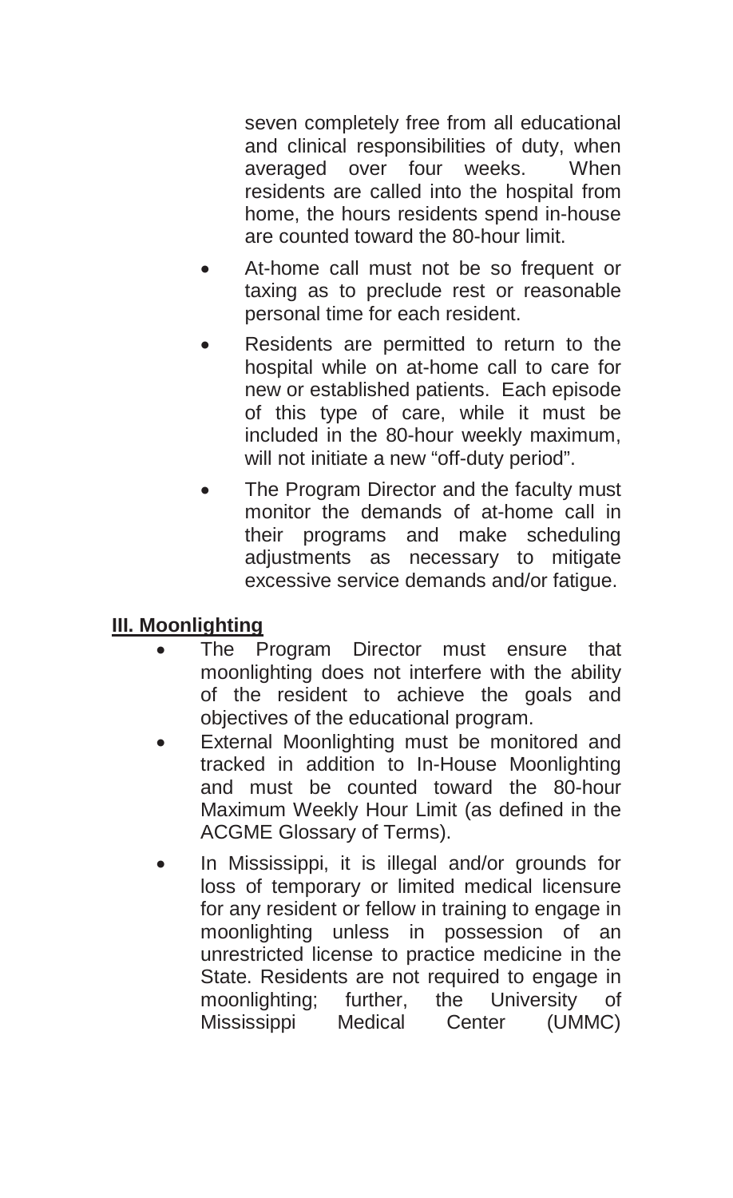seven completely free from all educational and clinical responsibilities of duty, when averaged over four weeks. When residents are called into the hospital from home, the hours residents spend in-house are counted toward the 80-hour limit.

- At-home call must not be so frequent or taxing as to preclude rest or reasonable personal time for each resident.
- Residents are permitted to return to the hospital while on at-home call to care for new or established patients. Each episode of this type of care, while it must be included in the 80-hour weekly maximum, will not initiate a new "off-duty period".
- The Program Director and the faculty must monitor the demands of at-home call in their programs and make scheduling adjustments as necessary to mitigate excessive service demands and/or fatigue.

## III. Moonlighting

- The Program Director must ensure that moonlighting does not interfere with the ability of the resident to achieve the goals and objectives of the educational program.
- External Moonlighting must be monitored and tracked in addition to In-House Moonlighting and must be counted toward the 80-hour Maximum Weekly Hour Limit (as defined in the ACGME Glossary of Terms).
- In Mississippi, it is illegal and/or grounds for loss of temporary or limited medical licensure for any resident or fellow in training to engage in moonlighting unless in possession of an unrestricted license to practice medicine in the State. Residents are not required to engage in moonlighting; further, the University of Mississippi Medical Center (UMMC)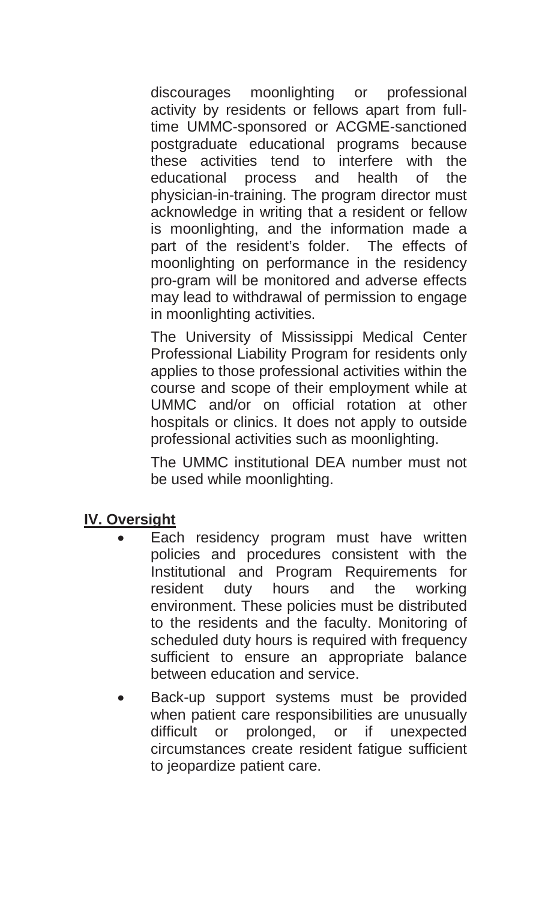discourages moonlighting or professional activity by residents or fellows apart from full-time UMMC-sponsored or ACGME-sanctioned postgraduate educational programs because these activities tend to interfere with the educational process and health of the physician-in-training. The program director must acknowledge in writing that a resident or fellow is moonlighting, and the information made a part of the resident's folder. The effects of moonlighting on performance in the residency pro-gram will be monitored and adverse effects may lead to withdrawal of permission to engage in moonlighting activities.

The University of Mississippi Medical Center Professional Liability Program for residents only applies to those professional activities within the course and scope of their employment while at UMMC and/or on official rotation at other hospitals or clinics. It does not apply to outside professional activities such as moonlighting.

The UMMC institutional DEA number must not be used while moonlighting.

## IV. Oversight

- Each residency program must have written policies and procedures consistent with the Institutional and Program Requirements for resident duty hours and the working environment. These policies must be distributed to the residents and the faculty. Monitoring of scheduled duty hours is required with frequency sufficient to ensure an appropriate balance between education and service.
- Back-up support systems must be provided when patient care responsibilities are unusually difficult or prolonged, or if unexpected circumstances create resident fatigue sufficient to jeopardize patient care.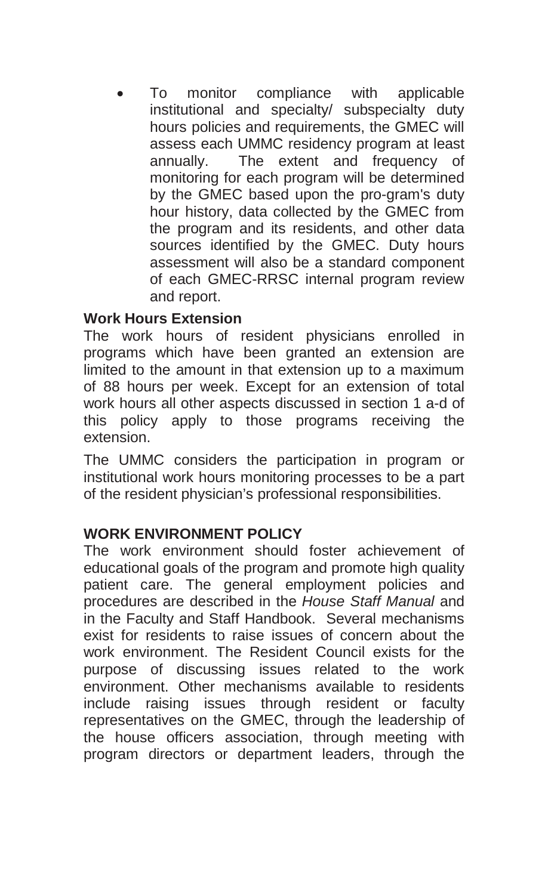- To monitor compliance with applicable institutional and specialty/ subspecialty duty hours policies and requirements, the GMEC will assess each UMMC residency program at least annually. The extent and frequency of monitoring for each program will be determined by the GMEC based upon the pro-gram's duty hour history, data collected by the GMEC from the program and its residents, and other data sources identified by the GMEC. Duty hours assessment will also be a standard component of each GMEC-RRSC internal program review and report.

**Work Hours Extension**

The work hours of resident physicians enrolled in programs which have been granted an extension are limited to the amount in that extension up to a maximum of 88 hours per week. Except for an extension of total work hours all other aspects discussed in section 1 a-d of this policy apply to those programs receiving the extension.

The UMMC considers the participation in program or institutional work hours monitoring processes to be a part of the resident physician's professional responsibilities.

**WORK ENVIRONMENT POLICY**

The work environment should foster achievement of educational goals of the program and promote high quality patient care. The general employment policies and procedures are described in the *House Staff Manual* and in the Faculty and Staff Handbook. Several mechanisms exist for residents to raise issues of concern about the work environment. The Resident Council exists for the purpose of discussing issues related to the work environment. Other mechanisms available to residents include raising issues through resident or faculty representatives on the GMEC, through the leadership of the house officers association, through meeting with program directors or department leaders, through the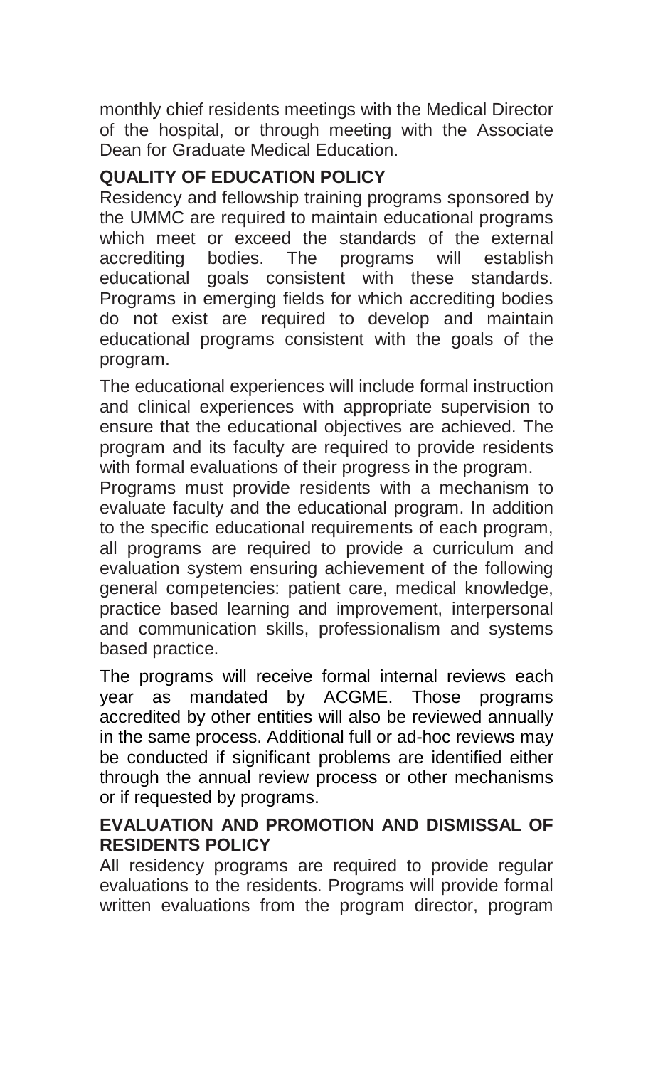monthly chief residents meetings with the Medical Director of the hospital, or through meeting with the Associate Dean for Graduate Medical Education.

## QUALITY OF EDUCATION POLICY

Residency and fellowship training programs sponsored by the UMMC are required to maintain educational programs which meet or exceed the standards of the external accrediting bodies. The programs will establish educational goals consistent with these standards. Programs in emerging fields for which accrediting bodies do not exist are required to develop and maintain educational programs consistent with the goals of the program.

The educational experiences will include formal instruction and clinical experiences with appropriate supervision to ensure that the educational objectives are achieved. The program and its faculty are required to provide residents with formal evaluations of their progress in the program.

Programs must provide residents with a mechanism to evaluate faculty and the educational program. In addition to the specific educational requirements of each program, all programs are required to provide a curriculum and evaluation system ensuring achievement of the following general competencies: patient care, medical knowledge, practice based learning and improvement, interpersonal and communication skills, professionalism and systems based practice.

The programs will receive formal internal reviews each year as mandated by ACGME. Those programs accredited by other entities will also be reviewed annually in the same process. Additional full or ad-hoc reviews may be conducted if significant problems are identified either through the annual review process or other mechanisms or if requested by programs.

## EVALUATION AND PROMOTION AND DISMISSAL OF RESIDENTS POLICY

All residency programs are required to provide regular evaluations to the residents. Programs will provide formal written evaluations from the program director, program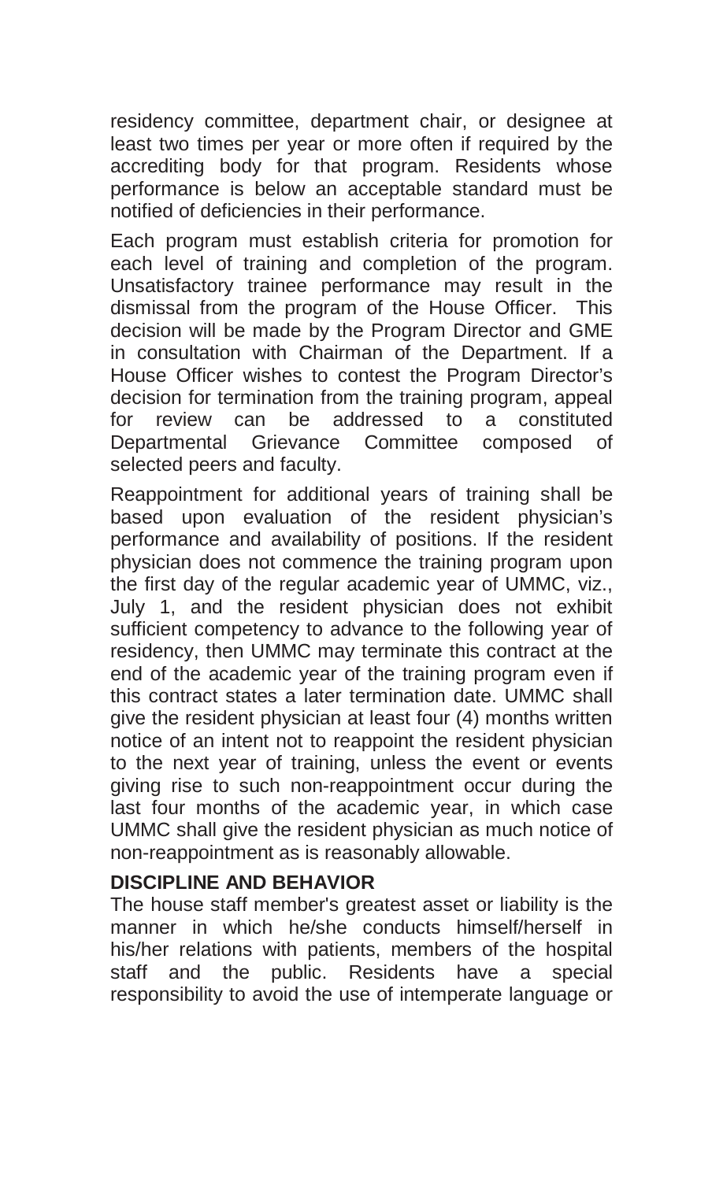residency committee, department chair, or designee at least two times per year or more often if required by the accrediting body for that program. Residents whose performance is below an acceptable standard must be notified of deficiencies in their performance.

Each program must establish criteria for promotion for each level of training and completion of the program. Unsatisfactory trainee performance may result in the dismissal from the program of the House Officer. This decision will be made by the Program Director and GME in consultation with Chairman of the Department. If a House Officer wishes to contest the Program Director's decision for termination from the training program, appeal for review can be addressed to a constituted Departmental Grievance Committee composed of selected peers and faculty.

Reappointment for additional years of training shall be based upon evaluation of the resident physician's performance and availability of positions. If the resident physician does not commence the training program upon the first day of the regular academic year of UMMC, viz., July 1, and the resident physician does not exhibit sufficient competency to advance to the following year of residency, then UMMC may terminate this contract at the end of the academic year of the training program even if this contract states a later termination date. UMMC shall give the resident physician at least four (4) months written notice of an intent not to reappoint the resident physician to the next year of training, unless the event or events giving rise to such non-reappointment occur during the last four months of the academic year, in which case UMMC shall give the resident physician as much notice of non-reappointment as is reasonably allowable.

**DISCIPLINE AND BEHAVIOR**

The house staff member's greatest asset or liability is the manner in which he/she conducts himself/herself in his/her relations with patients, members of the hospital staff and the public. Residents have a special responsibility to avoid the use of intemperate language or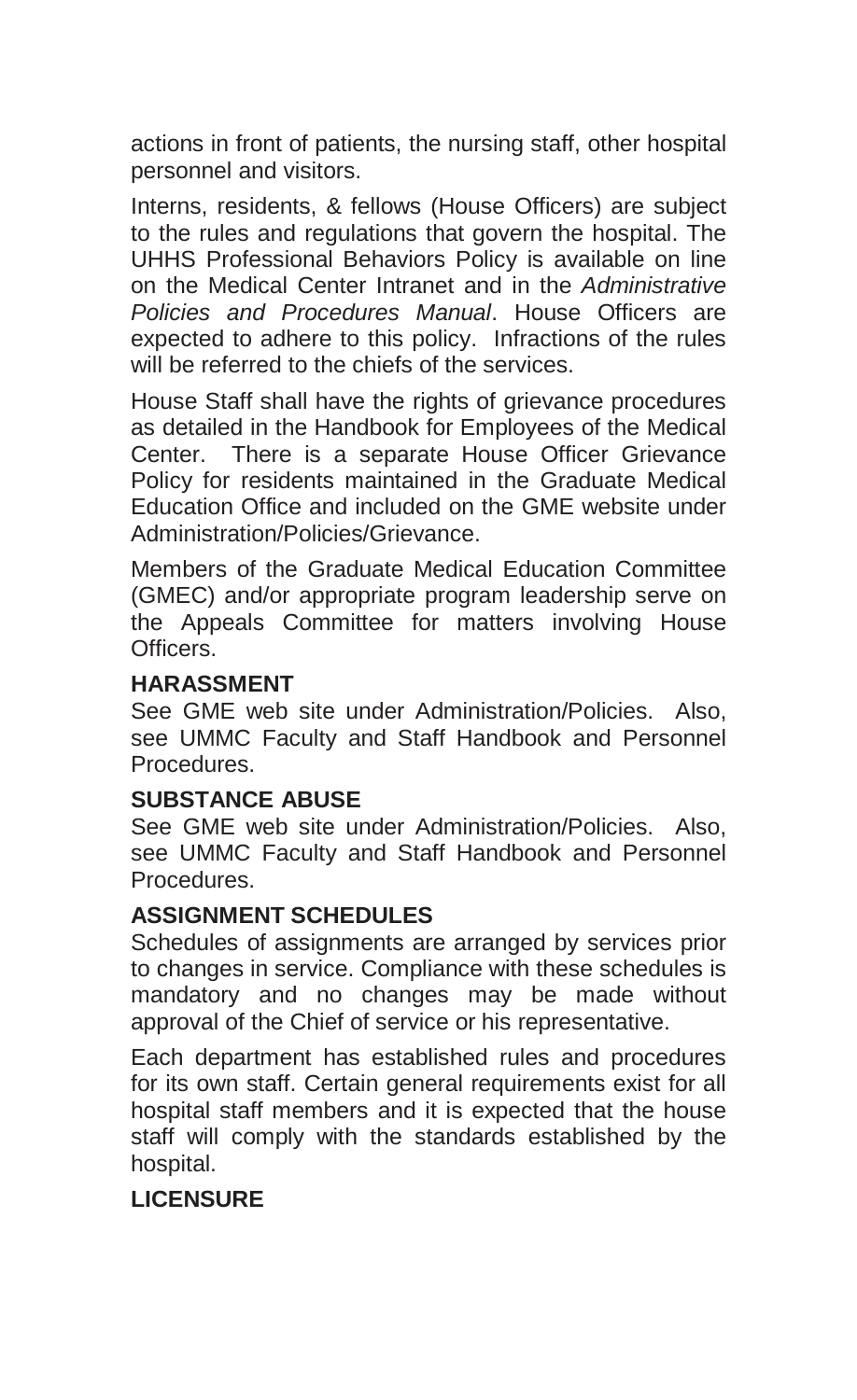actions in front of patients, the nursing staff, other hospital personnel and visitors.

Interns, residents, & fellows (House Officers) are subject to the rules and regulations that govern the hospital. The UHHS Professional Behaviors Policy is available on line on the Medical Center Intranet and in the *Administrative Policies and Procedures Manual*. House Officers are expected to adhere to this policy. Infractions of the rules will be referred to the chiefs of the services.

House Staff shall have the rights of grievance procedures as detailed in the Handbook for Employees of the Medical Center. There is a separate House Officer Grievance Policy for residents maintained in the Graduate Medical Education Office and included on the GME website under Administration/Policies/Grievance.

Members of the Graduate Medical Education Committee (GMEC) and/or appropriate program leadership serve on the Appeals Committee for matters involving House Officers.

**HARASSMENT**

See GME web site under Administration/Policies. Also, see UMMC Faculty and Staff Handbook and Personnel Procedures.

**SUBSTANCE ABUSE**

See GME web site under Administration/Policies. Also, see UMMC Faculty and Staff Handbook and Personnel Procedures.

**ASSIGNMENT SCHEDULES**

Schedules of assignments are arranged by services prior to changes in service. Compliance with these schedules is mandatory and no changes may be made without approval of the Chief of service or his representative.

Each department has established rules and procedures for its own staff. Certain general requirements exist for all hospital staff members and it is expected that the house staff will comply with the standards established by the hospital.

**LICENSURE**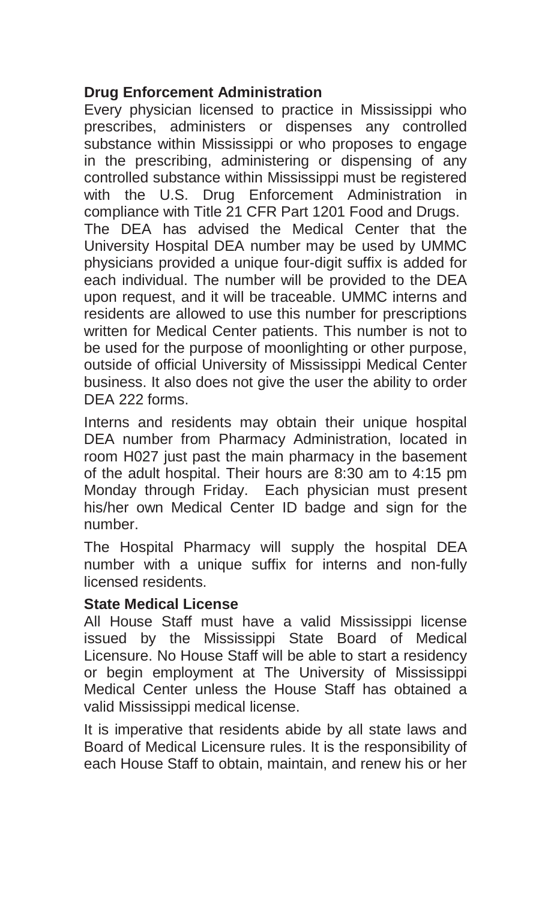## Drug Enforcement Administration

Every physician licensed to practice in Mississippi who prescribes, administers or dispenses any controlled substance within Mississippi or who proposes to engage in the prescribing, administering or dispensing of any controlled substance within Mississippi must be registered with the U.S. Drug Enforcement Administration in compliance with Title 21 CFR Part 1201 Food and Drugs.

The DEA has advised the Medical Center that the University Hospital DEA number may be used by UMMC physicians provided a unique four-digit suffix is added for each individual. The number will be provided to the DEA upon request, and it will be traceable. UMMC interns and residents are allowed to use this number for prescriptions written for Medical Center patients. This number is not to be used for the purpose of moonlighting or other purpose, outside of official University of Mississippi Medical Center business. It also does not give the user the ability to order DEA 222 forms.

Interns and residents may obtain their unique hospital DEA number from Pharmacy Administration, located in room H027 just past the main pharmacy in the basement of the adult hospital. Their hours are 8:30 am to 4:15 pm Monday through Friday. Each physician must present his/her own Medical Center ID badge and sign for the number.

The Hospital Pharmacy will supply the hospital DEA number with a unique suffix for interns and non-fully licensed residents.

## State Medical License

All House Staff must have a valid Mississippi license issued by the Mississippi State Board of Medical Licensure. No House Staff will be able to start a residency or begin employment at The University of Mississippi Medical Center unless the House Staff has obtained a valid Mississippi medical license.

It is imperative that residents abide by all state laws and Board of Medical Licensure rules. It is the responsibility of each House Staff to obtain, maintain, and renew his or her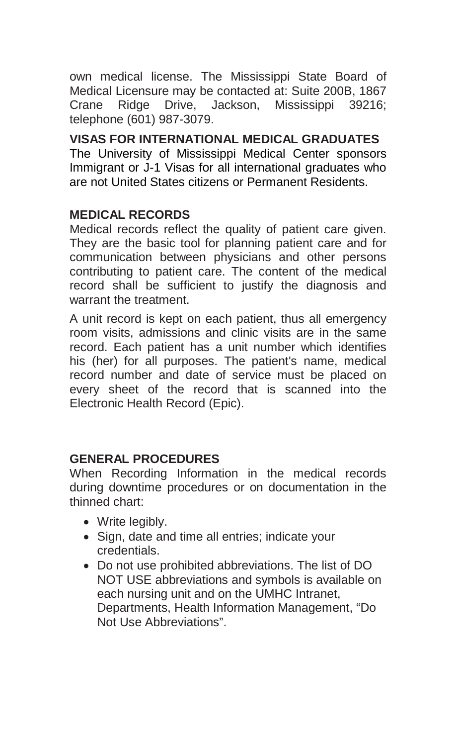own medical license. The Mississippi State Board of Medical Licensure may be contacted at: Suite 200B, 1867 Crane Ridge Drive, Jackson, Mississippi 39216; telephone (601) 987-3079.

## VISAS FOR INTERNATIONAL MEDICAL GRADUATES

The University of Mississippi Medical Center sponsors Immigrant or J-1 Visas for all international graduates who are not United States citizens or Permanent Residents.

## MEDICAL RECORDS

Medical records reflect the quality of patient care given. They are the basic tool for planning patient care and for communication between physicians and other persons contributing to patient care. The content of the medical record shall be sufficient to justify the diagnosis and warrant the treatment.

A unit record is kept on each patient, thus all emergency room visits, admissions and clinic visits are in the same record. Each patient has a unit number which identifies his (her) for all purposes. The patient's name, medical record number and date of service must be placed on every sheet of the record that is scanned into the Electronic Health Record (Epic).

## GENERAL PROCEDURES

When Recording Information in the medical records during downtime procedures or on documentation in the thinned chart:

- Write legibly.
- Sign, date and time all entries; indicate your credentials.
- Do not use prohibited abbreviations. The list of DO NOT USE abbreviations and symbols is available on each nursing unit and on the UMHC Intranet, Departments, Health Information Management, “Do Not Use Abbreviations”.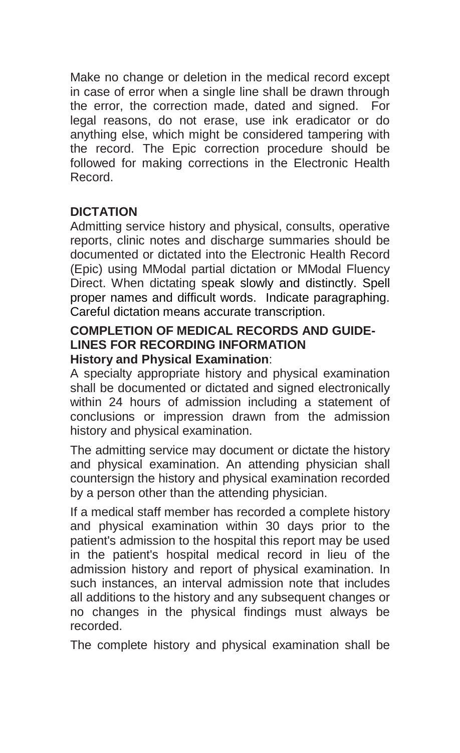Make no change or deletion in the medical record except in case of error when a single line shall be drawn through the error, the correction made, dated and signed. For legal reasons, do not erase, use ink eradicator or do anything else, which might be considered tampering with the record. The Epic correction procedure should be followed for making corrections in the Electronic Health Record.

## DICTATION

Admitting service history and physical, consults, operative reports, clinic notes and discharge summaries should be documented or dictated into the Electronic Health Record (Epic) using MModal partial dictation or MModal Fluency Direct. When dictating speak slowly and distinctly. Spell proper names and difficult words. Indicate paragraphing. Careful dictation means accurate transcription.

## COMPLETION OF MEDICAL RECORDS AND GUIDE-LINES FOR RECORDING INFORMATION

**History and Physical Examination**:

A specialty appropriate history and physical examination shall be documented or dictated and signed electronically within 24 hours of admission including a statement of conclusions or impression drawn from the admission history and physical examination.

The admitting service may document or dictate the history and physical examination. An attending physician shall countersign the history and physical examination recorded by a person other than the attending physician.

If a medical staff member has recorded a complete history and physical examination within 30 days prior to the patient's admission to the hospital this report may be used in the patient's hospital medical record in lieu of the admission history and report of physical examination. In such instances, an interval admission note that includes all additions to the history and any subsequent changes or no changes in the physical findings must always be recorded.

The complete history and physical examination shall be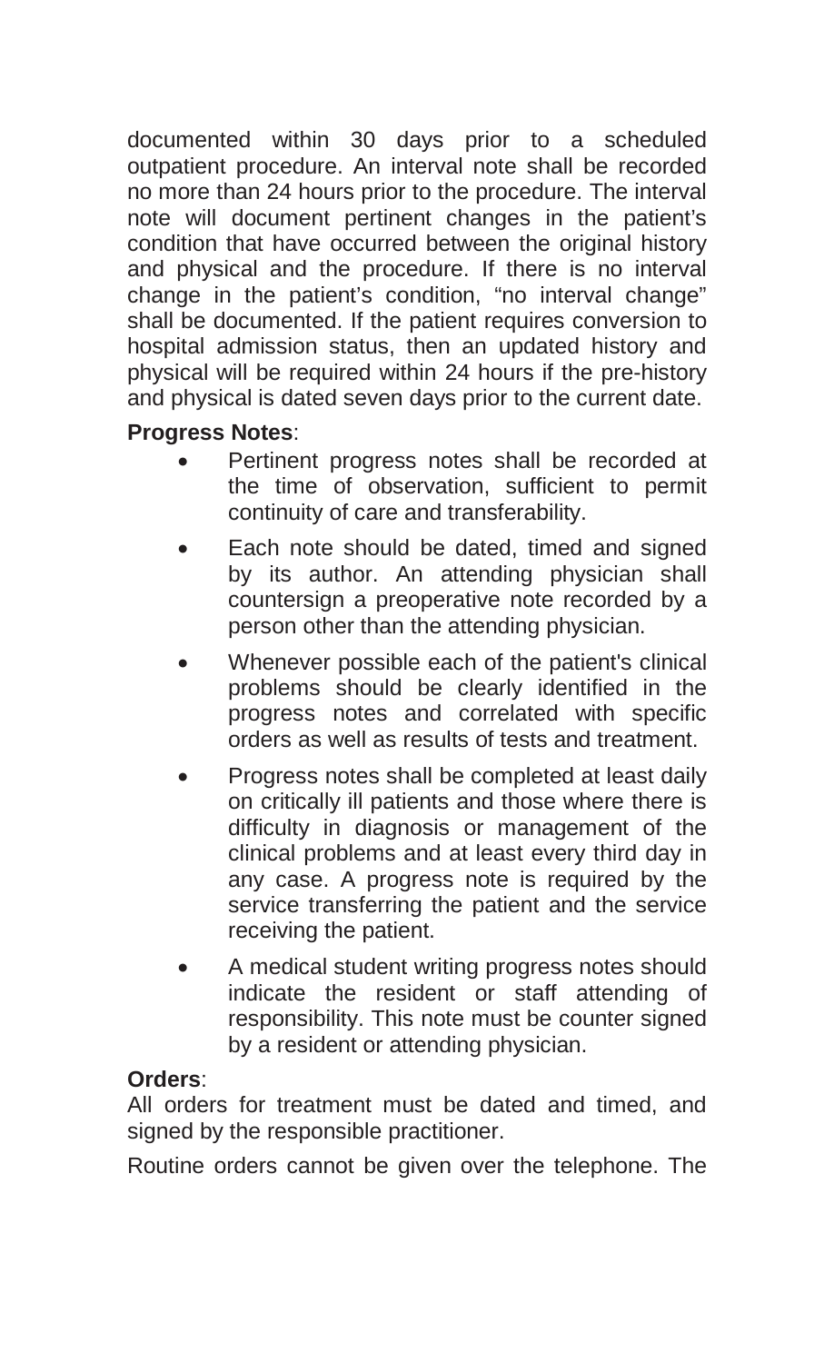documented within 30 days prior to a scheduled outpatient procedure. An interval note shall be recorded no more than 24 hours prior to the procedure. The interval note will document pertinent changes in the patient's condition that have occurred between the original history and physical and the procedure. If there is no interval change in the patient's condition, "no interval change" shall be documented. If the patient requires conversion to hospital admission status, then an updated history and physical will be required within 24 hours if the pre-history and physical is dated seven days prior to the current date.

**Progress Notes**:

- Pertinent progress notes shall be recorded at the time of observation, sufficient to permit continuity of care and transferability.
- Each note should be dated, timed and signed by its author. An attending physician shall countersign a preoperative note recorded by a person other than the attending physician.
- Whenever possible each of the patient's clinical problems should be clearly identified in the progress notes and correlated with specific orders as well as results of tests and treatment.
- Progress notes shall be completed at least daily on critically ill patients and those where there is difficulty in diagnosis or management of the clinical problems and at least every third day in any case. A progress note is required by the service transferring the patient and the service receiving the patient.
- A medical student writing progress notes should indicate the resident or staff attending of responsibility. This note must be counter signed by a resident or attending physician.

**Orders**:

All orders for treatment must be dated and timed, and signed by the responsible practitioner.

Routine orders cannot be given over the telephone. The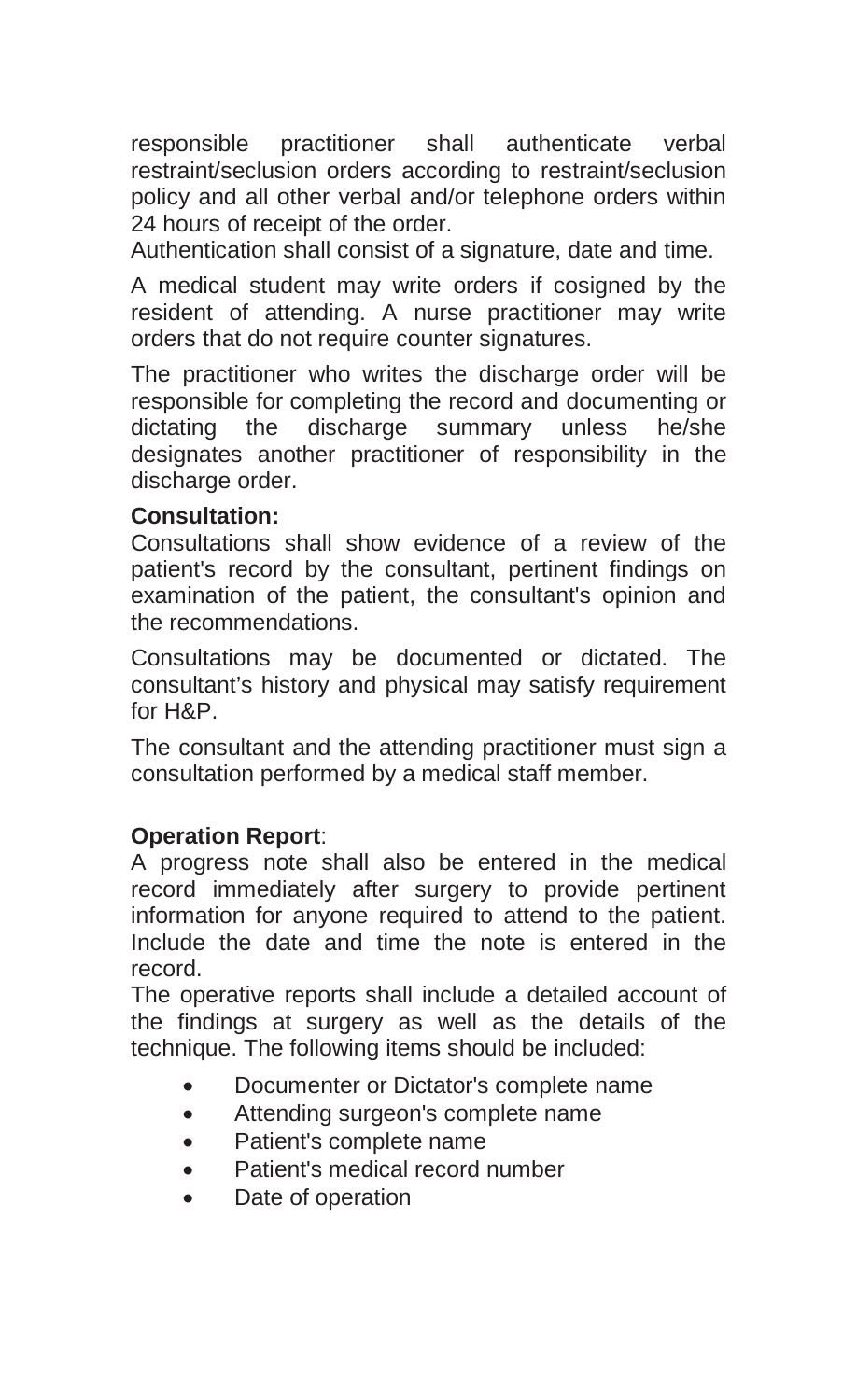responsible practitioner shall authenticate verbal restraint/seclusion orders according to restraint/seclusion policy and all other verbal and/or telephone orders within 24 hours of receipt of the order.
Authentication shall consist of a signature, date and time.

A medical student may write orders if cosigned by the resident of attending. A nurse practitioner may write orders that do not require counter signatures.

The practitioner who writes the discharge order will be responsible for completing the record and documenting or dictating the discharge summary unless he/she designates another practitioner of responsibility in the discharge order.

**Consultation:**
Consultations shall show evidence of a review of the patient's record by the consultant, pertinent findings on examination of the patient, the consultant's opinion and the recommendations.

Consultations may be documented or dictated. The consultant's history and physical may satisfy requirement for H&P.

The consultant and the attending practitioner must sign a consultation performed by a medical staff member.

**Operation Report**:
A progress note shall also be entered in the medical record immediately after surgery to provide pertinent information for anyone required to attend to the patient. Include the date and time the note is entered in the record.
The operative reports shall include a detailed account of the findings at surgery as well as the details of the technique. The following items should be included:

- Documenter or Dictator's complete name
- Attending surgeon's complete name
- Patient's complete name
- Patient's medical record number
- Date of operation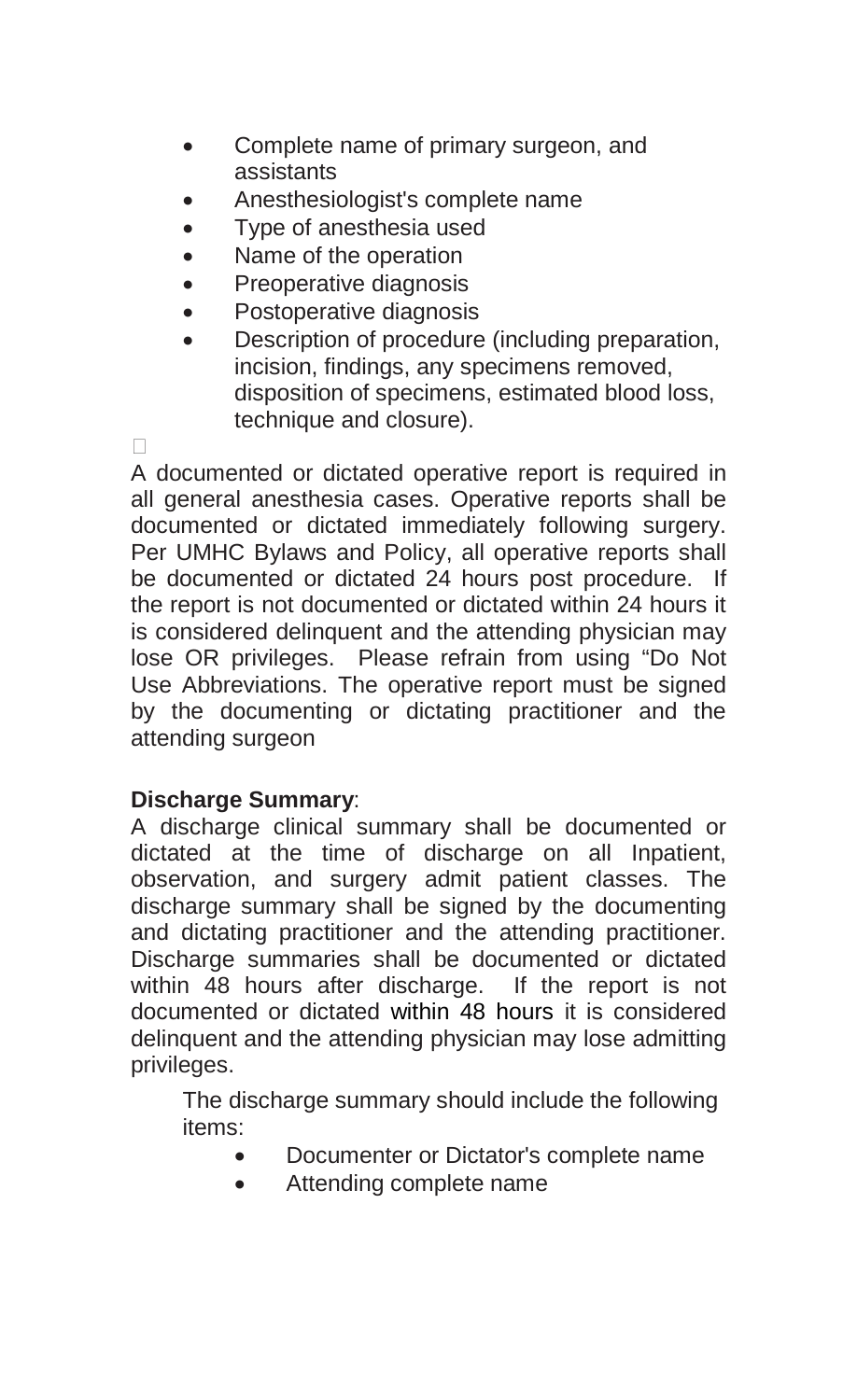- Complete name of primary surgeon, and assistants
- Anesthesiologist's complete name
- Type of anesthesia used
- Name of the operation
- Preoperative diagnosis
- Postoperative diagnosis
- Description of procedure (including preparation, incision, findings, any specimens removed, disposition of specimens, estimated blood loss, technique and closure).

A documented or dictated operative report is required in all general anesthesia cases. Operative reports shall be documented or dictated immediately following surgery. Per UMHC Bylaws and Policy, all operative reports shall be documented or dictated 24 hours post procedure. If the report is not documented or dictated within 24 hours it is considered delinquent and the attending physician may lose OR privileges. Please refrain from using "Do Not Use Abbreviations. The operative report must be signed by the documenting or dictating practitioner and the attending surgeon

**Discharge Summary**:

A discharge clinical summary shall be documented or dictated at the time of discharge on all Inpatient, observation, and surgery admit patient classes. The discharge summary shall be signed by the documenting and dictating practitioner and the attending practitioner. Discharge summaries shall be documented or dictated within 48 hours after discharge. If the report is not documented or dictated within 48 hours it is considered delinquent and the attending physician may lose admitting privileges.

The discharge summary should include the following items:

- Documenter or Dictator's complete name
- Attending complete name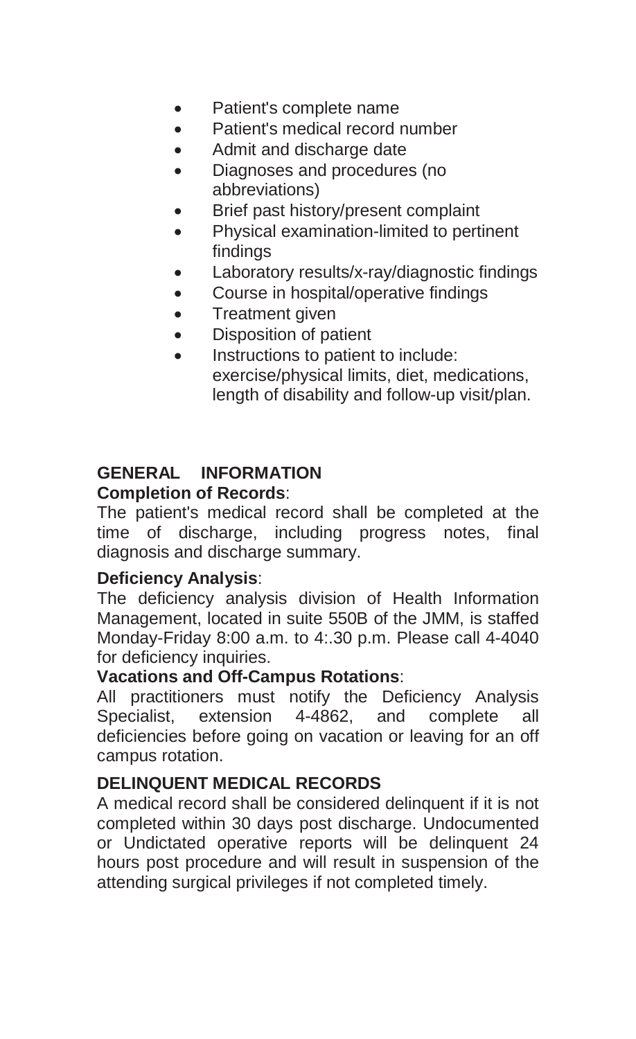- Patient's complete name
- Patient's medical record number
- Admit and discharge date
- Diagnoses and procedures (no abbreviations)
- Brief past history/present complaint
- Physical examination-limited to pertinent findings
- Laboratory results/x-ray/diagnostic findings
- Course in hospital/operative findings
- Treatment given
- Disposition of patient
- Instructions to patient to include: exercise/physical limits, diet, medications, length of disability and follow-up visit/plan.

## GENERAL INFORMATION

**Completion of Records**:

The patient's medical record shall be completed at the time of discharge, including progress notes, final diagnosis and discharge summary.

**Deficiency Analysis**:

The deficiency analysis division of Health Information Management, located in suite 550B of the JMM, is staffed Monday-Friday 8:00 a.m. to 4:.30 p.m. Please call 4-4040 for deficiency inquiries.

**Vacations and Off-Campus Rotations**:

All practitioners must notify the Deficiency Analysis Specialist, extension 4-4862, and complete all deficiencies before going on vacation or leaving for an off campus rotation.

## DELINQUENT MEDICAL RECORDS

A medical record shall be considered delinquent if it is not completed within 30 days post discharge. Undocumented or Undictated operative reports will be delinquent 24 hours post procedure and will result in suspension of the attending surgical privileges if not completed timely.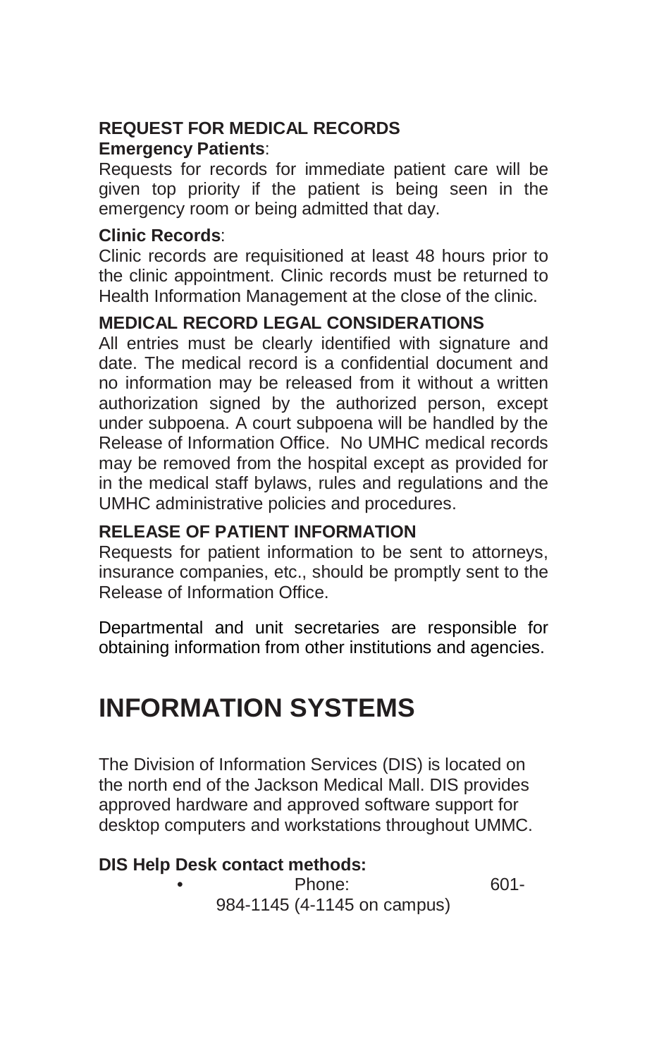## REQUEST FOR MEDICAL RECORDS

**Emergency Patients**:

Requests for records for immediate patient care will be given top priority if the patient is being seen in the emergency room or being admitted that day.

**Clinic Records**:

Clinic records are requisitioned at least 48 hours prior to the clinic appointment. Clinic records must be returned to Health Information Management at the close of the clinic.

## MEDICAL RECORD LEGAL CONSIDERATIONS

All entries must be clearly identified with signature and date. The medical record is a confidential document and no information may be released from it without a written authorization signed by the authorized person, except under subpoena. A court subpoena will be handled by the Release of Information Office. No UMHC medical records may be removed from the hospital except as provided for in the medical staff bylaws, rules and regulations and the UMHC administrative policies and procedures.

## RELEASE OF PATIENT INFORMATION

Requests for patient information to be sent to attorneys, insurance companies, etc., should be promptly sent to the Release of Information Office.

Departmental and unit secretaries are responsible for obtaining information from other institutions and agencies.

# INFORMATION SYSTEMS

The Division of Information Services (DIS) is located on the north end of the Jackson Medical Mall. DIS provides approved hardware and approved software support for desktop computers and workstations throughout UMMC.

**DIS Help Desk contact methods:**

- Phone: 601-984-1145 (4-1145 on campus)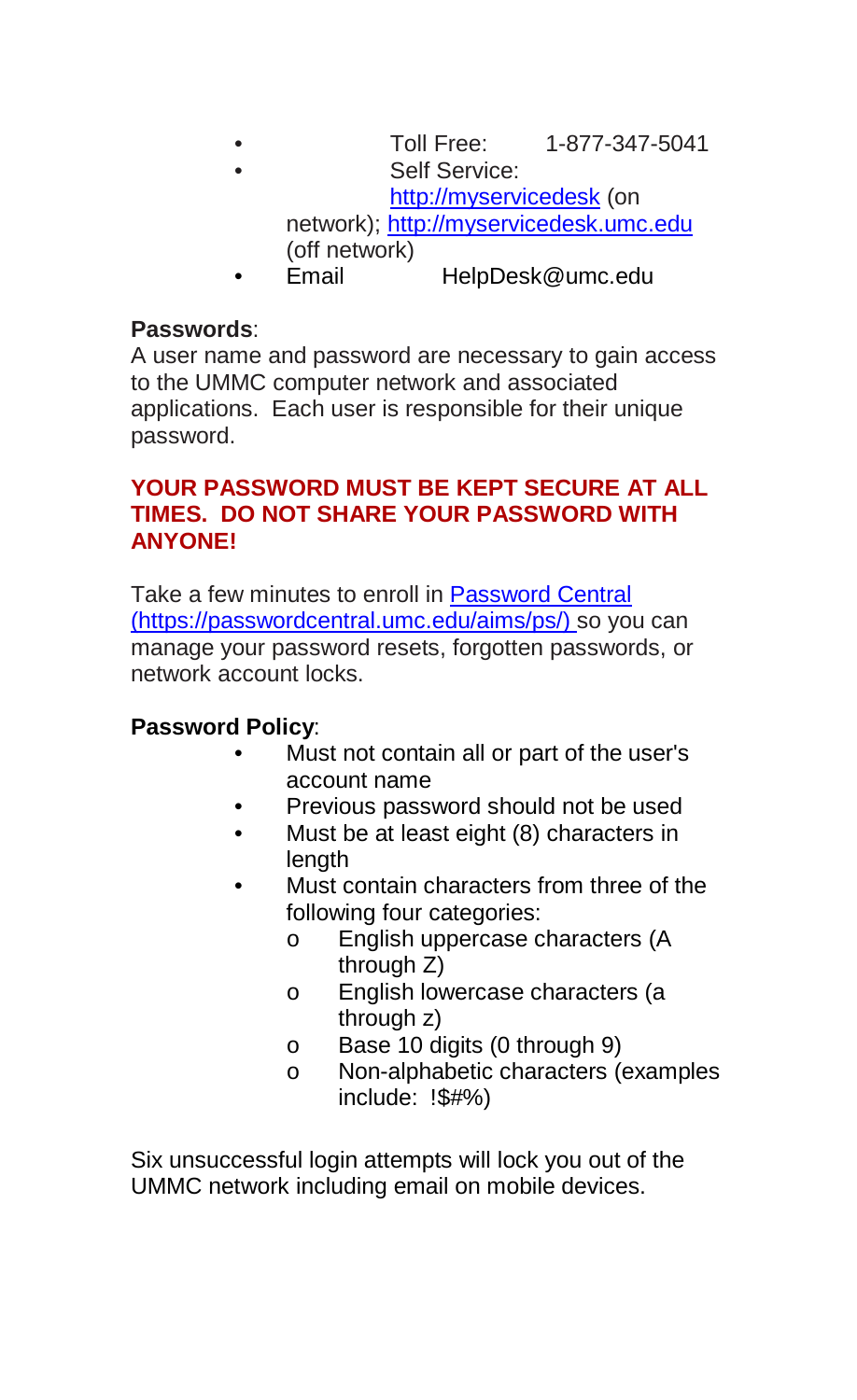- Toll Free: 1-877-347-5041
- Self Service: http://myservicedesk (on network); http://myservicedesk.umc.edu (off network)
- Email HelpDesk@umc.edu

**Passwords**:
A user name and password are necessary to gain access to the UMMC computer network and associated applications. Each user is responsible for their unique password.

**YOUR PASSWORD MUST BE KEPT SECURE AT ALL TIMES. DO NOT SHARE YOUR PASSWORD WITH ANYONE!**

Take a few minutes to enroll in [Password Central (https://passwordcentral.umc.edu/aims/ps/)](https://passwordcentral.umc.edu/aims/ps/) so you can manage your password resets, forgotten passwords, or network account locks.

**Password Policy**:

- Must not contain all or part of the user's account name
- Previous password should not be used
- Must be at least eight (8) characters in length
- Must contain characters from three of the following four categories:
  - English uppercase characters (A through Z)
  - English lowercase characters (a through z)
  - Base 10 digits (0 through 9)
  - Non-alphabetic characters (examples include: !$#%)

Six unsuccessful login attempts will lock you out of the UMMC network including email on mobile devices.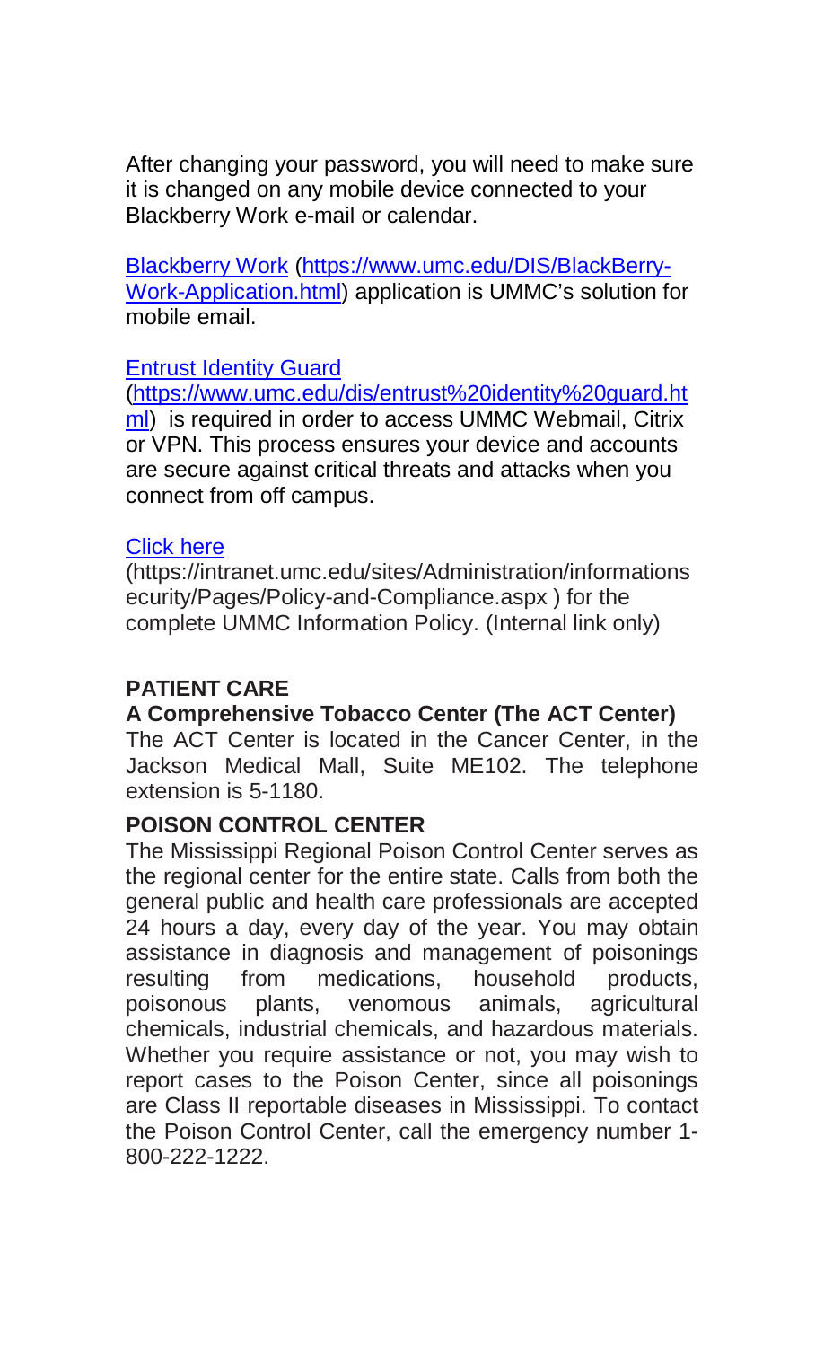After changing your password, you will need to make sure it is changed on any mobile device connected to your Blackberry Work e-mail or calendar.

[Blackberry Work](https://www.umc.edu/DIS/BlackBerry-Work-Application.html) (https://www.umc.edu/DIS/BlackBerry-Work-Application.html) application is UMMC's solution for mobile email.

[Entrust Identity Guard](https://www.umc.edu/dis/entrust%20identity%20guard.html) (https://www.umc.edu/dis/entrust%20identity%20guard.html) is required in order to access UMMC Webmail, Citrix or VPN. This process ensures your device and accounts are secure against critical threats and attacks when you connect from off campus.

[Click here](https://intranet.umc.edu/sites/Administration/informationsecurity/Pages/Policy-and-Compliance.aspx) (https://intranet.umc.edu/sites/Administration/informationsecurity/Pages/Policy-and-Compliance.aspx ) for the complete UMMC Information Policy. (Internal link only)

## PATIENT CARE

### A Comprehensive Tobacco Center (The ACT Center)

The ACT Center is located in the Cancer Center, in the Jackson Medical Mall, Suite ME102. The telephone extension is 5-1180.

### POISON CONTROL CENTER

The Mississippi Regional Poison Control Center serves as the regional center for the entire state. Calls from both the general public and health care professionals are accepted 24 hours a day, every day of the year. You may obtain assistance in diagnosis and management of poisonings resulting from medications, household products, poisonous plants, venomous animals, agricultural chemicals, industrial chemicals, and hazardous materials. Whether you require assistance or not, you may wish to report cases to the Poison Center, since all poisonings are Class II reportable diseases in Mississippi. To contact the Poison Control Center, call the emergency number 1-800-222-1222.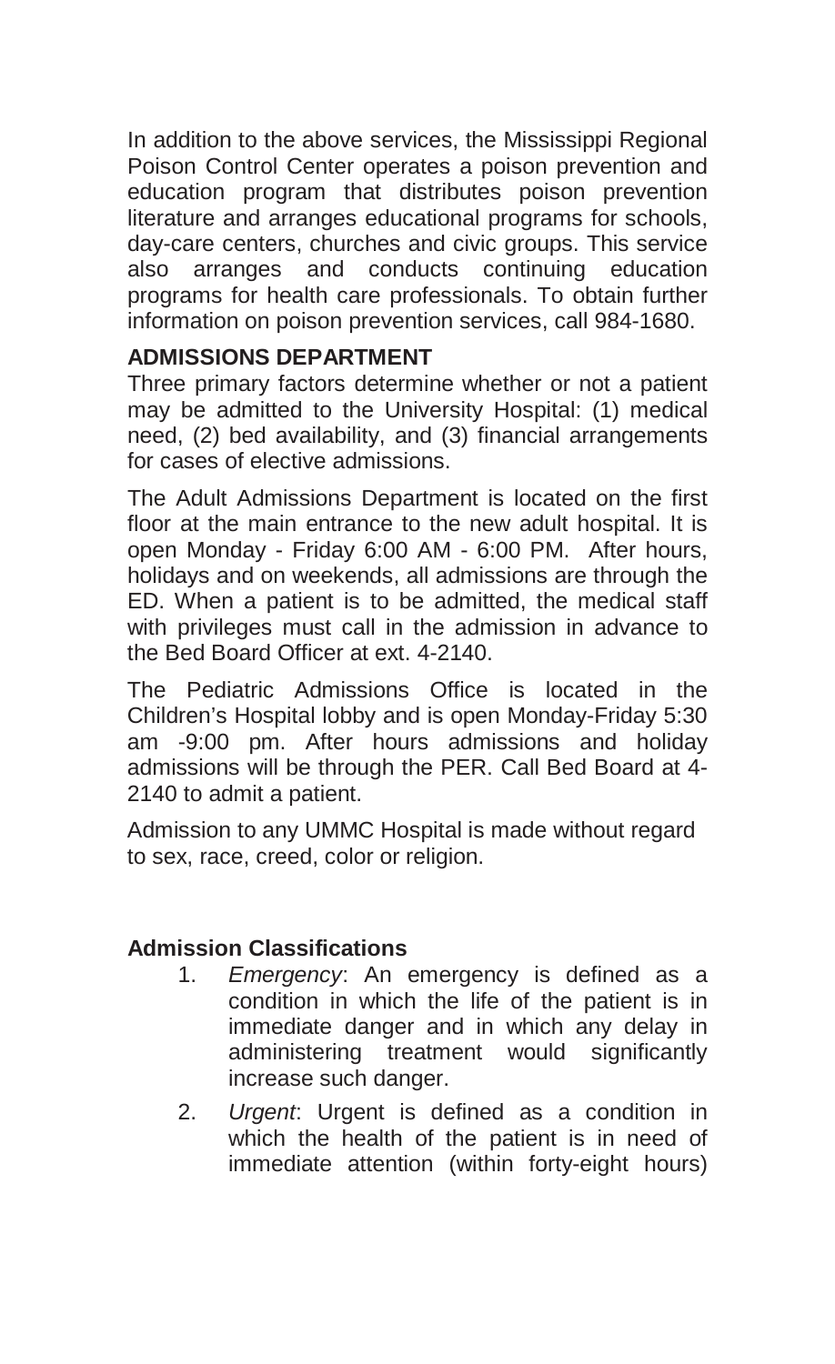In addition to the above services, the Mississippi Regional Poison Control Center operates a poison prevention and education program that distributes poison prevention literature and arranges educational programs for schools, day-care centers, churches and civic groups. This service also arranges and conducts continuing education programs for health care professionals. To obtain further information on poison prevention services, call 984-1680.

## ADMISSIONS DEPARTMENT

Three primary factors determine whether or not a patient may be admitted to the University Hospital: (1) medical need, (2) bed availability, and (3) financial arrangements for cases of elective admissions.

The Adult Admissions Department is located on the first floor at the main entrance to the new adult hospital. It is open Monday - Friday 6:00 AM - 6:00 PM. After hours, holidays and on weekends, all admissions are through the ED. When a patient is to be admitted, the medical staff with privileges must call in the admission in advance to the Bed Board Officer at ext. 4-2140.

The Pediatric Admissions Office is located in the Children's Hospital lobby and is open Monday-Friday 5:30 am -9:00 pm. After hours admissions and holiday admissions will be through the PER. Call Bed Board at 4-2140 to admit a patient.

Admission to any UMMC Hospital is made without regard to sex, race, creed, color or religion.

### Admission Classifications

1. *Emergency*: An emergency is defined as a condition in which the life of the patient is in immediate danger and in which any delay in administering treatment would significantly increase such danger.
2. *Urgent*: Urgent is defined as a condition in which the health of the patient is in need of immediate attention (within forty-eight hours)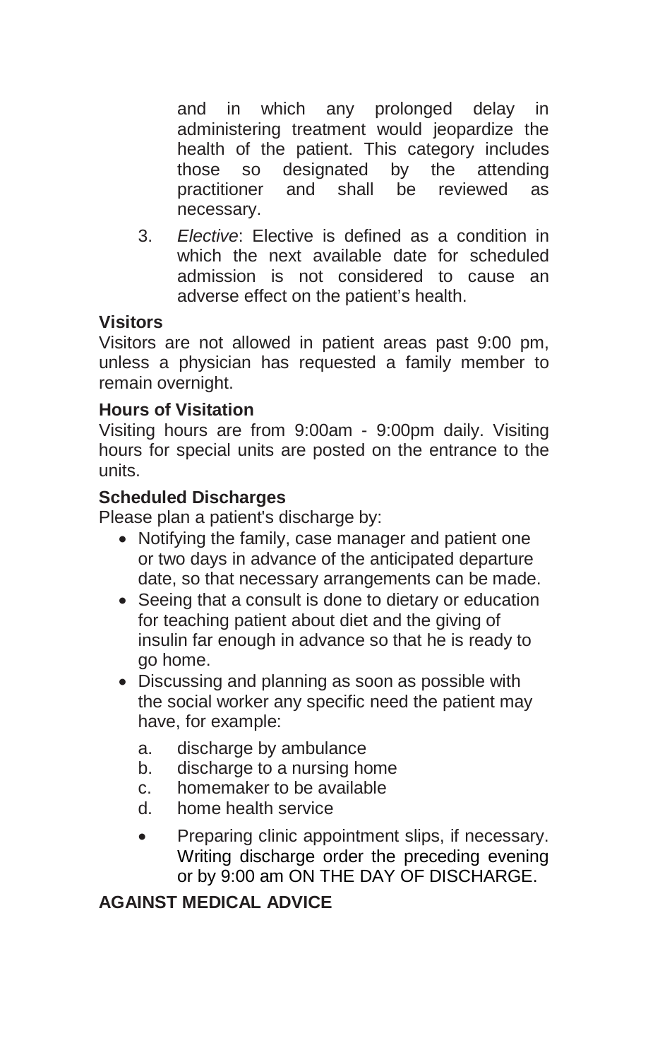and in which any prolonged delay in administering treatment would jeopardize the health of the patient. This category includes those so designated by the attending practitioner and shall be reviewed as necessary.

3. *Elective*: Elective is defined as a condition in which the next available date for scheduled admission is not considered to cause an adverse effect on the patient's health.

**Visitors**

Visitors are not allowed in patient areas past 9:00 pm, unless a physician has requested a family member to remain overnight.

**Hours of Visitation**

Visiting hours are from 9:00am - 9:00pm daily. Visiting hours for special units are posted on the entrance to the units.

**Scheduled Discharges**

Please plan a patient's discharge by:

- Notifying the family, case manager and patient one or two days in advance of the anticipated departure date, so that necessary arrangements can be made.
- Seeing that a consult is done to dietary or education for teaching patient about diet and the giving of insulin far enough in advance so that he is ready to go home.
- Discussing and planning as soon as possible with the social worker any specific need the patient may have, for example:
  a. discharge by ambulance
  b. discharge to a nursing home
  c. homemaker to be available
  d. home health service
  - Preparing clinic appointment slips, if necessary. Writing discharge order the preceding evening or by 9:00 am ON THE DAY OF DISCHARGE.

**AGAINST MEDICAL ADVICE**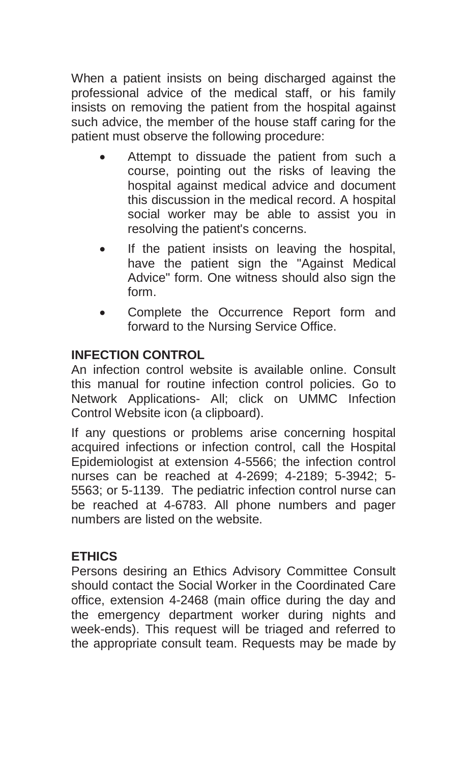When a patient insists on being discharged against the professional advice of the medical staff, or his family insists on removing the patient from the hospital against such advice, the member of the house staff caring for the patient must observe the following procedure:

- Attempt to dissuade the patient from such a course, pointing out the risks of leaving the hospital against medical advice and document this discussion in the medical record. A hospital social worker may be able to assist you in resolving the patient's concerns.
- If the patient insists on leaving the hospital, have the patient sign the "Against Medical Advice" form. One witness should also sign the form.
- Complete the Occurrence Report form and forward to the Nursing Service Office.

## INFECTION CONTROL

An infection control website is available online. Consult this manual for routine infection control policies. Go to Network Applications- All; click on UMMC Infection Control Website icon (a clipboard).

If any questions or problems arise concerning hospital acquired infections or infection control, call the Hospital Epidemiologist at extension 4-5566; the infection control nurses can be reached at 4-2699; 4-2189; 5-3942; 5-5563; or 5-1139. The pediatric infection control nurse can be reached at 4-6783. All phone numbers and pager numbers are listed on the website.

## ETHICS

Persons desiring an Ethics Advisory Committee Consult should contact the Social Worker in the Coordinated Care office, extension 4-2468 (main office during the day and the emergency department worker during nights and week-ends). This request will be triaged and referred to the appropriate consult team. Requests may be made by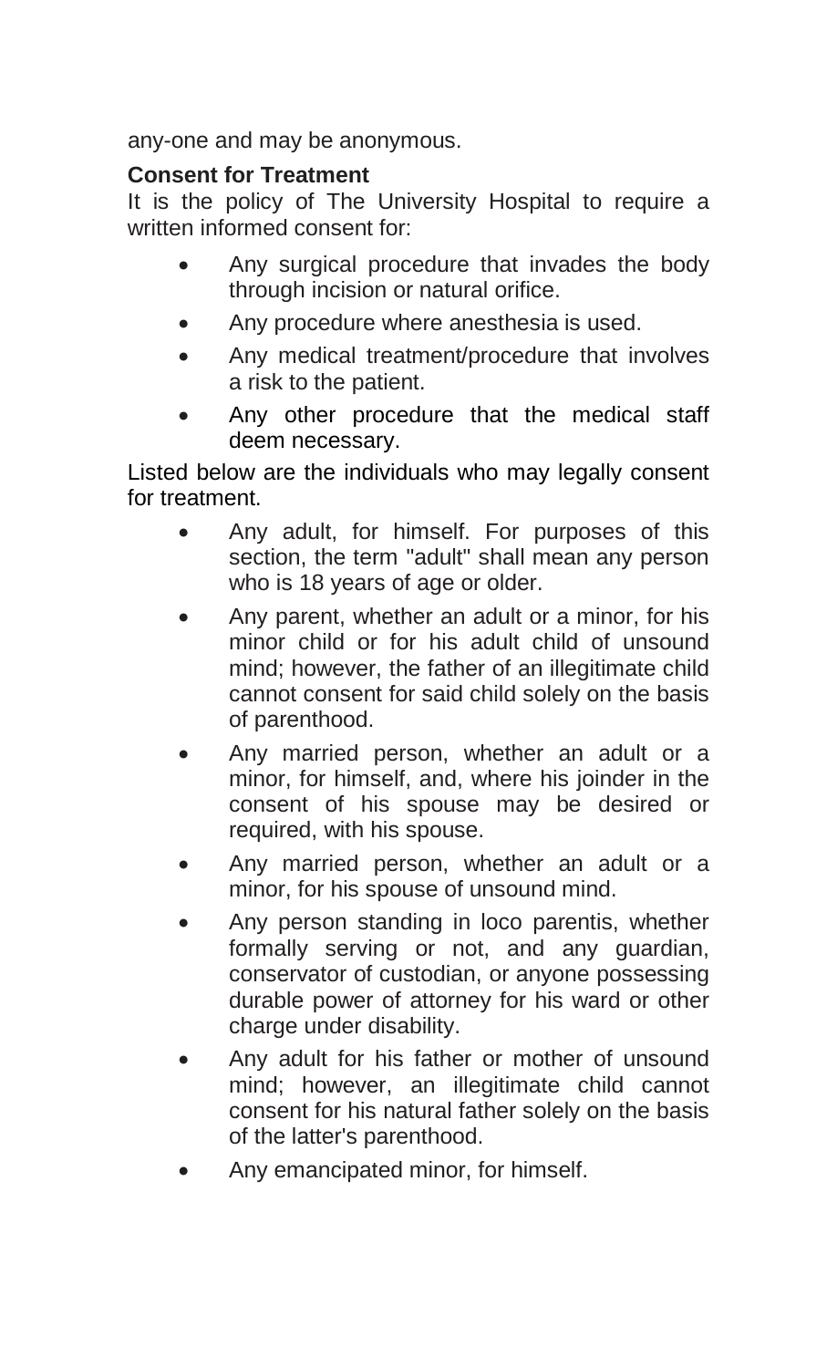any-one and may be anonymous.

**Consent for Treatment**

It is the policy of The University Hospital to require a written informed consent for:

- Any surgical procedure that invades the body through incision or natural orifice.
- Any procedure where anesthesia is used.
- Any medical treatment/procedure that involves a risk to the patient.
- Any other procedure that the medical staff deem necessary.

Listed below are the individuals who may legally consent for treatment.

- Any adult, for himself. For purposes of this section, the term "adult" shall mean any person who is 18 years of age or older.
- Any parent, whether an adult or a minor, for his minor child or for his adult child of unsound mind; however, the father of an illegitimate child cannot consent for said child solely on the basis of parenthood.
- Any married person, whether an adult or a minor, for himself, and, where his joinder in the consent of his spouse may be desired or required, with his spouse.
- Any married person, whether an adult or a minor, for his spouse of unsound mind.
- Any person standing in loco parentis, whether formally serving or not, and any guardian, conservator of custodian, or anyone possessing durable power of attorney for his ward or other charge under disability.
- Any adult for his father or mother of unsound mind; however, an illegitimate child cannot consent for his natural father solely on the basis of the latter's parenthood.
- Any emancipated minor, for himself.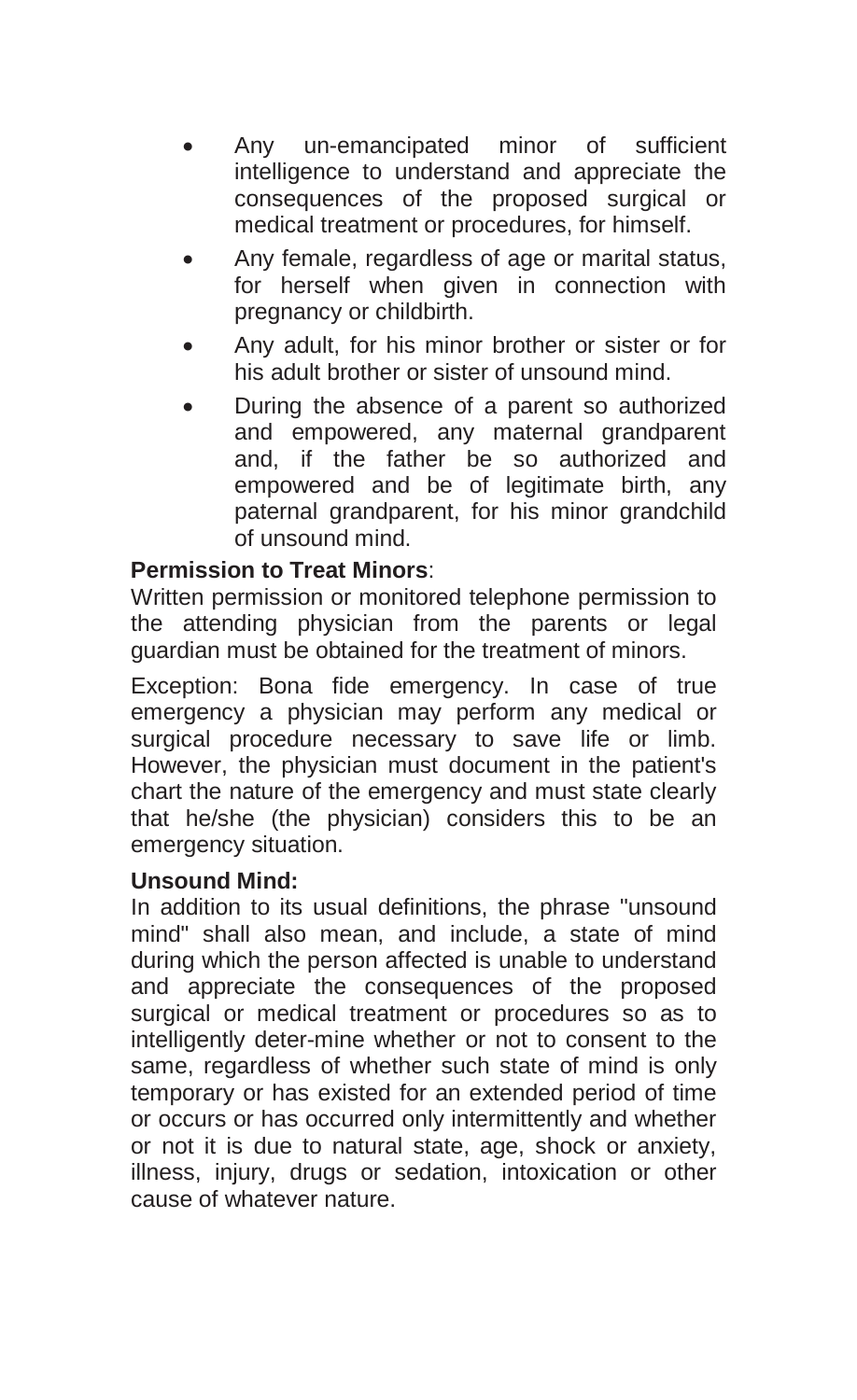- Any un-emancipated minor of sufficient intelligence to understand and appreciate the consequences of the proposed surgical or medical treatment or procedures, for himself.
- Any female, regardless of age or marital status, for herself when given in connection with pregnancy or childbirth.
- Any adult, for his minor brother or sister or for his adult brother or sister of unsound mind.
- During the absence of a parent so authorized and empowered, any maternal grandparent and, if the father be so authorized and empowered and be of legitimate birth, any paternal grandparent, for his minor grandchild of unsound mind.

**Permission to Treat Minors**:

Written permission or monitored telephone permission to the attending physician from the parents or legal guardian must be obtained for the treatment of minors.

Exception: Bona fide emergency. In case of true emergency a physician may perform any medical or surgical procedure necessary to save life or limb. However, the physician must document in the patient's chart the nature of the emergency and must state clearly that he/she (the physician) considers this to be an emergency situation.

**Unsound Mind:**

In addition to its usual definitions, the phrase "unsound mind" shall also mean, and include, a state of mind during which the person affected is unable to understand and appreciate the consequences of the proposed surgical or medical treatment or procedures so as to intelligently deter-mine whether or not to consent to the same, regardless of whether such state of mind is only temporary or has existed for an extended period of time or occurs or has occurred only intermittently and whether or not it is due to natural state, age, shock or anxiety, illness, injury, drugs or sedation, intoxication or other cause of whatever nature.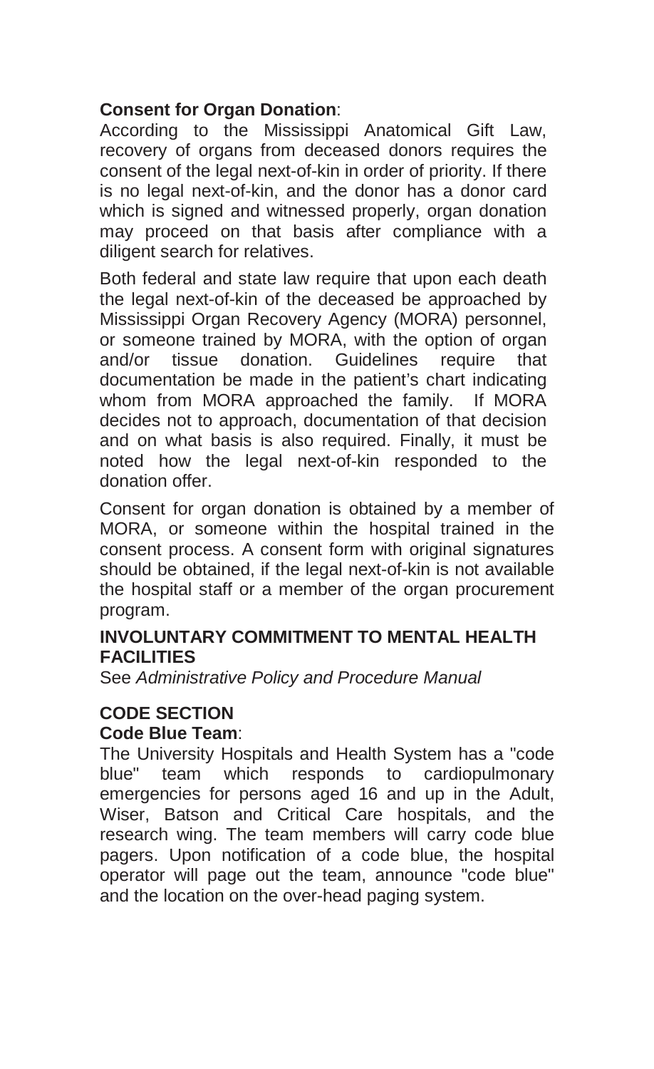**Consent for Organ Donation**:

According to the Mississippi Anatomical Gift Law, recovery of organs from deceased donors requires the consent of the legal next-of-kin in order of priority. If there is no legal next-of-kin, and the donor has a donor card which is signed and witnessed properly, organ donation may proceed on that basis after compliance with a diligent search for relatives.

Both federal and state law require that upon each death the legal next-of-kin of the deceased be approached by Mississippi Organ Recovery Agency (MORA) personnel, or someone trained by MORA, with the option of organ and/or tissue donation. Guidelines require that documentation be made in the patient's chart indicating whom from MORA approached the family. If MORA decides not to approach, documentation of that decision and on what basis is also required. Finally, it must be noted how the legal next-of-kin responded to the donation offer.

Consent for organ donation is obtained by a member of MORA, or someone within the hospital trained in the consent process. A consent form with original signatures should be obtained, if the legal next-of-kin is not available the hospital staff or a member of the organ procurement program.

## INVOLUNTARY COMMITMENT TO MENTAL HEALTH FACILITIES

See *Administrative Policy and Procedure Manual*

## CODE SECTION

**Code Blue Team**:

The University Hospitals and Health System has a "code blue" team which responds to cardiopulmonary emergencies for persons aged 16 and up in the Adult, Wiser, Batson and Critical Care hospitals, and the research wing. The team members will carry code blue pagers. Upon notification of a code blue, the hospital operator will page out the team, announce "code blue" and the location on the over-head paging system.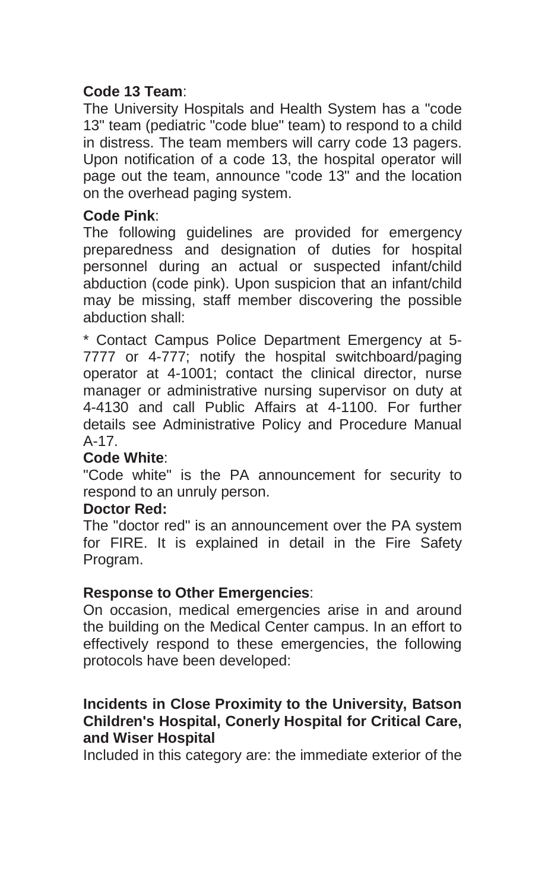**Code 13 Team**:

The University Hospitals and Health System has a "code 13" team (pediatric "code blue" team) to respond to a child in distress. The team members will carry code 13 pagers. Upon notification of a code 13, the hospital operator will page out the team, announce "code 13" and the location on the overhead paging system.

**Code Pink**:

The following guidelines are provided for emergency preparedness and designation of duties for hospital personnel during an actual or suspected infant/child abduction (code pink). Upon suspicion that an infant/child may be missing, staff member discovering the possible abduction shall:

* Contact Campus Police Department Emergency at 5-7777 or 4-777; notify the hospital switchboard/paging operator at 4-1001; contact the clinical director, nurse manager or administrative nursing supervisor on duty at 4-4130 and call Public Affairs at 4-1100. For further details see Administrative Policy and Procedure Manual A-17.

**Code White**:

"Code white" is the PA announcement for security to respond to an unruly person.

**Doctor Red:**

The "doctor red" is an announcement over the PA system for FIRE. It is explained in detail in the Fire Safety Program.

**Response to Other Emergencies**:

On occasion, medical emergencies arise in and around the building on the Medical Center campus. In an effort to effectively respond to these emergencies, the following protocols have been developed:

**Incidents in Close Proximity to the University, Batson Children's Hospital, Conerly Hospital for Critical Care, and Wiser Hospital**

Included in this category are: the immediate exterior of the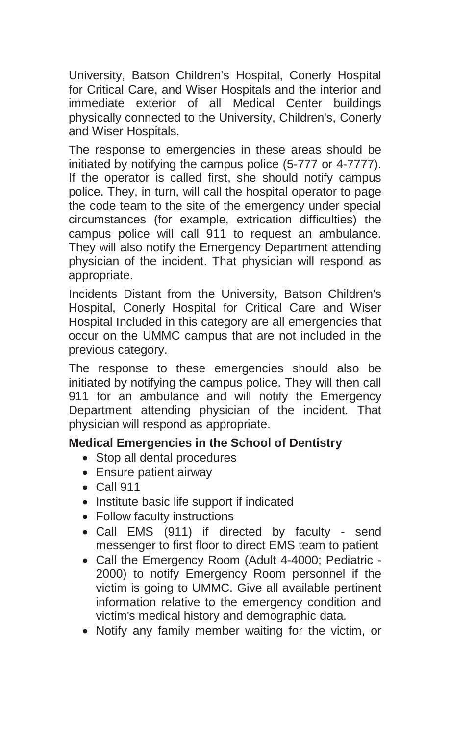University, Batson Children's Hospital, Conerly Hospital for Critical Care, and Wiser Hospitals and the interior and immediate exterior of all Medical Center buildings physically connected to the University, Children's, Conerly and Wiser Hospitals.

The response to emergencies in these areas should be initiated by notifying the campus police (5-777 or 4-7777). If the operator is called first, she should notify campus police. They, in turn, will call the hospital operator to page the code team to the site of the emergency under special circumstances (for example, extrication difficulties) the campus police will call 911 to request an ambulance. They will also notify the Emergency Department attending physician of the incident. That physician will respond as appropriate.

Incidents Distant from the University, Batson Children's Hospital, Conerly Hospital for Critical Care and Wiser Hospital Included in this category are all emergencies that occur on the UMMC campus that are not included in the previous category.

The response to these emergencies should also be initiated by notifying the campus police. They will then call 911 for an ambulance and will notify the Emergency Department attending physician of the incident. That physician will respond as appropriate.

**Medical Emergencies in the School of Dentistry**

- Stop all dental procedures
- Ensure patient airway
- Call 911
- Institute basic life support if indicated
- Follow faculty instructions
- Call EMS (911) if directed by faculty - send messenger to first floor to direct EMS team to patient
- Call the Emergency Room (Adult 4-4000; Pediatric - 2000) to notify Emergency Room personnel if the victim is going to UMMC. Give all available pertinent information relative to the emergency condition and victim's medical history and demographic data.
- Notify any family member waiting for the victim, or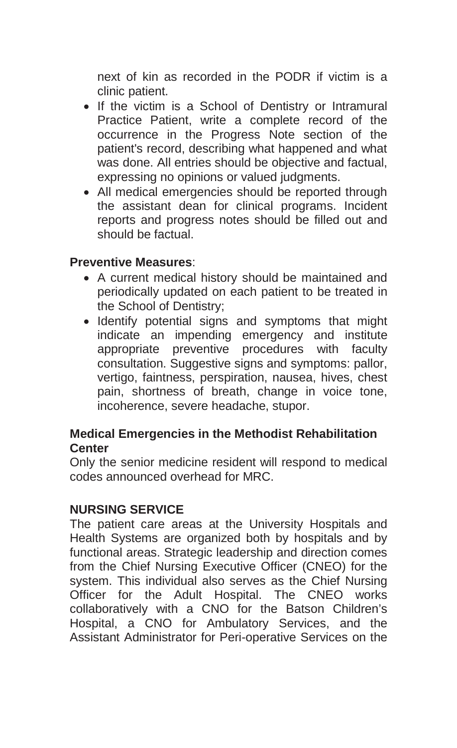next of kin as recorded in the PODR if victim is a clinic patient.

- If the victim is a School of Dentistry or Intramural Practice Patient, write a complete record of the occurrence in the Progress Note section of the patient's record, describing what happened and what was done. All entries should be objective and factual, expressing no opinions or valued judgments.
- All medical emergencies should be reported through the assistant dean for clinical programs. Incident reports and progress notes should be filled out and should be factual.

**Preventive Measures**:

- A current medical history should be maintained and periodically updated on each patient to be treated in the School of Dentistry;
- Identify potential signs and symptoms that might indicate an impending emergency and institute appropriate preventive procedures with faculty consultation. Suggestive signs and symptoms: pallor, vertigo, faintness, perspiration, nausea, hives, chest pain, shortness of breath, change in voice tone, incoherence, severe headache, stupor.

**Medical Emergencies in the Methodist Rehabilitation Center**

Only the senior medicine resident will respond to medical codes announced overhead for MRC.

## NURSING SERVICE

The patient care areas at the University Hospitals and Health Systems are organized both by hospitals and by functional areas. Strategic leadership and direction comes from the Chief Nursing Executive Officer (CNEO) for the system. This individual also serves as the Chief Nursing Officer for the Adult Hospital. The CNEO works collaboratively with a CNO for the Batson Children's Hospital, a CNO for Ambulatory Services, and the Assistant Administrator for Peri-operative Services on the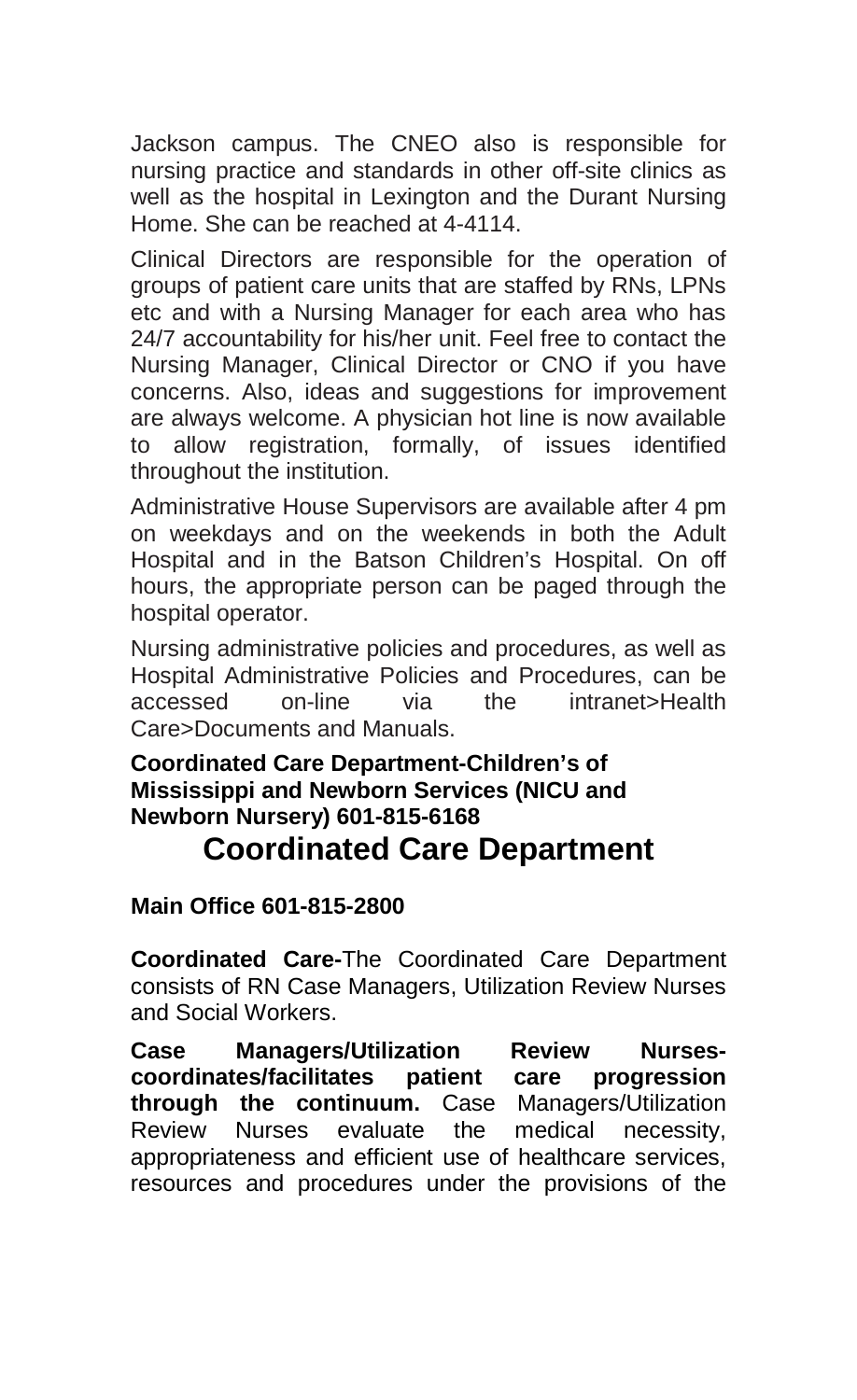Jackson campus. The CNEO also is responsible for nursing practice and standards in other off-site clinics as well as the hospital in Lexington and the Durant Nursing Home. She can be reached at 4-4114.

Clinical Directors are responsible for the operation of groups of patient care units that are staffed by RNs, LPNs etc and with a Nursing Manager for each area who has 24/7 accountability for his/her unit. Feel free to contact the Nursing Manager, Clinical Director or CNO if you have concerns. Also, ideas and suggestions for improvement are always welcome. A physician hot line is now available to allow registration, formally, of issues identified throughout the institution.

Administrative House Supervisors are available after 4 pm on weekdays and on the weekends in both the Adult Hospital and in the Batson Children's Hospital. On off hours, the appropriate person can be paged through the hospital operator.

Nursing administrative policies and procedures, as well as Hospital Administrative Policies and Procedures, can be accessed on-line via the intranet>Health Care>Documents and Manuals.

**Coordinated Care Department-Children's of Mississippi and Newborn Services (NICU and Newborn Nursery) 601-815-6168**

## Coordinated Care Department

**Main Office 601-815-2800**

**Coordinated Care-**The Coordinated Care Department consists of RN Case Managers, Utilization Review Nurses and Social Workers.

**Case Managers/Utilization Review Nurses-coordinates/facilitates patient care progression through the continuum.** Case Managers/Utilization Review Nurses evaluate the medical necessity, appropriateness and efficient use of healthcare services, resources and procedures under the provisions of the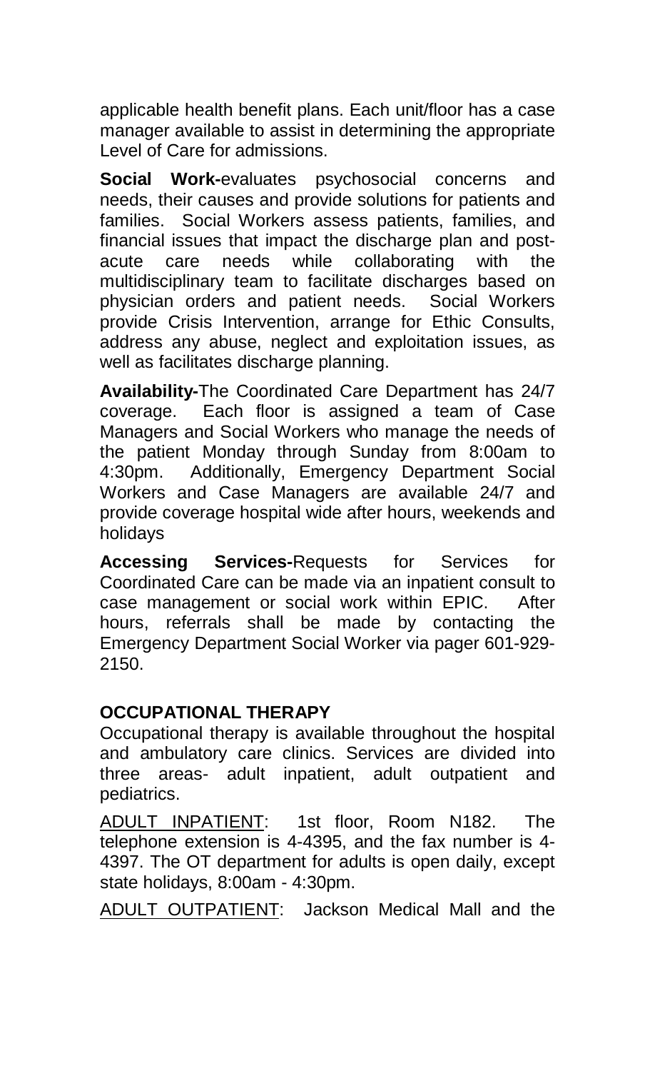applicable health benefit plans. Each unit/floor has a case manager available to assist in determining the appropriate Level of Care for admissions.

**Social Work-**evaluates psychosocial concerns and needs, their causes and provide solutions for patients and families. Social Workers assess patients, families, and financial issues that impact the discharge plan and post-acute care needs while collaborating with the multidisciplinary team to facilitate discharges based on physician orders and patient needs. Social Workers provide Crisis Intervention, arrange for Ethic Consults, address any abuse, neglect and exploitation issues, as well as facilitates discharge planning.

**Availability-**The Coordinated Care Department has 24/7 coverage. Each floor is assigned a team of Case Managers and Social Workers who manage the needs of the patient Monday through Sunday from 8:00am to 4:30pm. Additionally, Emergency Department Social Workers and Case Managers are available 24/7 and provide coverage hospital wide after hours, weekends and holidays

**Accessing Services-**Requests for Services for Coordinated Care can be made via an inpatient consult to case management or social work within EPIC. After hours, referrals shall be made by contacting the Emergency Department Social Worker via pager 601-929-2150.

### OCCUPATIONAL THERAPY

Occupational therapy is available throughout the hospital and ambulatory care clinics. Services are divided into three areas- adult inpatient, adult outpatient and pediatrics.

<u>ADULT INPATIENT</u>: 1st floor, Room N182. The telephone extension is 4-4395, and the fax number is 4-4397. The OT department for adults is open daily, except state holidays, 8:00am - 4:30pm.

<u>ADULT OUTPATIENT</u>: Jackson Medical Mall and the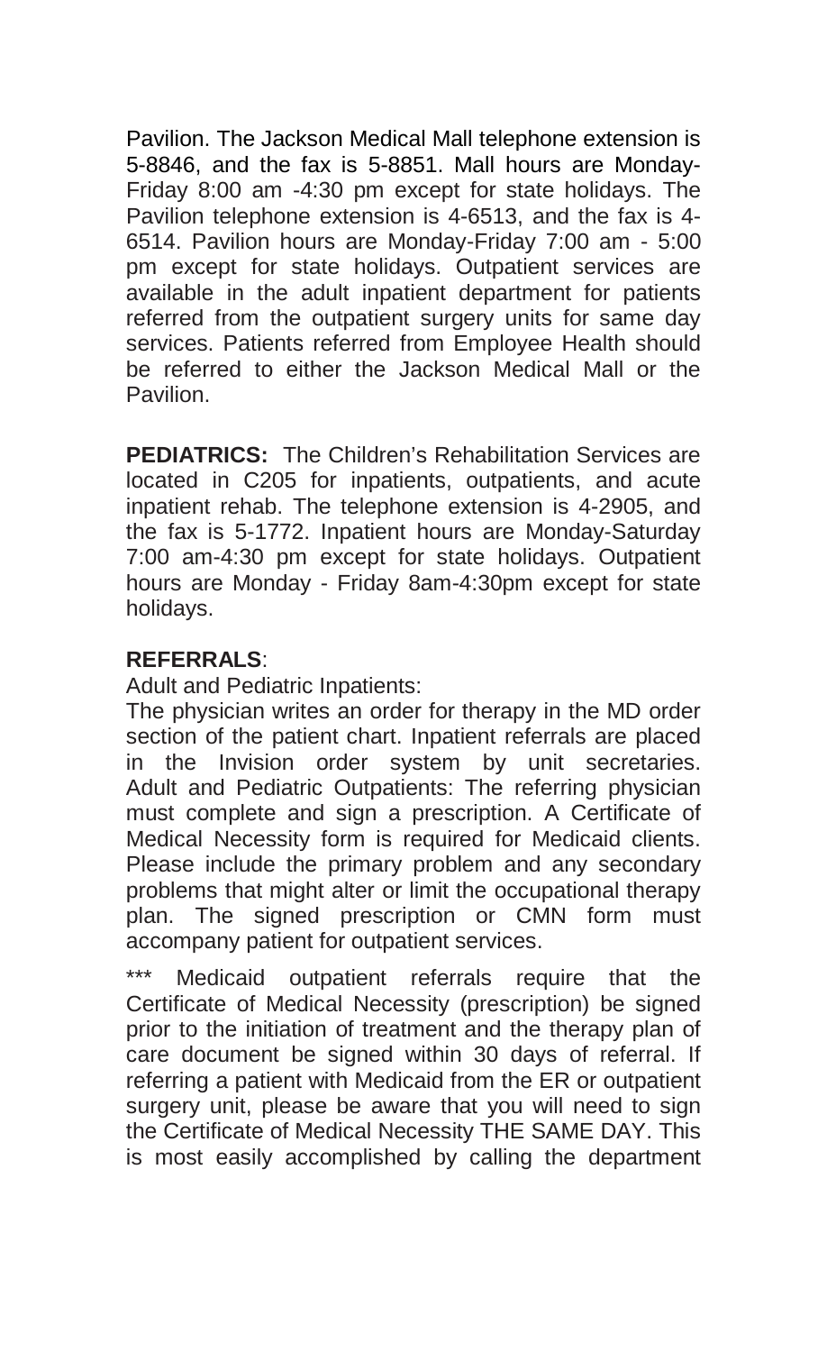Pavilion. The Jackson Medical Mall telephone extension is 5-8846, and the fax is 5-8851. Mall hours are Monday-Friday 8:00 am -4:30 pm except for state holidays. The Pavilion telephone extension is 4-6513, and the fax is 4-6514. Pavilion hours are Monday-Friday 7:00 am - 5:00 pm except for state holidays. Outpatient services are available in the adult inpatient department for patients referred from the outpatient surgery units for same day services. Patients referred from Employee Health should be referred to either the Jackson Medical Mall or the Pavilion.

**PEDIATRICS:** The Children's Rehabilitation Services are located in C205 for inpatients, outpatients, and acute inpatient rehab. The telephone extension is 4-2905, and the fax is 5-1772. Inpatient hours are Monday-Saturday 7:00 am-4:30 pm except for state holidays. Outpatient hours are Monday - Friday 8am-4:30pm except for state holidays.

**REFERRALS**:

Adult and Pediatric Inpatients:

The physician writes an order for therapy in the MD order section of the patient chart. Inpatient referrals are placed in the Invision order system by unit secretaries. Adult and Pediatric Outpatients: The referring physician must complete and sign a prescription. A Certificate of Medical Necessity form is required for Medicaid clients. Please include the primary problem and any secondary problems that might alter or limit the occupational therapy plan. The signed prescription or CMN form must accompany patient for outpatient services.

*** Medicaid outpatient referrals require that the Certificate of Medical Necessity (prescription) be signed prior to the initiation of treatment and the therapy plan of care document be signed within 30 days of referral. If referring a patient with Medicaid from the ER or outpatient surgery unit, please be aware that you will need to sign the Certificate of Medical Necessity THE SAME DAY. This is most easily accomplished by calling the department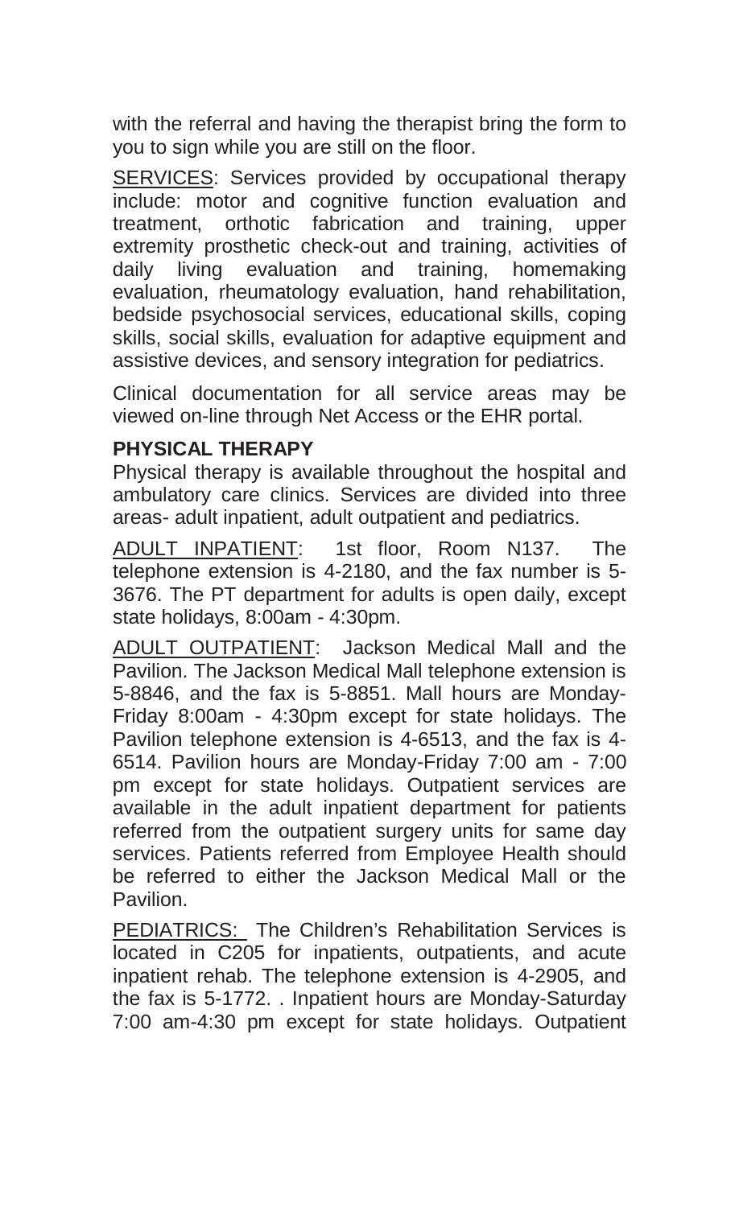with the referral and having the therapist bring the form to you to sign while you are still on the floor.

<u>SERVICES</u>: Services provided by occupational therapy include: motor and cognitive function evaluation and treatment, orthotic fabrication and training, upper extremity prosthetic check-out and training, activities of daily living evaluation and training, homemaking evaluation, rheumatology evaluation, hand rehabilitation, bedside psychosocial services, educational skills, coping skills, social skills, evaluation for adaptive equipment and assistive devices, and sensory integration for pediatrics.

Clinical documentation for all service areas may be viewed on-line through Net Access or the EHR portal.

**PHYSICAL THERAPY**

Physical therapy is available throughout the hospital and ambulatory care clinics. Services are divided into three areas- adult inpatient, adult outpatient and pediatrics.

<u>ADULT INPATIENT</u>: 1st floor, Room N137. The telephone extension is 4-2180, and the fax number is 5-3676. The PT department for adults is open daily, except state holidays, 8:00am - 4:30pm.

<u>ADULT OUTPATIENT</u>: Jackson Medical Mall and the Pavilion. The Jackson Medical Mall telephone extension is 5-8846, and the fax is 5-8851. Mall hours are Monday-Friday 8:00am - 4:30pm except for state holidays. The Pavilion telephone extension is 4-6513, and the fax is 4-6514. Pavilion hours are Monday-Friday 7:00 am - 7:00 pm except for state holidays. Outpatient services are available in the adult inpatient department for patients referred from the outpatient surgery units for same day services. Patients referred from Employee Health should be referred to either the Jackson Medical Mall or the Pavilion.

<u>PEDIATRICS:</u> The Children's Rehabilitation Services is located in C205 for inpatients, outpatients, and acute inpatient rehab. The telephone extension is 4-2905, and the fax is 5-1772. . Inpatient hours are Monday-Saturday 7:00 am-4:30 pm except for state holidays. Outpatient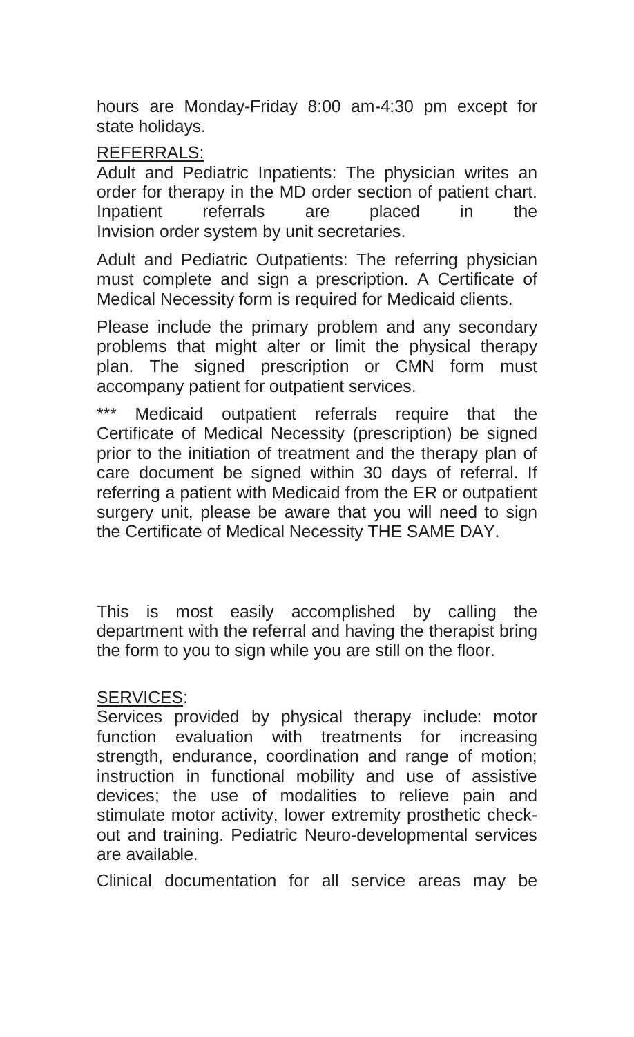hours are Monday-Friday 8:00 am-4:30 pm except for state holidays.

REFERRALS:

Adult and Pediatric Inpatients: The physician writes an order for therapy in the MD order section of patient chart. Inpatient referrals are placed in the Invision order system by unit secretaries.

Adult and Pediatric Outpatients: The referring physician must complete and sign a prescription. A Certificate of Medical Necessity form is required for Medicaid clients.

Please include the primary problem and any secondary problems that might alter or limit the physical therapy plan. The signed prescription or CMN form must accompany patient for outpatient services.

*** Medicaid outpatient referrals require that the Certificate of Medical Necessity (prescription) be signed prior to the initiation of treatment and the therapy plan of care document be signed within 30 days of referral. If referring a patient with Medicaid from the ER or outpatient surgery unit, please be aware that you will need to sign the Certificate of Medical Necessity THE SAME DAY.

This is most easily accomplished by calling the department with the referral and having the therapist bring the form to you to sign while you are still on the floor.

SERVICES:

Services provided by physical therapy include: motor function evaluation with treatments for increasing strength, endurance, coordination and range of motion; instruction in functional mobility and use of assistive devices; the use of modalities to relieve pain and stimulate motor activity, lower extremity prosthetic check-out and training. Pediatric Neuro-developmental services are available.

Clinical documentation for all service areas may be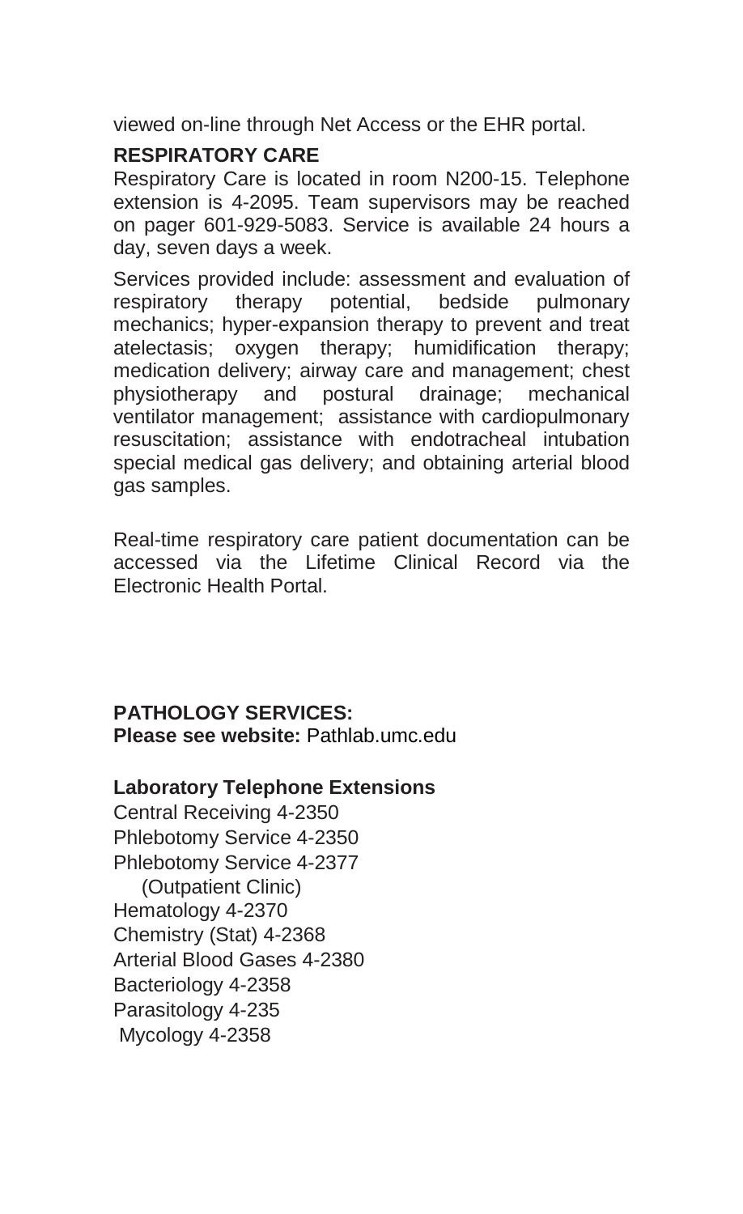viewed on-line through Net Access or the EHR portal.

**RESPIRATORY CARE**

Respiratory Care is located in room N200-15. Telephone extension is 4-2095. Team supervisors may be reached on pager 601-929-5083. Service is available 24 hours a day, seven days a week.

Services provided include: assessment and evaluation of respiratory therapy potential, bedside pulmonary mechanics; hyper-expansion therapy to prevent and treat atelectasis; oxygen therapy; humidification therapy; medication delivery; airway care and management; chest physiotherapy and postural drainage; mechanical ventilator management; assistance with cardiopulmonary resuscitation; assistance with endotracheal intubation special medical gas delivery; and obtaining arterial blood gas samples.

Real-time respiratory care patient documentation can be accessed via the Lifetime Clinical Record via the Electronic Health Portal.

**PATHOLOGY SERVICES:**
**Please see website:** Pathlab.umc.edu

**Laboratory Telephone Extensions**

Central Receiving 4-2350
Phlebotomy Service 4-2350
Phlebotomy Service 4-2377
(Outpatient Clinic)
Hematology 4-2370
Chemistry (Stat) 4-2368
Arterial Blood Gases 4-2380
Bacteriology 4-2358
Parasitology 4-235
Mycology 4-2358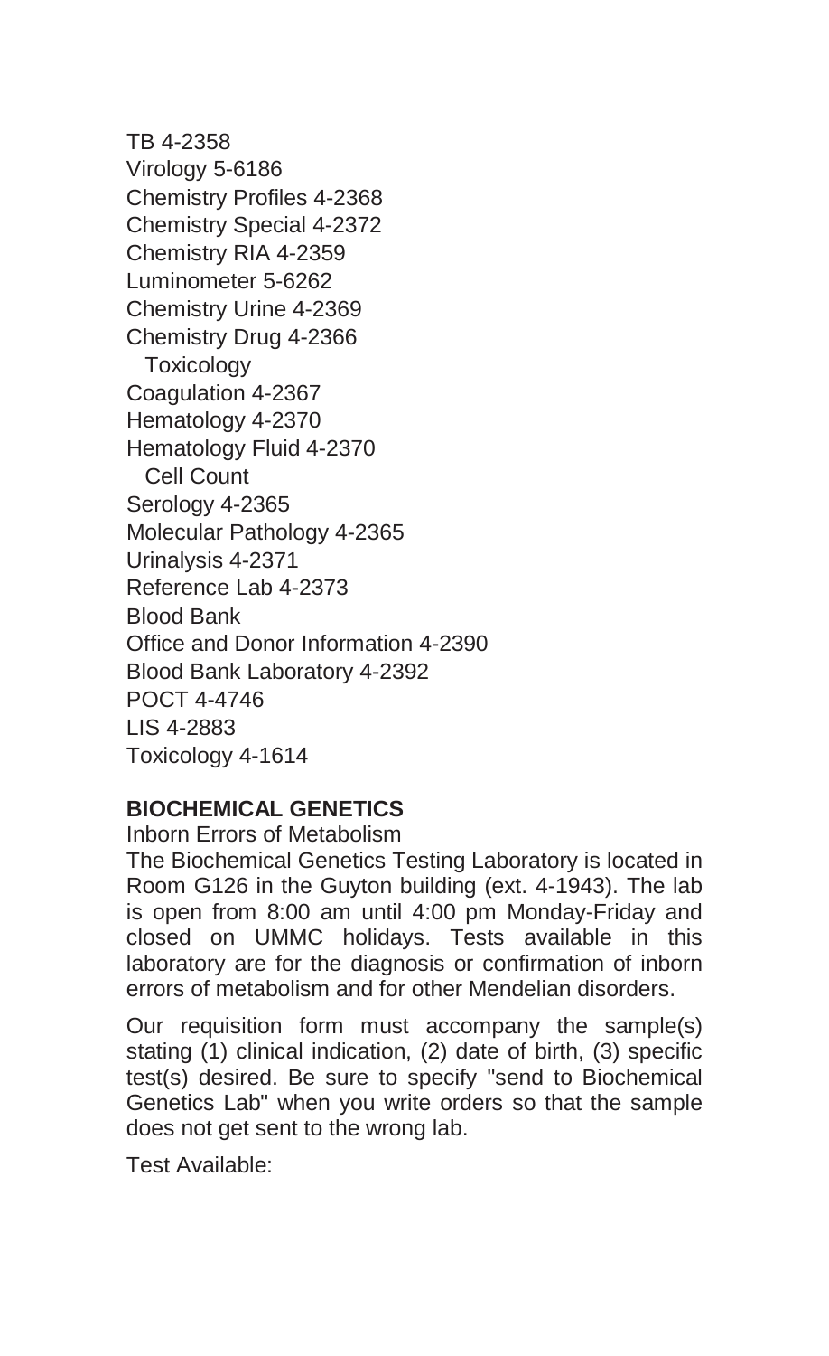TB 4-2358
Virology 5-6186
Chemistry Profiles 4-2368
Chemistry Special 4-2372
Chemistry RIA 4-2359
Luminometer 5-6262
Chemistry Urine 4-2369
Chemistry Drug 4-2366
  Toxicology
Coagulation 4-2367
Hematology 4-2370
Hematology Fluid 4-2370
  Cell Count
Serology 4-2365
Molecular Pathology 4-2365
Urinalysis 4-2371
Reference Lab 4-2373
Blood Bank
Office and Donor Information 4-2390
Blood Bank Laboratory 4-2392
POCT 4-4746
LIS 4-2883
Toxicology 4-1614

**BIOCHEMICAL GENETICS**

Inborn Errors of Metabolism

The Biochemical Genetics Testing Laboratory is located in Room G126 in the Guyton building (ext. 4-1943). The lab is open from 8:00 am until 4:00 pm Monday-Friday and closed on UMMC holidays. Tests available in this laboratory are for the diagnosis or confirmation of inborn errors of metabolism and for other Mendelian disorders.

Our requisition form must accompany the sample(s) stating (1) clinical indication, (2) date of birth, (3) specific test(s) desired. Be sure to specify "send to Biochemical Genetics Lab" when you write orders so that the sample does not get sent to the wrong lab.

Test Available: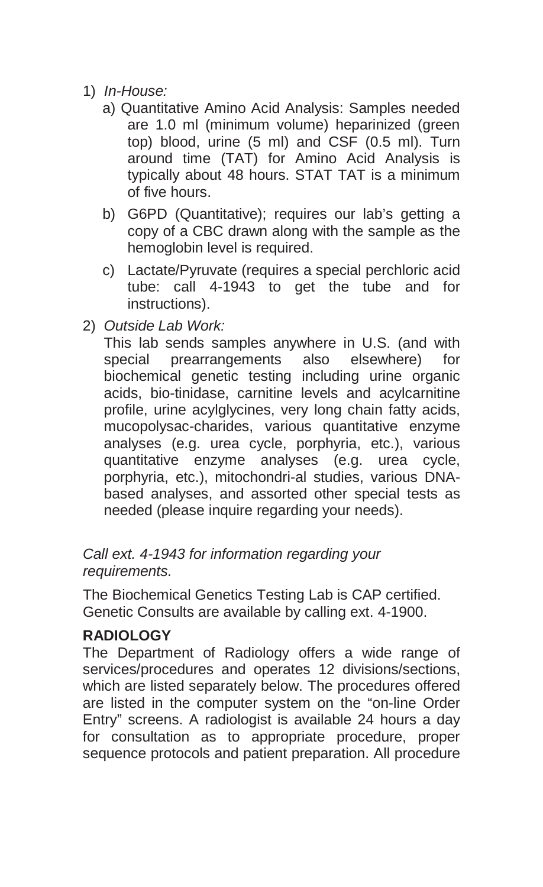1) *In-House:*
   a) Quantitative Amino Acid Analysis: Samples needed are 1.0 ml (minimum volume) heparinized (green top) blood, urine (5 ml) and CSF (0.5 ml). Turn around time (TAT) for Amino Acid Analysis is typically about 48 hours. STAT TAT is a minimum of five hours.
   b) G6PD (Quantitative); requires our lab's getting a copy of a CBC drawn along with the sample as the hemoglobin level is required.
   c) Lactate/Pyruvate (requires a special perchloric acid tube: call 4-1943 to get the tube and for instructions).
2) *Outside Lab Work:*
   This lab sends samples anywhere in U.S. (and with special prearrangements also elsewhere) for biochemical genetic testing including urine organic acids, bio-tinidase, carnitine levels and acylcarnitine profile, urine acylglycines, very long chain fatty acids, mucopolysac-charides, various quantitative enzyme analyses (e.g. urea cycle, porphyria, etc.), various quantitative enzyme analyses (e.g. urea cycle, porphyria, etc.), mitochondri-al studies, various DNA-based analyses, and assorted other special tests as needed (please inquire regarding your needs).

*Call ext. 4-1943 for information regarding your requirements.*

The Biochemical Genetics Testing Lab is CAP certified. Genetic Consults are available by calling ext. 4-1900.

**RADIOLOGY**

The Department of Radiology offers a wide range of services/procedures and operates 12 divisions/sections, which are listed separately below. The procedures offered are listed in the computer system on the "on-line Order Entry" screens. A radiologist is available 24 hours a day for consultation as to appropriate procedure, proper sequence protocols and patient preparation. All procedure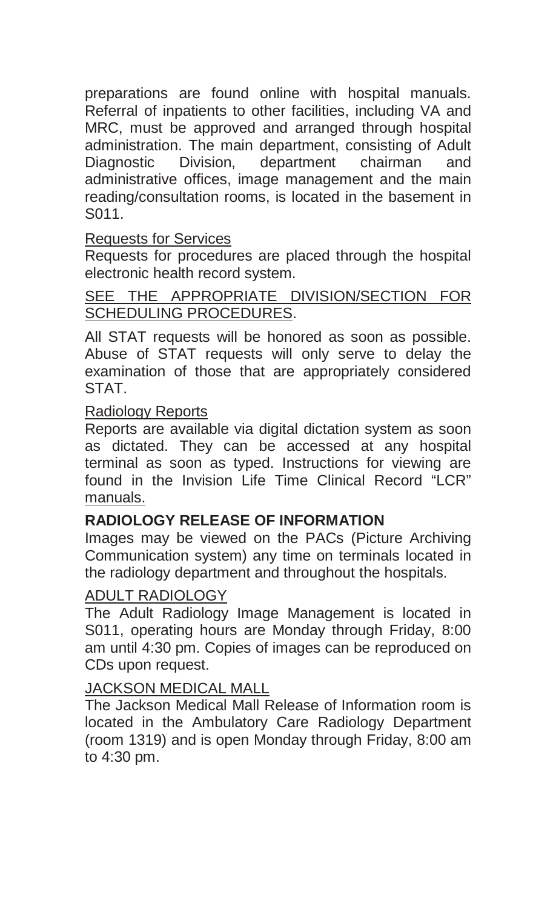preparations are found online with hospital manuals. Referral of inpatients to other facilities, including VA and MRC, must be approved and arranged through hospital administration. The main department, consisting of Adult Diagnostic Division, department chairman and administrative offices, image management and the main reading/consultation rooms, is located in the basement in S011.

Requests for Services

Requests for procedures are placed through the hospital electronic health record system.

SEE THE APPROPRIATE DIVISION/SECTION FOR SCHEDULING PROCEDURES.

All STAT requests will be honored as soon as possible. Abuse of STAT requests will only serve to delay the examination of those that are appropriately considered STAT.

Radiology Reports

Reports are available via digital dictation system as soon as dictated. They can be accessed at any hospital terminal as soon as typed. Instructions for viewing are found in the Invision Life Time Clinical Record "LCR" manuals.

**RADIOLOGY RELEASE OF INFORMATION**

Images may be viewed on the PACs (Picture Archiving Communication system) any time on terminals located in the radiology department and throughout the hospitals.

ADULT RADIOLOGY

The Adult Radiology Image Management is located in S011, operating hours are Monday through Friday, 8:00 am until 4:30 pm. Copies of images can be reproduced on CDs upon request.

JACKSON MEDICAL MALL

The Jackson Medical Mall Release of Information room is located in the Ambulatory Care Radiology Department (room 1319) and is open Monday through Friday, 8:00 am to 4:30 pm.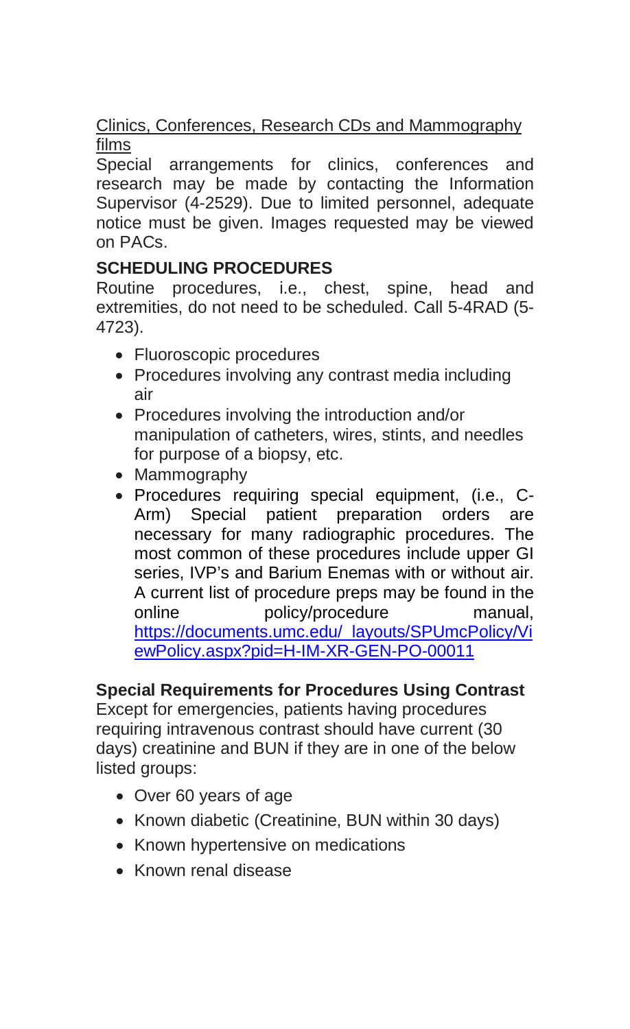Clinics, Conferences, Research CDs and Mammography films

Special arrangements for clinics, conferences and research may be made by contacting the Information Supervisor (4-2529). Due to limited personnel, adequate notice must be given. Images requested may be viewed on PACs.

## SCHEDULING PROCEDURES

Routine procedures, i.e., chest, spine, head and extremities, do not need to be scheduled. Call 5-4RAD (5-4723).

- Fluoroscopic procedures
- Procedures involving any contrast media including air
- Procedures involving the introduction and/or manipulation of catheters, wires, stints, and needles for purpose of a biopsy, etc.
- Mammography
- Procedures requiring special equipment, (i.e., C-Arm) Special patient preparation orders are necessary for many radiographic procedures. The most common of these procedures include upper GI series, IVP's and Barium Enemas with or without air. A current list of procedure preps may be found in the online policy/procedure manual, https://documents.umc.edu/_layouts/SPUmcPolicy/ViewPolicy.aspx?pid=H-IM-XR-GEN-PO-00011

**Special Requirements for Procedures Using Contrast**

Except for emergencies, patients having procedures requiring intravenous contrast should have current (30 days) creatinine and BUN if they are in one of the below listed groups:

- Over 60 years of age
- Known diabetic (Creatinine, BUN within 30 days)
- Known hypertensive on medications
- Known renal disease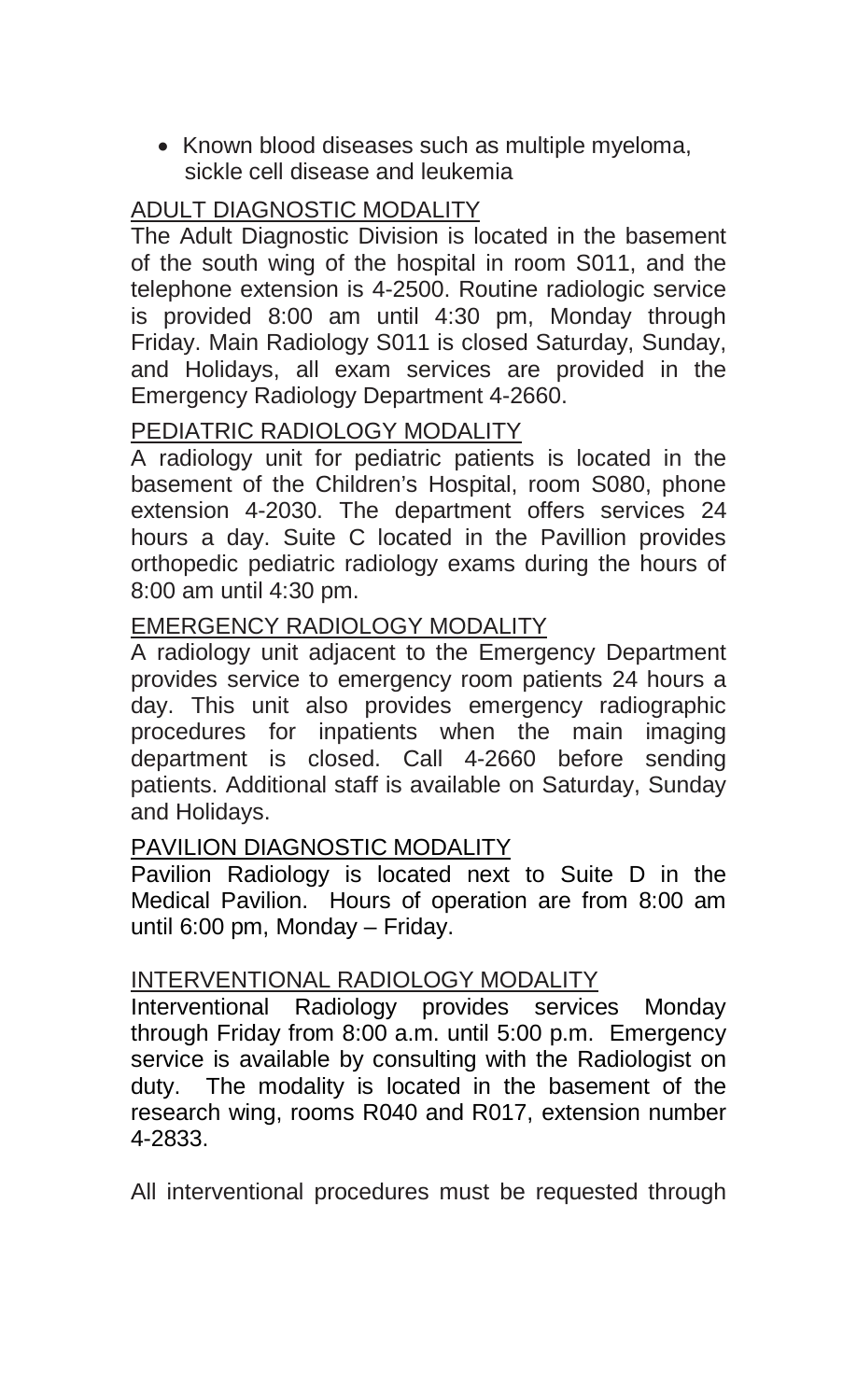- Known blood diseases such as multiple myeloma, sickle cell disease and leukemia

## ADULT DIAGNOSTIC MODALITY

The Adult Diagnostic Division is located in the basement of the south wing of the hospital in room S011, and the telephone extension is 4-2500. Routine radiologic service is provided 8:00 am until 4:30 pm, Monday through Friday. Main Radiology S011 is closed Saturday, Sunday, and Holidays, all exam services are provided in the Emergency Radiology Department 4-2660.

## PEDIATRIC RADIOLOGY MODALITY

A radiology unit for pediatric patients is located in the basement of the Children's Hospital, room S080, phone extension 4-2030. The department offers services 24 hours a day. Suite C located in the Pavillion provides orthopedic pediatric radiology exams during the hours of 8:00 am until 4:30 pm.

## EMERGENCY RADIOLOGY MODALITY

A radiology unit adjacent to the Emergency Department provides service to emergency room patients 24 hours a day. This unit also provides emergency radiographic procedures for inpatients when the main imaging department is closed. Call 4-2660 before sending patients. Additional staff is available on Saturday, Sunday and Holidays.

## PAVILION DIAGNOSTIC MODALITY

Pavilion Radiology is located next to Suite D in the Medical Pavilion. Hours of operation are from 8:00 am until 6:00 pm, Monday – Friday.

## INTERVENTIONAL RADIOLOGY MODALITY

Interventional Radiology provides services Monday through Friday from 8:00 a.m. until 5:00 p.m. Emergency service is available by consulting with the Radiologist on duty. The modality is located in the basement of the research wing, rooms R040 and R017, extension number 4-2833.

All interventional procedures must be requested through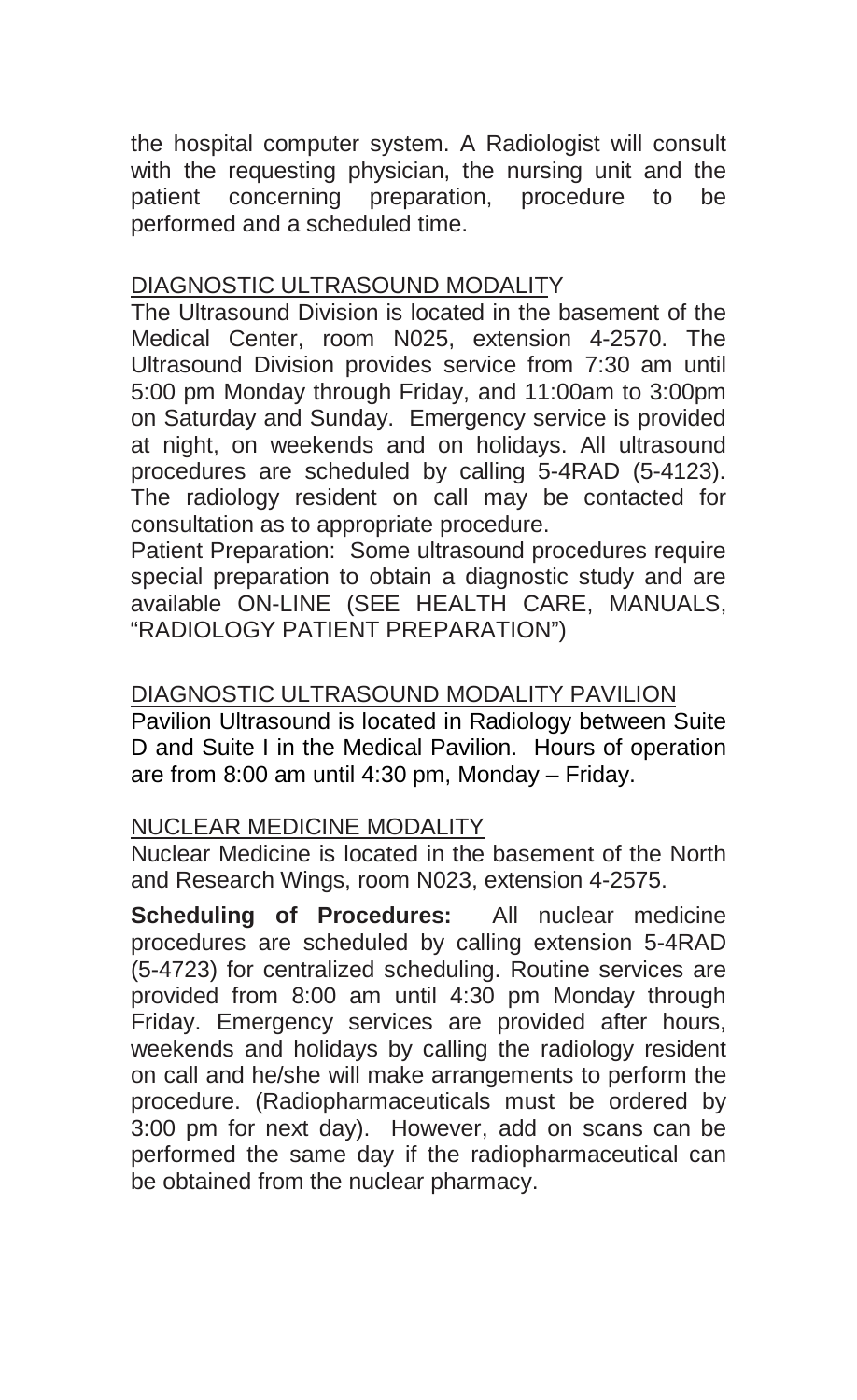the hospital computer system. A Radiologist will consult with the requesting physician, the nursing unit and the patient concerning preparation, procedure to be performed and a scheduled time.

<u>DIAGNOSTIC ULTRASOUND MODALITY</u>

The Ultrasound Division is located in the basement of the Medical Center, room N025, extension 4-2570. The Ultrasound Division provides service from 7:30 am until 5:00 pm Monday through Friday, and 11:00am to 3:00pm on Saturday and Sunday. Emergency service is provided at night, on weekends and on holidays. All ultrasound procedures are scheduled by calling 5-4RAD (5-4123). The radiology resident on call may be contacted for consultation as to appropriate procedure.

Patient Preparation: Some ultrasound procedures require special preparation to obtain a diagnostic study and are available ON-LINE (SEE HEALTH CARE, MANUALS, "RADIOLOGY PATIENT PREPARATION")

<u>DIAGNOSTIC ULTRASOUND MODALITY PAVILION</u>

Pavilion Ultrasound is located in Radiology between Suite D and Suite I in the Medical Pavilion. Hours of operation are from 8:00 am until 4:30 pm, Monday – Friday.

<u>NUCLEAR MEDICINE MODALITY</u>

Nuclear Medicine is located in the basement of the North and Research Wings, room N023, extension 4-2575.

**Scheduling of Procedures:** All nuclear medicine procedures are scheduled by calling extension 5-4RAD (5-4723) for centralized scheduling. Routine services are provided from 8:00 am until 4:30 pm Monday through Friday. Emergency services are provided after hours, weekends and holidays by calling the radiology resident on call and he/she will make arrangements to perform the procedure. (Radiopharmaceuticals must be ordered by 3:00 pm for next day). However, add on scans can be performed the same day if the radiopharmaceutical can be obtained from the nuclear pharmacy.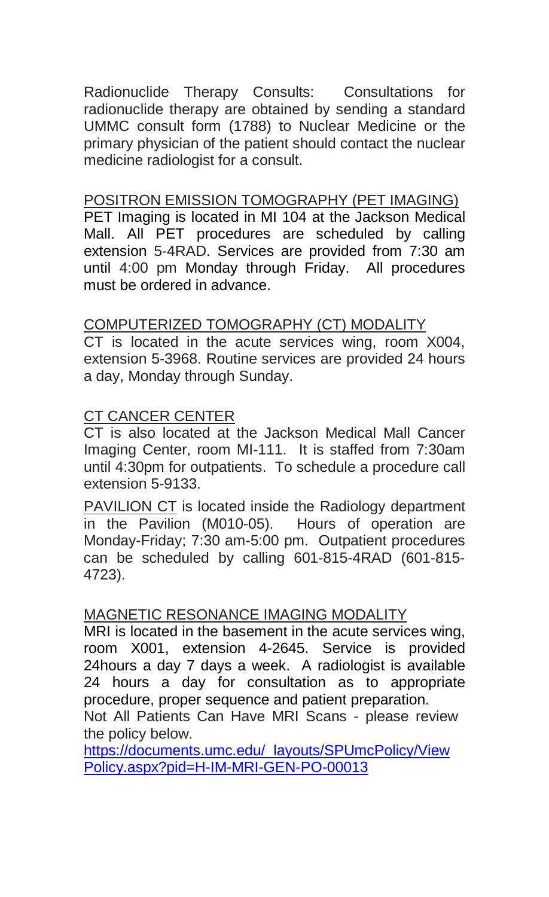Radionuclide Therapy Consults: Consultations for radionuclide therapy are obtained by sending a standard UMMC consult form (1788) to Nuclear Medicine or the primary physician of the patient should contact the nuclear medicine radiologist for a consult.

## POSITRON EMISSION TOMOGRAPHY (PET IMAGING)

PET Imaging is located in MI 104 at the Jackson Medical Mall. All PET procedures are scheduled by calling extension 5-4RAD. Services are provided from 7:30 am until 4:00 pm Monday through Friday. All procedures must be ordered in advance.

## COMPUTERIZED TOMOGRAPHY (CT) MODALITY

CT is located in the acute services wing, room X004, extension 5-3968. Routine services are provided 24 hours a day, Monday through Sunday.

## CT CANCER CENTER

CT is also located at the Jackson Medical Mall Cancer Imaging Center, room MI-111. It is staffed from 7:30am until 4:30pm for outpatients. To schedule a procedure call extension 5-9133.

PAVILION CT is located inside the Radiology department in the Pavilion (M010-05). Hours of operation are Monday-Friday; 7:30 am-5:00 pm. Outpatient procedures can be scheduled by calling 601-815-4RAD (601-815-4723).

## MAGNETIC RESONANCE IMAGING MODALITY

MRI is located in the basement in the acute services wing, room X001, extension 4-2645. Service is provided 24hours a day 7 days a week. A radiologist is available 24 hours a day for consultation as to appropriate procedure, proper sequence and patient preparation.

Not All Patients Can Have MRI Scans - please review the policy below.

https://documents.umc.edu/_layouts/SPUmcPolicy/ViewPolicy.aspx?pid=H-IM-MRI-GEN-PO-00013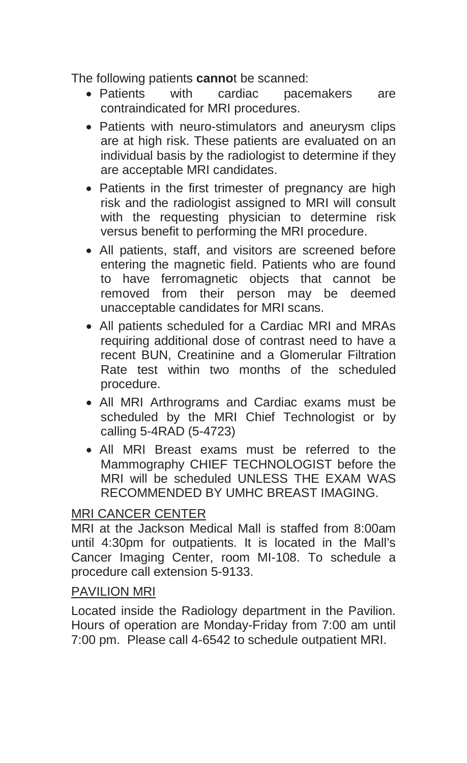The following patients **canno**t be scanned:

- Patients with cardiac pacemakers are contraindicated for MRI procedures.
- Patients with neuro-stimulators and aneurysm clips are at high risk. These patients are evaluated on an individual basis by the radiologist to determine if they are acceptable MRI candidates.
- Patients in the first trimester of pregnancy are high risk and the radiologist assigned to MRI will consult with the requesting physician to determine risk versus benefit to performing the MRI procedure.
- All patients, staff, and visitors are screened before entering the magnetic field. Patients who are found to have ferromagnetic objects that cannot be removed from their person may be deemed unacceptable candidates for MRI scans.
- All patients scheduled for a Cardiac MRI and MRAs requiring additional dose of contrast need to have a recent BUN, Creatinine and a Glomerular Filtration Rate test within two months of the scheduled procedure.
- All MRI Arthrograms and Cardiac exams must be scheduled by the MRI Chief Technologist or by calling 5-4RAD (5-4723)
- All MRI Breast exams must be referred to the Mammography CHIEF TECHNOLOGIST before the MRI will be scheduled UNLESS THE EXAM WAS RECOMMENDED BY UMHC BREAST IMAGING.

## MRI CANCER CENTER

MRI at the Jackson Medical Mall is staffed from 8:00am until 4:30pm for outpatients. It is located in the Mall's Cancer Imaging Center, room MI-108. To schedule a procedure call extension 5-9133.

## PAVILION MRI

Located inside the Radiology department in the Pavilion. Hours of operation are Monday-Friday from 7:00 am until 7:00 pm. Please call 4-6542 to schedule outpatient MRI.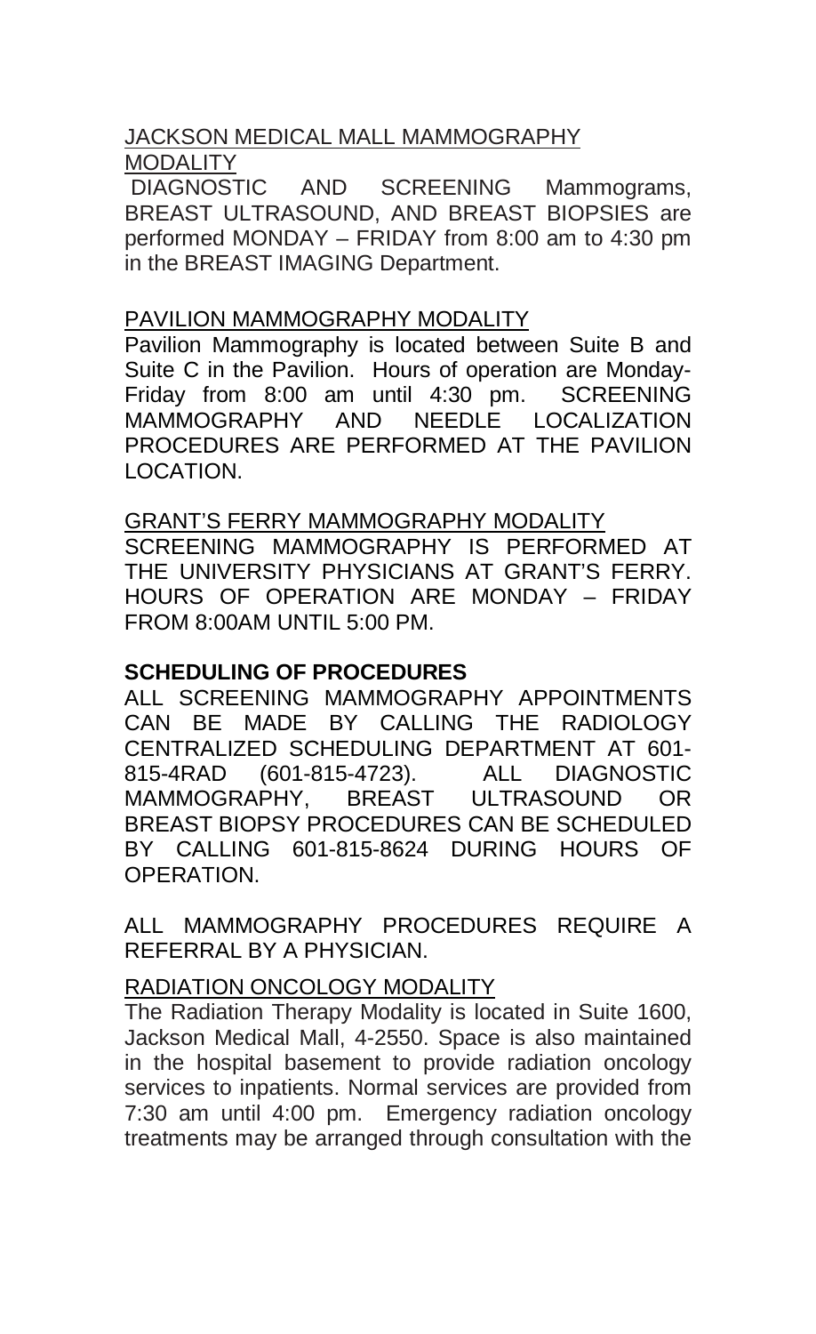JACKSON MEDICAL MALL MAMMOGRAPHY MODALITY

DIAGNOSTIC AND SCREENING Mammograms, BREAST ULTRASOUND, AND BREAST BIOPSIES are performed MONDAY – FRIDAY from 8:00 am to 4:30 pm in the BREAST IMAGING Department.

PAVILION MAMMOGRAPHY MODALITY

Pavilion Mammography is located between Suite B and Suite C in the Pavilion. Hours of operation are Monday-Friday from 8:00 am until 4:30 pm. SCREENING MAMMOGRAPHY AND NEEDLE LOCALIZATION PROCEDURES ARE PERFORMED AT THE PAVILION LOCATION.

GRANT'S FERRY MAMMOGRAPHY MODALITY

SCREENING MAMMOGRAPHY IS PERFORMED AT THE UNIVERSITY PHYSICIANS AT GRANT'S FERRY. HOURS OF OPERATION ARE MONDAY – FRIDAY FROM 8:00AM UNTIL 5:00 PM.

**SCHEDULING OF PROCEDURES**

ALL SCREENING MAMMOGRAPHY APPOINTMENTS CAN BE MADE BY CALLING THE RADIOLOGY CENTRALIZED SCHEDULING DEPARTMENT AT 601-815-4RAD (601-815-4723). ALL DIAGNOSTIC MAMMOGRAPHY, BREAST ULTRASOUND OR BREAST BIOPSY PROCEDURES CAN BE SCHEDULED BY CALLING 601-815-8624 DURING HOURS OF OPERATION.

ALL MAMMOGRAPHY PROCEDURES REQUIRE A REFERRAL BY A PHYSICIAN.

RADIATION ONCOLOGY MODALITY

The Radiation Therapy Modality is located in Suite 1600, Jackson Medical Mall, 4-2550. Space is also maintained in the hospital basement to provide radiation oncology services to inpatients. Normal services are provided from 7:30 am until 4:00 pm. Emergency radiation oncology treatments may be arranged through consultation with the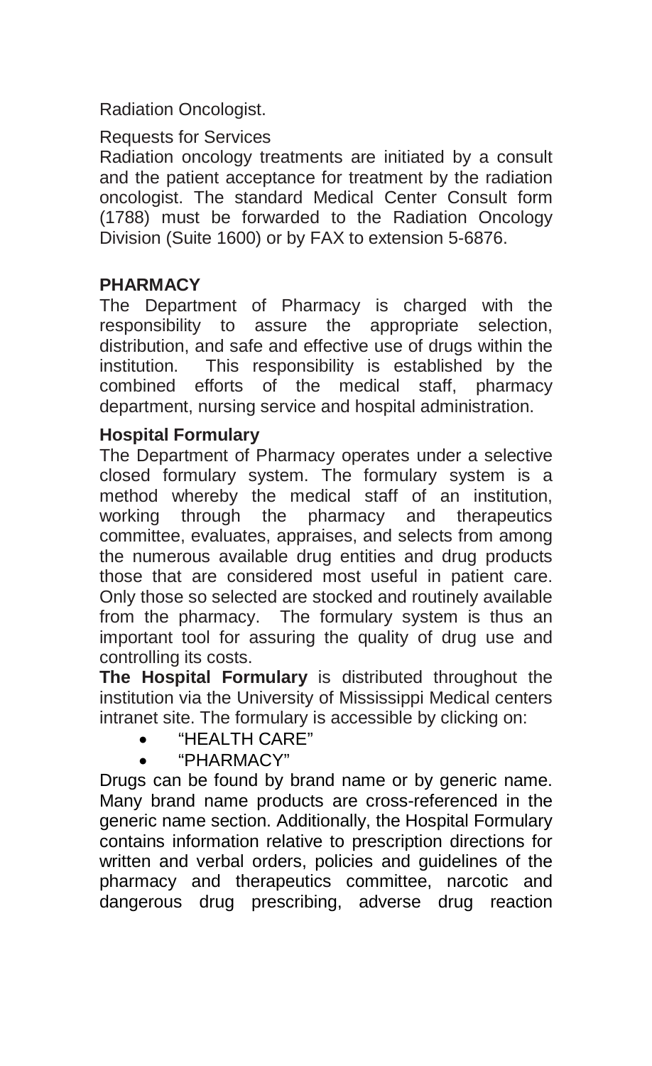Radiation Oncologist.

Requests for Services

Radiation oncology treatments are initiated by a consult and the patient acceptance for treatment by the radiation oncologist. The standard Medical Center Consult form (1788) must be forwarded to the Radiation Oncology Division (Suite 1600) or by FAX to extension 5-6876.

## PHARMACY

The Department of Pharmacy is charged with the responsibility to assure the appropriate selection, distribution, and safe and effective use of drugs within the institution. This responsibility is established by the combined efforts of the medical staff, pharmacy department, nursing service and hospital administration.

### Hospital Formulary

The Department of Pharmacy operates under a selective closed formulary system. The formulary system is a method whereby the medical staff of an institution, working through the pharmacy and therapeutics committee, evaluates, appraises, and selects from among the numerous available drug entities and drug products those that are considered most useful in patient care. Only those so selected are stocked and routinely available from the pharmacy. The formulary system is thus an important tool for assuring the quality of drug use and controlling its costs.

**The Hospital Formulary** is distributed throughout the institution via the University of Mississippi Medical centers intranet site. The formulary is accessible by clicking on:

- "HEALTH CARE"
- "PHARMACY"

Drugs can be found by brand name or by generic name. Many brand name products are cross-referenced in the generic name section. Additionally, the Hospital Formulary contains information relative to prescription directions for written and verbal orders, policies and guidelines of the pharmacy and therapeutics committee, narcotic and dangerous drug prescribing, adverse drug reaction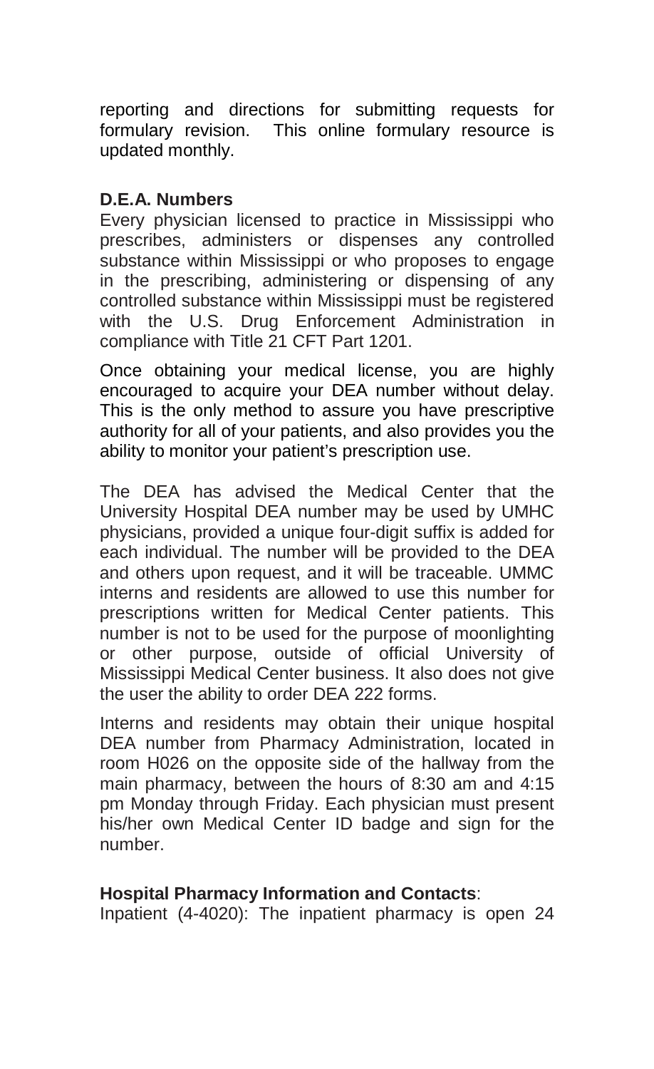reporting and directions for submitting requests for formulary revision. This online formulary resource is updated monthly.

**D.E.A. Numbers**

Every physician licensed to practice in Mississippi who prescribes, administers or dispenses any controlled substance within Mississippi or who proposes to engage in the prescribing, administering or dispensing of any controlled substance within Mississippi must be registered with the U.S. Drug Enforcement Administration in compliance with Title 21 CFT Part 1201.

Once obtaining your medical license, you are highly encouraged to acquire your DEA number without delay. This is the only method to assure you have prescriptive authority for all of your patients, and also provides you the ability to monitor your patient's prescription use.

The DEA has advised the Medical Center that the University Hospital DEA number may be used by UMHC physicians, provided a unique four-digit suffix is added for each individual. The number will be provided to the DEA and others upon request, and it will be traceable. UMMC interns and residents are allowed to use this number for prescriptions written for Medical Center patients. This number is not to be used for the purpose of moonlighting or other purpose, outside of official University of Mississippi Medical Center business. It also does not give the user the ability to order DEA 222 forms.

Interns and residents may obtain their unique hospital DEA number from Pharmacy Administration, located in room H026 on the opposite side of the hallway from the main pharmacy, between the hours of 8:30 am and 4:15 pm Monday through Friday. Each physician must present his/her own Medical Center ID badge and sign for the number.

**Hospital Pharmacy Information and Contacts**:

Inpatient (4-4020): The inpatient pharmacy is open 24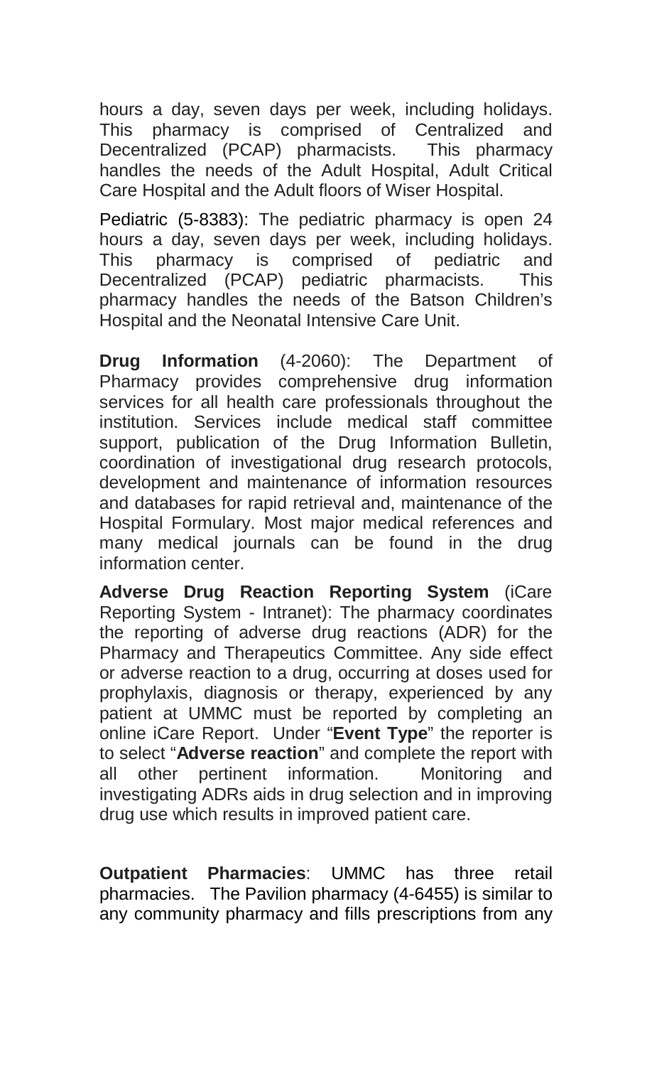hours a day, seven days per week, including holidays. This pharmacy is comprised of Centralized and Decentralized (PCAP) pharmacists. This pharmacy handles the needs of the Adult Hospital, Adult Critical Care Hospital and the Adult floors of Wiser Hospital.

Pediatric (5-8383): The pediatric pharmacy is open 24 hours a day, seven days per week, including holidays. This pharmacy is comprised of pediatric and Decentralized (PCAP) pediatric pharmacists. This pharmacy handles the needs of the Batson Children's Hospital and the Neonatal Intensive Care Unit.

**Drug Information** (4-2060): The Department of Pharmacy provides comprehensive drug information services for all health care professionals throughout the institution. Services include medical staff committee support, publication of the Drug Information Bulletin, coordination of investigational drug research protocols, development and maintenance of information resources and databases for rapid retrieval and, maintenance of the Hospital Formulary. Most major medical references and many medical journals can be found in the drug information center.

**Adverse Drug Reaction Reporting System** (iCare Reporting System - Intranet): The pharmacy coordinates the reporting of adverse drug reactions (ADR) for the Pharmacy and Therapeutics Committee. Any side effect or adverse reaction to a drug, occurring at doses used for prophylaxis, diagnosis or therapy, experienced by any patient at UMMC must be reported by completing an online iCare Report. Under "**Event Type**" the reporter is to select "**Adverse reaction**" and complete the report with all other pertinent information. Monitoring and investigating ADRs aids in drug selection and in improving drug use which results in improved patient care.

**Outpatient Pharmacies**: UMMC has three retail pharmacies. The Pavilion pharmacy (4-6455) is similar to any community pharmacy and fills prescriptions from any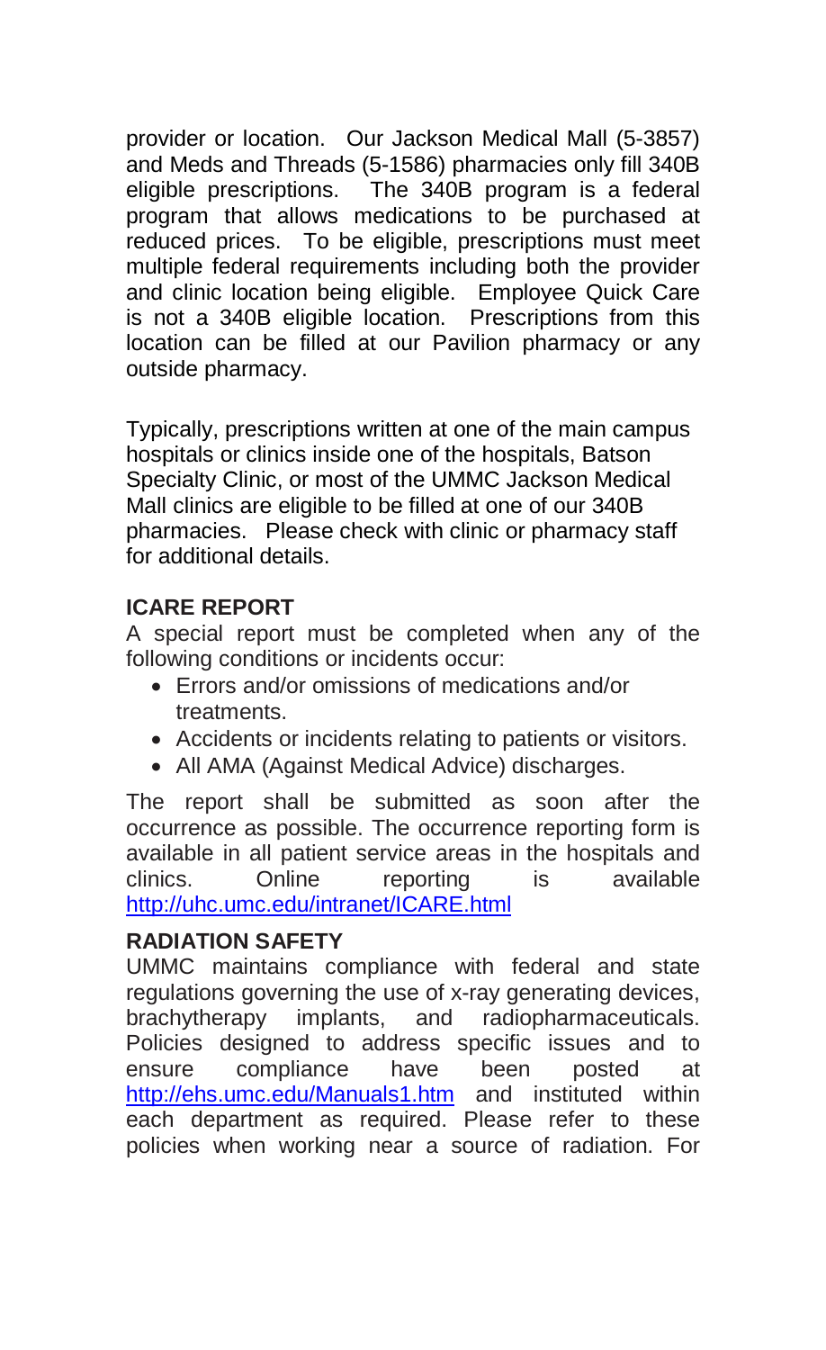provider or location. Our Jackson Medical Mall (5-3857) and Meds and Threads (5-1586) pharmacies only fill 340B eligible prescriptions. The 340B program is a federal program that allows medications to be purchased at reduced prices. To be eligible, prescriptions must meet multiple federal requirements including both the provider and clinic location being eligible. Employee Quick Care is not a 340B eligible location. Prescriptions from this location can be filled at our Pavilion pharmacy or any outside pharmacy.

Typically, prescriptions written at one of the main campus hospitals or clinics inside one of the hospitals, Batson Specialty Clinic, or most of the UMMC Jackson Medical Mall clinics are eligible to be filled at one of our 340B pharmacies. Please check with clinic or pharmacy staff for additional details.

## ICARE REPORT

A special report must be completed when any of the following conditions or incidents occur:

- Errors and/or omissions of medications and/or treatments.
- Accidents or incidents relating to patients or visitors.
- All AMA (Against Medical Advice) discharges.

The report shall be submitted as soon after the occurrence as possible. The occurrence reporting form is available in all patient service areas in the hospitals and clinics. Online reporting is available http://uhc.umc.edu/intranet/ICARE.html

## RADIATION SAFETY

UMMC maintains compliance with federal and state regulations governing the use of x-ray generating devices, brachytherapy implants, and radiopharmaceuticals. Policies designed to address specific issues and to ensure compliance have been posted at http://ehs.umc.edu/Manuals1.htm and instituted within each department as required. Please refer to these policies when working near a source of radiation. For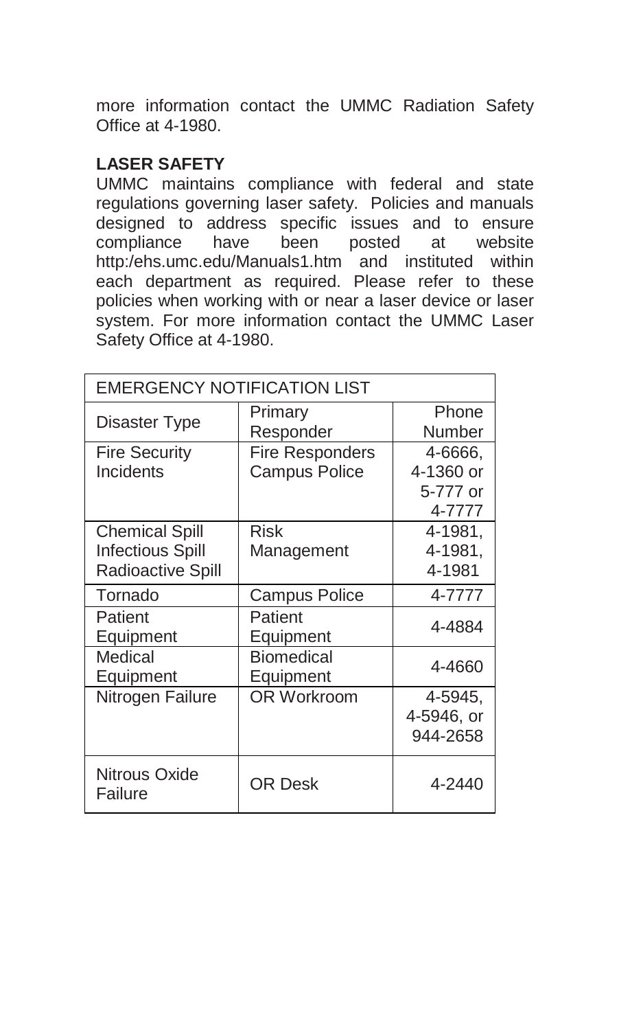more information contact the UMMC Radiation Safety Office at 4-1980.

**LASER SAFETY**

UMMC maintains compliance with federal and state regulations governing laser safety. Policies and manuals designed to address specific issues and to ensure compliance have been posted at website http:/ehs.umc.edu/Manuals1.htm and instituted within each department as required. Please refer to these policies when working with or near a laser device or laser system. For more information contact the UMMC Laser Safety Office at 4-1980.

| EMERGENCY NOTIFICATION LIST | | |
|---|---|---|
| Disaster Type | Primary Responder | Phone Number |
| Fire Security Incidents | Fire Responders Campus Police | 4-6666, 4-1360 or 5-777 or 4-7777 |
| Chemical Spill Infectious Spill Radioactive Spill | Risk Management | 4-1981, 4-1981, 4-1981 |
| Tornado | Campus Police | 4-7777 |
| Patient Equipment | Patient Equipment | 4-4884 |
| Medical Equipment | Biomedical Equipment | 4-4660 |
| Nitrogen Failure | OR Workroom | 4-5945, 4-5946, or 944-2658 |
| Nitrous Oxide Failure | OR Desk | 4-2440 |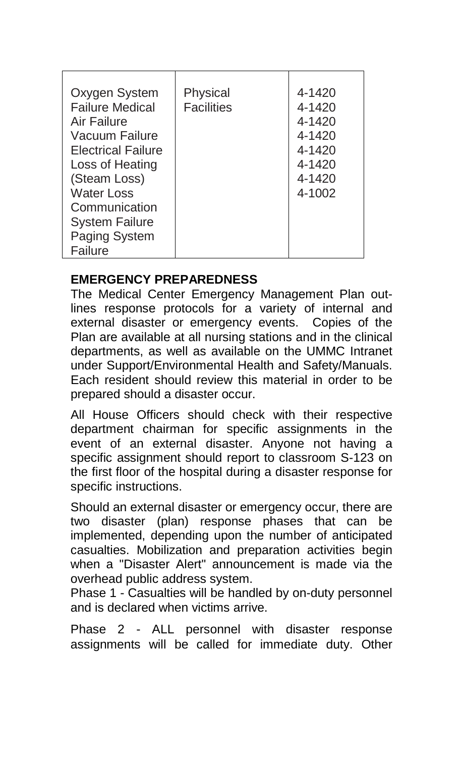| | | |
|---|---|---|
| Oxygen System<br>Failure Medical<br>Air Failure<br>Vacuum Failure<br>Electrical Failure<br>Loss of Heating<br>(Steam Loss)<br>Water Loss<br>Communication<br>System Failure<br>Paging System<br>Failure | Physical<br>Facilities | 4-1420<br>4-1420<br>4-1420<br>4-1420<br>4-1420<br>4-1420<br>4-1420<br>4-1002 |

**EMERGENCY PREPAREDNESS**

The Medical Center Emergency Management Plan outlines response protocols for a variety of internal and external disaster or emergency events. Copies of the Plan are available at all nursing stations and in the clinical departments, as well as available on the UMMC Intranet under Support/Environmental Health and Safety/Manuals. Each resident should review this material in order to be prepared should a disaster occur.

All House Officers should check with their respective department chairman for specific assignments in the event of an external disaster. Anyone not having a specific assignment should report to classroom S-123 on the first floor of the hospital during a disaster response for specific instructions.

Should an external disaster or emergency occur, there are two disaster (plan) response phases that can be implemented, depending upon the number of anticipated casualties. Mobilization and preparation activities begin when a "Disaster Alert" announcement is made via the overhead public address system.

Phase 1 - Casualties will be handled by on-duty personnel and is declared when victims arrive.

Phase 2 - ALL personnel with disaster response assignments will be called for immediate duty. Other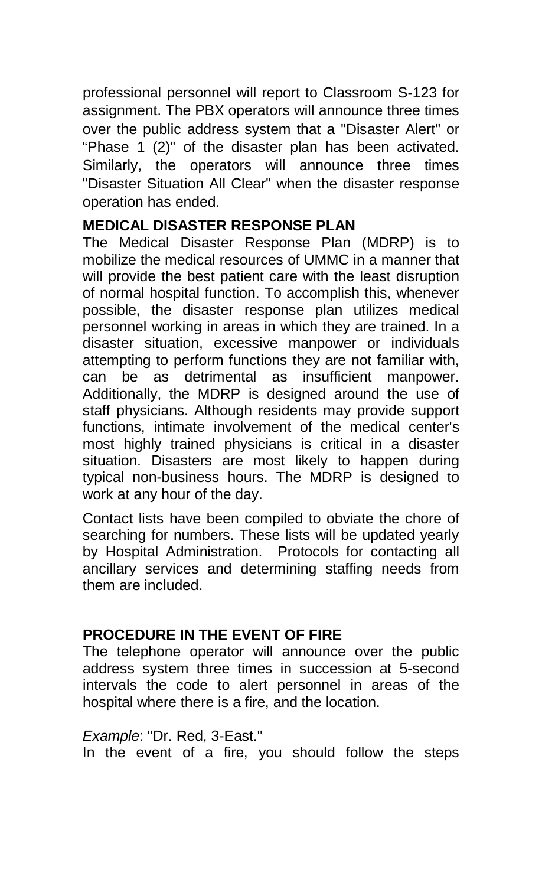professional personnel will report to Classroom S-123 for assignment. The PBX operators will announce three times over the public address system that a "Disaster Alert" or "Phase 1 (2)" of the disaster plan has been activated. Similarly, the operators will announce three times "Disaster Situation All Clear" when the disaster response operation has ended.

## MEDICAL DISASTER RESPONSE PLAN

The Medical Disaster Response Plan (MDRP) is to mobilize the medical resources of UMMC in a manner that will provide the best patient care with the least disruption of normal hospital function. To accomplish this, whenever possible, the disaster response plan utilizes medical personnel working in areas in which they are trained. In a disaster situation, excessive manpower or individuals attempting to perform functions they are not familiar with, can be as detrimental as insufficient manpower. Additionally, the MDRP is designed around the use of staff physicians. Although residents may provide support functions, intimate involvement of the medical center's most highly trained physicians is critical in a disaster situation. Disasters are most likely to happen during typical non-business hours. The MDRP is designed to work at any hour of the day.

Contact lists have been compiled to obviate the chore of searching for numbers. These lists will be updated yearly by Hospital Administration. Protocols for contacting all ancillary services and determining staffing needs from them are included.

## PROCEDURE IN THE EVENT OF FIRE

The telephone operator will announce over the public address system three times in succession at 5-second intervals the code to alert personnel in areas of the hospital where there is a fire, and the location.

*Example*: "Dr. Red, 3-East."

In the event of a fire, you should follow the steps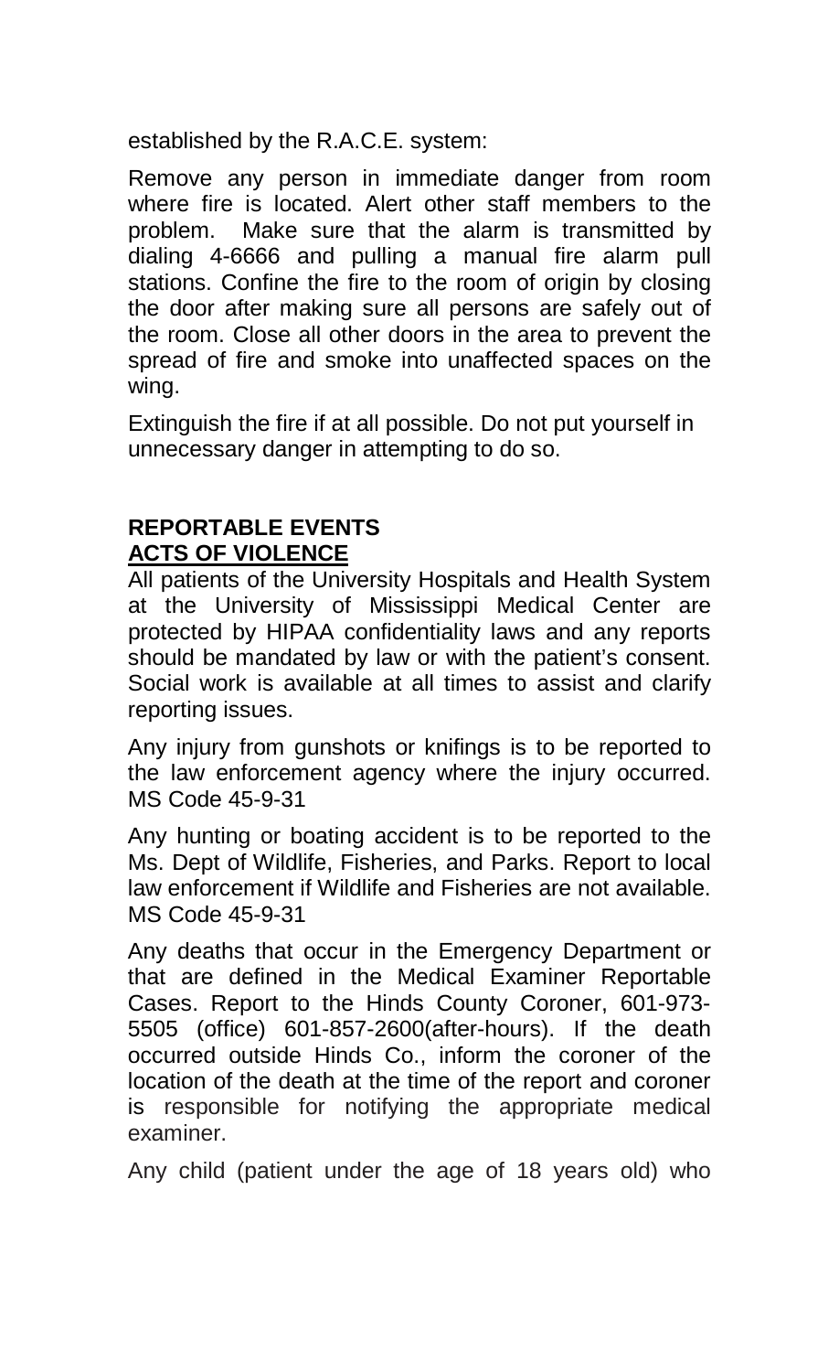established by the R.A.C.E. system:

Remove any person in immediate danger from room where fire is located. Alert other staff members to the problem. Make sure that the alarm is transmitted by dialing 4-6666 and pulling a manual fire alarm pull stations. Confine the fire to the room of origin by closing the door after making sure all persons are safely out of the room. Close all other doors in the area to prevent the spread of fire and smoke into unaffected spaces on the wing.

Extinguish the fire if at all possible. Do not put yourself in unnecessary danger in attempting to do so.

## REPORTABLE EVENTS

### ACTS OF VIOLENCE

All patients of the University Hospitals and Health System at the University of Mississippi Medical Center are protected by HIPAA confidentiality laws and any reports should be mandated by law or with the patient's consent. Social work is available at all times to assist and clarify reporting issues.

Any injury from gunshots or knifings is to be reported to the law enforcement agency where the injury occurred. MS Code 45-9-31

Any hunting or boating accident is to be reported to the Ms. Dept of Wildlife, Fisheries, and Parks. Report to local law enforcement if Wildlife and Fisheries are not available. MS Code 45-9-31

Any deaths that occur in the Emergency Department or that are defined in the Medical Examiner Reportable Cases. Report to the Hinds County Coroner, 601-973-5505 (office) 601-857-2600(after-hours). If the death occurred outside Hinds Co., inform the coroner of the location of the death at the time of the report and coroner is responsible for notifying the appropriate medical examiner.

Any child (patient under the age of 18 years old) who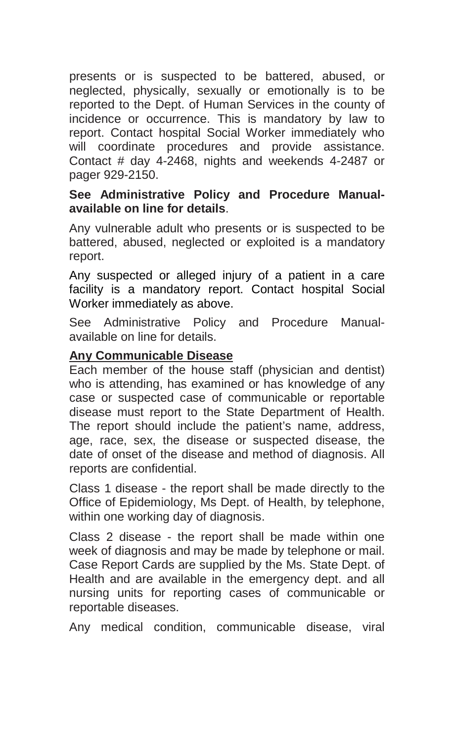presents or is suspected to be battered, abused, or neglected, physically, sexually or emotionally is to be reported to the Dept. of Human Services in the county of incidence or occurrence. This is mandatory by law to report. Contact hospital Social Worker immediately who will coordinate procedures and provide assistance. Contact # day 4-2468, nights and weekends 4-2487 or pager 929-2150.

**See Administrative Policy and Procedure Manual- available on line for details**.

Any vulnerable adult who presents or is suspected to be battered, abused, neglected or exploited is a mandatory report.

Any suspected or alleged injury of a patient in a care facility is a mandatory report. Contact hospital Social Worker immediately as above.

See Administrative Policy and Procedure Manual- available on line for details.

**Any Communicable Disease**

Each member of the house staff (physician and dentist) who is attending, has examined or has knowledge of any case or suspected case of communicable or reportable disease must report to the State Department of Health. The report should include the patient's name, address, age, race, sex, the disease or suspected disease, the date of onset of the disease and method of diagnosis. All reports are confidential.

Class 1 disease - the report shall be made directly to the Office of Epidemiology, Ms Dept. of Health, by telephone, within one working day of diagnosis.

Class 2 disease - the report shall be made within one week of diagnosis and may be made by telephone or mail. Case Report Cards are supplied by the Ms. State Dept. of Health and are available in the emergency dept. and all nursing units for reporting cases of communicable or reportable diseases.

Any medical condition, communicable disease, viral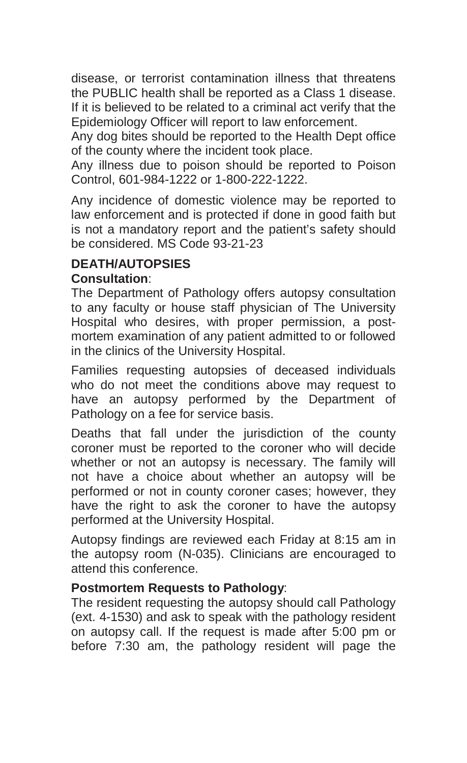disease, or terrorist contamination illness that threatens the PUBLIC health shall be reported as a Class 1 disease. If it is believed to be related to a criminal act verify that the Epidemiology Officer will report to law enforcement.

Any dog bites should be reported to the Health Dept office of the county where the incident took place.

Any illness due to poison should be reported to Poison Control, 601-984-1222 or 1-800-222-1222.

Any incidence of domestic violence may be reported to law enforcement and is protected if done in good faith but is not a mandatory report and the patient's safety should be considered. MS Code 93-21-23

## DEATH/AUTOPSIES

**Consultation**:

The Department of Pathology offers autopsy consultation to any faculty or house staff physician of The University Hospital who desires, with proper permission, a post-mortem examination of any patient admitted to or followed in the clinics of the University Hospital.

Families requesting autopsies of deceased individuals who do not meet the conditions above may request to have an autopsy performed by the Department of Pathology on a fee for service basis.

Deaths that fall under the jurisdiction of the county coroner must be reported to the coroner who will decide whether or not an autopsy is necessary. The family will not have a choice about whether an autopsy will be performed or not in county coroner cases; however, they have the right to ask the coroner to have the autopsy performed at the University Hospital.

Autopsy findings are reviewed each Friday at 8:15 am in the autopsy room (N-035). Clinicians are encouraged to attend this conference.

**Postmortem Requests to Pathology**:

The resident requesting the autopsy should call Pathology (ext. 4-1530) and ask to speak with the pathology resident on autopsy call. If the request is made after 5:00 pm or before 7:30 am, the pathology resident will page the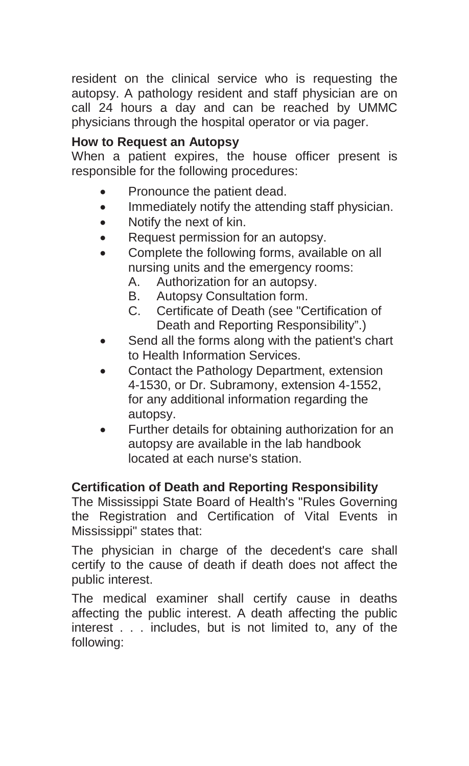resident on the clinical service who is requesting the autopsy. A pathology resident and staff physician are on call 24 hours a day and can be reached by UMMC physicians through the hospital operator or via pager.

### How to Request an Autopsy

When a patient expires, the house officer present is responsible for the following procedures:

- Pronounce the patient dead.
- Immediately notify the attending staff physician.
- Notify the next of kin.
- Request permission for an autopsy.
- Complete the following forms, available on all nursing units and the emergency rooms:
  - A. Authorization for an autopsy.
  - B. Autopsy Consultation form.
  - C. Certificate of Death (see "Certification of Death and Reporting Responsibility".)
- Send all the forms along with the patient's chart to Health Information Services.
- Contact the Pathology Department, extension 4-1530, or Dr. Subramony, extension 4-1552, for any additional information regarding the autopsy.
- Further details for obtaining authorization for an autopsy are available in the lab handbook located at each nurse's station.

### Certification of Death and Reporting Responsibility

The Mississippi State Board of Health's "Rules Governing the Registration and Certification of Vital Events in Mississippi" states that:

The physician in charge of the decedent's care shall certify to the cause of death if death does not affect the public interest.

The medical examiner shall certify cause in deaths affecting the public interest. A death affecting the public interest . . . includes, but is not limited to, any of the following: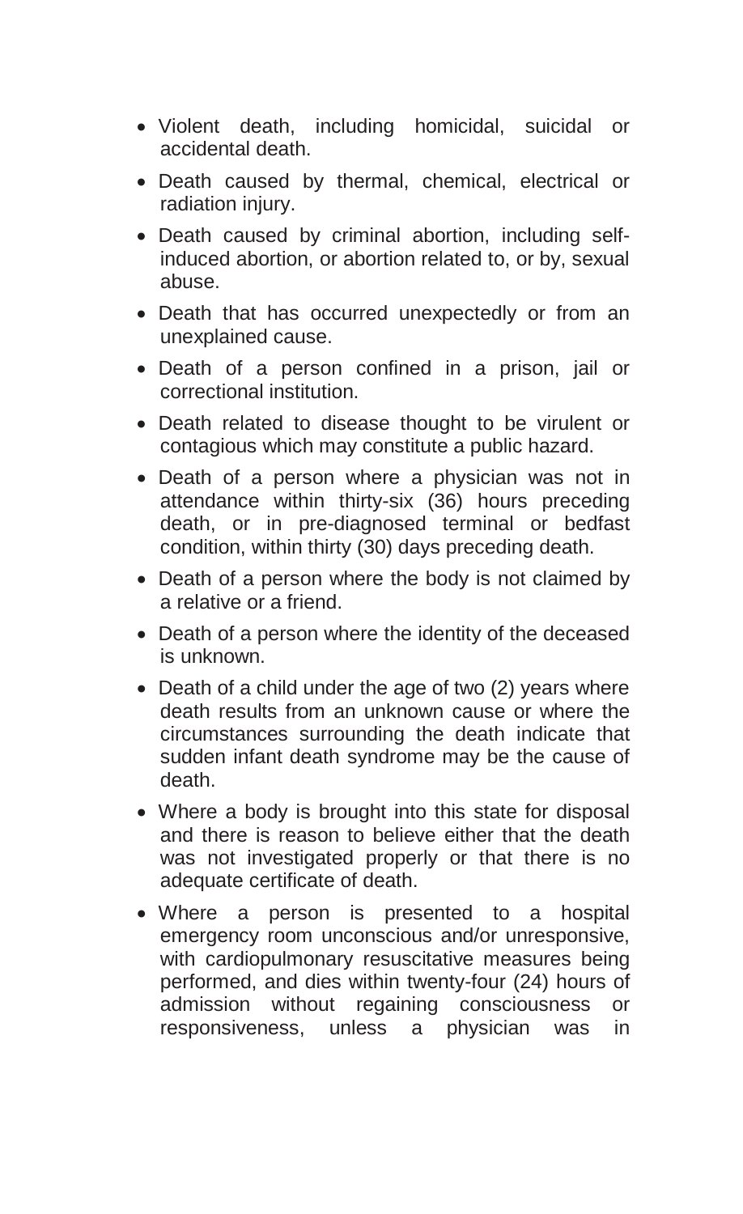- Violent death, including homicidal, suicidal or accidental death.
- Death caused by thermal, chemical, electrical or radiation injury.
- Death caused by criminal abortion, including self-induced abortion, or abortion related to, or by, sexual abuse.
- Death that has occurred unexpectedly or from an unexplained cause.
- Death of a person confined in a prison, jail or correctional institution.
- Death related to disease thought to be virulent or contagious which may constitute a public hazard.
- Death of a person where a physician was not in attendance within thirty-six (36) hours preceding death, or in pre-diagnosed terminal or bedfast condition, within thirty (30) days preceding death.
- Death of a person where the body is not claimed by a relative or a friend.
- Death of a person where the identity of the deceased is unknown.
- Death of a child under the age of two (2) years where death results from an unknown cause or where the circumstances surrounding the death indicate that sudden infant death syndrome may be the cause of death.
- Where a body is brought into this state for disposal and there is reason to believe either that the death was not investigated properly or that there is no adequate certificate of death.
- Where a person is presented to a hospital emergency room unconscious and/or unresponsive, with cardiopulmonary resuscitative measures being performed, and dies within twenty-four (24) hours of admission without regaining consciousness or responsiveness, unless a physician was in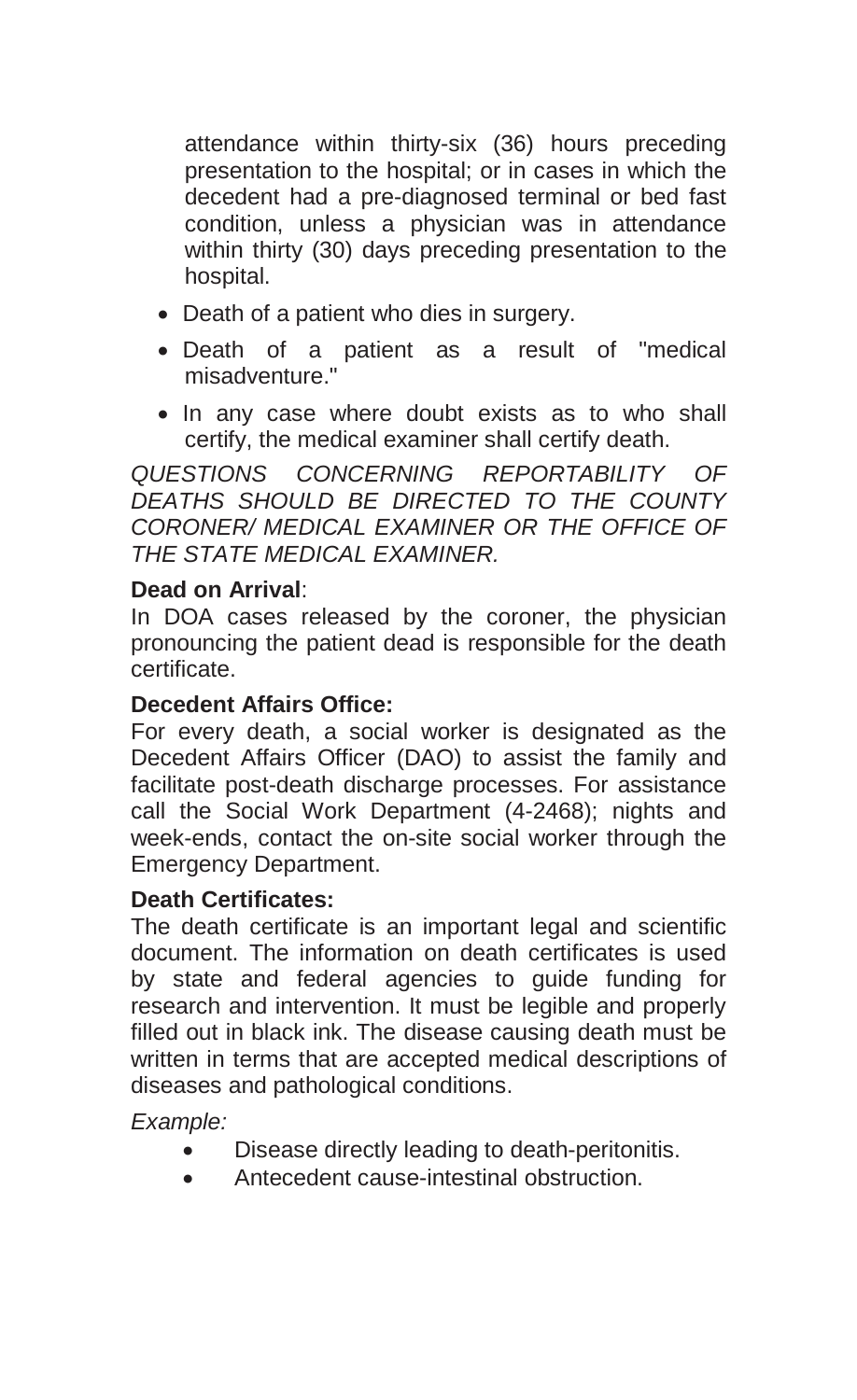attendance within thirty-six (36) hours preceding presentation to the hospital; or in cases in which the decedent had a pre-diagnosed terminal or bed fast condition, unless a physician was in attendance within thirty (30) days preceding presentation to the hospital.

- Death of a patient who dies in surgery.
- Death of a patient as a result of "medical misadventure."
- In any case where doubt exists as to who shall certify, the medical examiner shall certify death.

*QUESTIONS CONCERNING REPORTABILITY OF DEATHS SHOULD BE DIRECTED TO THE COUNTY CORONER/ MEDICAL EXAMINER OR THE OFFICE OF THE STATE MEDICAL EXAMINER.*

**Dead on Arrival**:

In DOA cases released by the coroner, the physician pronouncing the patient dead is responsible for the death certificate.

**Decedent Affairs Office:**

For every death, a social worker is designated as the Decedent Affairs Officer (DAO) to assist the family and facilitate post-death discharge processes. For assistance call the Social Work Department (4-2468); nights and week-ends, contact the on-site social worker through the Emergency Department.

**Death Certificates:**

The death certificate is an important legal and scientific document. The information on death certificates is used by state and federal agencies to guide funding for research and intervention. It must be legible and properly filled out in black ink. The disease causing death must be written in terms that are accepted medical descriptions of diseases and pathological conditions.

*Example:*

- Disease directly leading to death-peritonitis.
- Antecedent cause-intestinal obstruction.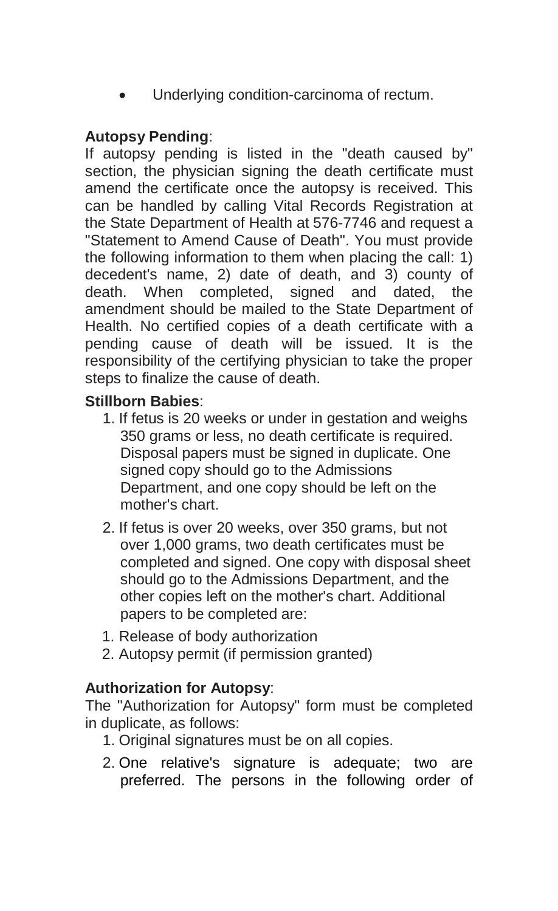- Underlying condition-carcinoma of rectum.

**Autopsy Pending**:

If autopsy pending is listed in the "death caused by" section, the physician signing the death certificate must amend the certificate once the autopsy is received. This can be handled by calling Vital Records Registration at the State Department of Health at 576-7746 and request a "Statement to Amend Cause of Death". You must provide the following information to them when placing the call: 1) decedent's name, 2) date of death, and 3) county of death. When completed, signed and dated, the amendment should be mailed to the State Department of Health. No certified copies of a death certificate with a pending cause of death will be issued. It is the responsibility of the certifying physician to take the proper steps to finalize the cause of death.

**Stillborn Babies**:

1. If fetus is 20 weeks or under in gestation and weighs 350 grams or less, no death certificate is required. Disposal papers must be signed in duplicate. One signed copy should go to the Admissions Department, and one copy should be left on the mother's chart.
2. If fetus is over 20 weeks, over 350 grams, but not over 1,000 grams, two death certificates must be completed and signed. One copy with disposal sheet should go to the Admissions Department, and the other copies left on the mother's chart. Additional papers to be completed are:

1. Release of body authorization
2. Autopsy permit (if permission granted)

**Authorization for Autopsy**:

The "Authorization for Autopsy" form must be completed in duplicate, as follows:

1. Original signatures must be on all copies.
2. One relative's signature is adequate; two are preferred. The persons in the following order of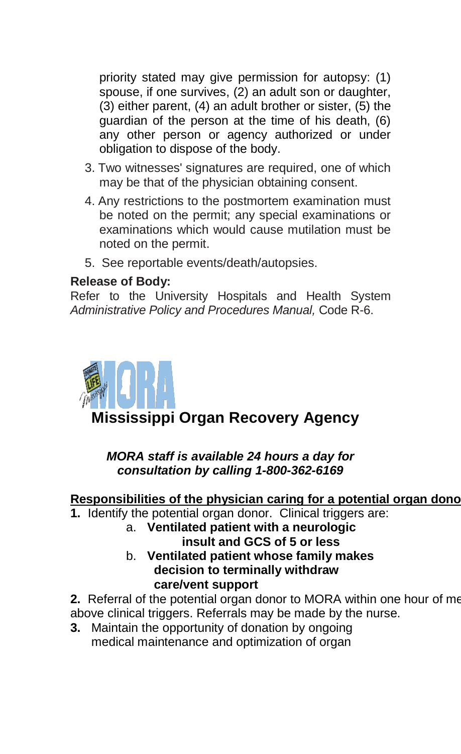priority stated may give permission for autopsy: (1) spouse, if one survives, (2) an adult son or daughter, (3) either parent, (4) an adult brother or sister, (5) the guardian of the person at the time of his death, (6) any other person or agency authorized or under obligation to dispose of the body.

3. Two witnesses' signatures are required, one of which may be that of the physician obtaining consent.
4. Any restrictions to the postmortem examination must be noted on the permit; any special examinations or examinations which would cause mutilation must be noted on the permit.
5. See reportable events/death/autopsies.

**Release of Body:**
Refer to the University Hospitals and Health System *Administrative Policy and Procedures Manual,* Code R-6.

MORA

## Mississippi Organ Recovery Agency

***MORA staff is available 24 hours a day for consultation by calling 1-800-362-6169***

**Responsibilities of the physician caring for a potential organ dono**

**1.** Identify the potential organ donor. Clinical triggers are:

a. **Ventilated patient with a neurologic insult and GCS of 5 or less**

b. **Ventilated patient whose family makes decision to terminally withdraw care/vent support**

**2.** Referral of the potential organ donor to MORA within one hour of me above clinical triggers. Referrals may be made by the nurse.

**3.** Maintain the opportunity of donation by ongoing medical maintenance and optimization of organ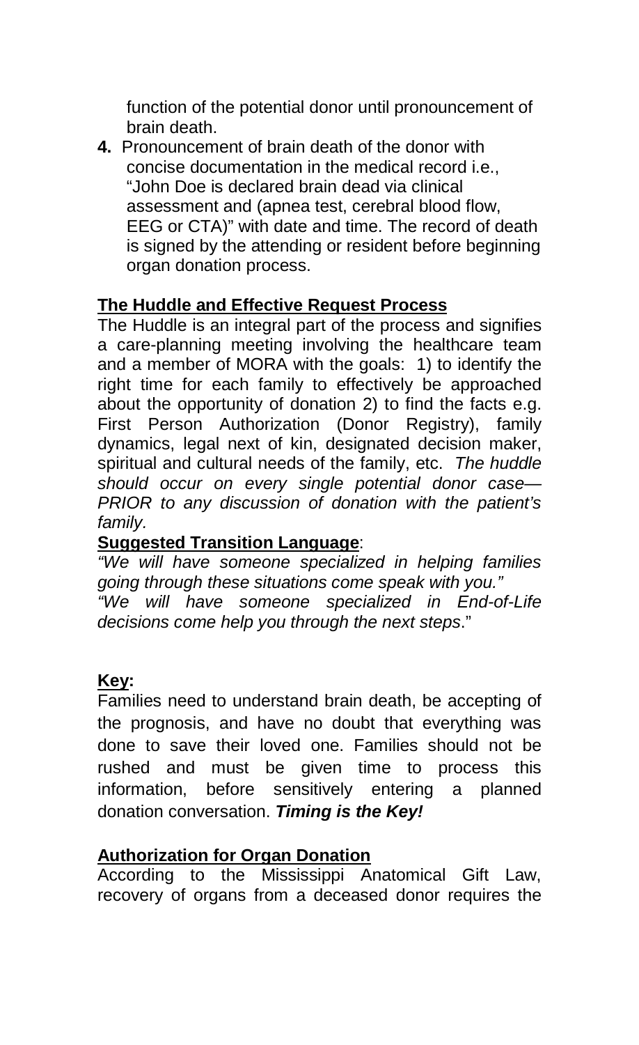function of the potential donor until pronouncement of brain death.

4. Pronouncement of brain death of the donor with concise documentation in the medical record i.e., "John Doe is declared brain dead via clinical assessment and (apnea test, cerebral blood flow, EEG or CTA)" with date and time. The record of death is signed by the attending or resident before beginning organ donation process.

**The Huddle and Effective Request Process**

The Huddle is an integral part of the process and signifies a care-planning meeting involving the healthcare team and a member of MORA with the goals: 1) to identify the right time for each family to effectively be approached about the opportunity of donation 2) to find the facts e.g. First Person Authorization (Donor Registry), family dynamics, legal next of kin, designated decision maker, spiritual and cultural needs of the family, etc. *The huddle should occur on every single potential donor case— PRIOR to any discussion of donation with the patient's family.*

**Suggested Transition Language**:

*"We will have someone specialized in helping families going through these situations come speak with you."*

*"We will have someone specialized in End-of-Life decisions come help you through the next steps*."

**Key:**

Families need to understand brain death, be accepting of the prognosis, and have no doubt that everything was done to save their loved one. Families should not be rushed and must be given time to process this information, before sensitively entering a planned donation conversation. ***Timing is the Key!***

**Authorization for Organ Donation**

According to the Mississippi Anatomical Gift Law, recovery of organs from a deceased donor requires the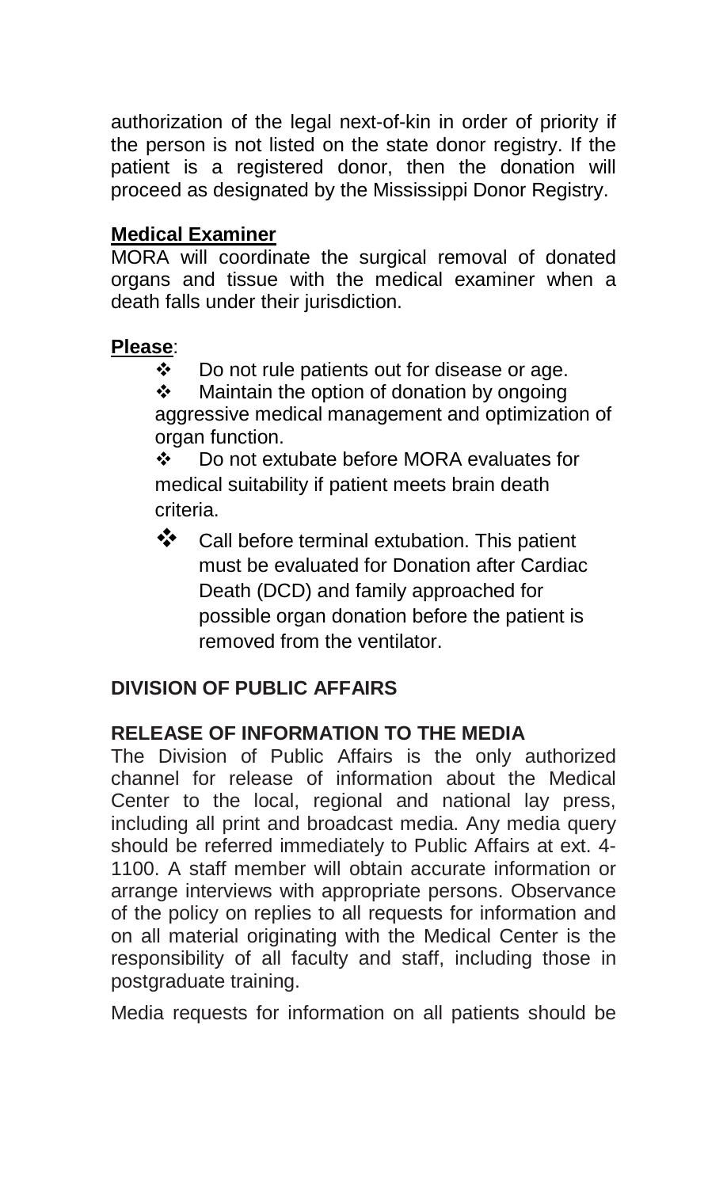authorization of the legal next-of-kin in order of priority if the person is not listed on the state donor registry. If the patient is a registered donor, then the donation will proceed as designated by the Mississippi Donor Registry.

**Medical Examiner**

MORA will coordinate the surgical removal of donated organs and tissue with the medical examiner when a death falls under their jurisdiction.

**Please**:

- ❖ Do not rule patients out for disease or age.
- ❖ Maintain the option of donation by ongoing aggressive medical management and optimization of organ function.
- ❖ Do not extubate before MORA evaluates for medical suitability if patient meets brain death criteria.
- ❖ Call before terminal extubation. This patient must be evaluated for Donation after Cardiac Death (DCD) and family approached for possible organ donation before the patient is removed from the ventilator.

## DIVISION OF PUBLIC AFFAIRS

### RELEASE OF INFORMATION TO THE MEDIA

The Division of Public Affairs is the only authorized channel for release of information about the Medical Center to the local, regional and national lay press, including all print and broadcast media. Any media query should be referred immediately to Public Affairs at ext. 4-1100. A staff member will obtain accurate information or arrange interviews with appropriate persons. Observance of the policy on replies to all requests for information and on all material originating with the Medical Center is the responsibility of all faculty and staff, including those in postgraduate training.

Media requests for information on all patients should be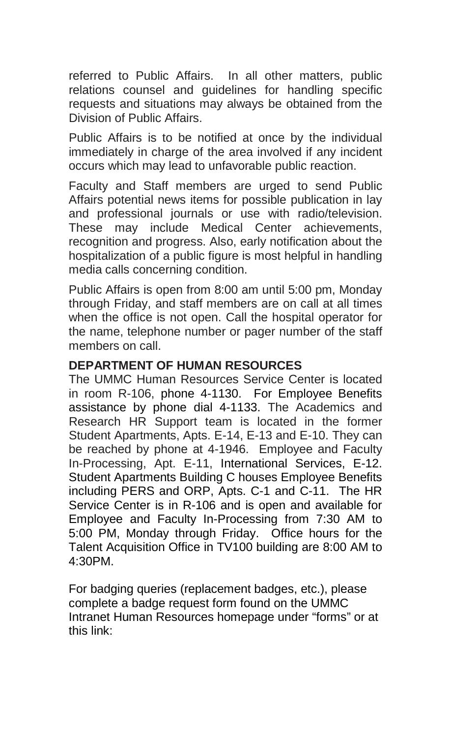referred to Public Affairs. In all other matters, public relations counsel and guidelines for handling specific requests and situations may always be obtained from the Division of Public Affairs.

Public Affairs is to be notified at once by the individual immediately in charge of the area involved if any incident occurs which may lead to unfavorable public reaction.

Faculty and Staff members are urged to send Public Affairs potential news items for possible publication in lay and professional journals or use with radio/television. These may include Medical Center achievements, recognition and progress. Also, early notification about the hospitalization of a public figure is most helpful in handling media calls concerning condition.

Public Affairs is open from 8:00 am until 5:00 pm, Monday through Friday, and staff members are on call at all times when the office is not open. Call the hospital operator for the name, telephone number or pager number of the staff members on call.

## DEPARTMENT OF HUMAN RESOURCES

The UMMC Human Resources Service Center is located in room R-106, phone 4-1130. For Employee Benefits assistance by phone dial 4-1133. The Academics and Research HR Support team is located in the former Student Apartments, Apts. E-14, E-13 and E-10. They can be reached by phone at 4-1946. Employee and Faculty In-Processing, Apt. E-11, International Services, E-12. Student Apartments Building C houses Employee Benefits including PERS and ORP, Apts. C-1 and C-11. The HR Service Center is in R-106 and is open and available for Employee and Faculty In-Processing from 7:30 AM to 5:00 PM, Monday through Friday. Office hours for the Talent Acquisition Office in TV100 building are 8:00 AM to 4:30PM.

For badging queries (replacement badges, etc.), please complete a badge request form found on the UMMC Intranet Human Resources homepage under "forms" or at this link: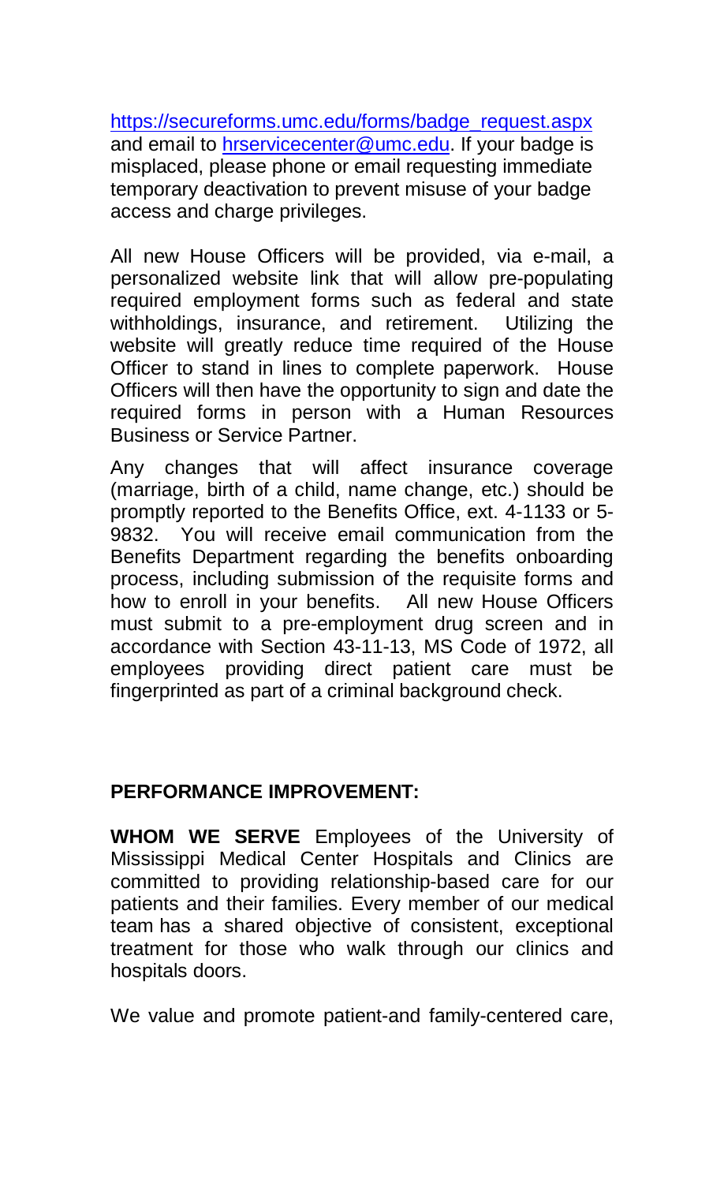https://secureforms.umc.edu/forms/badge_request.aspx and email to hrservicecenter@umc.edu. If your badge is misplaced, please phone or email requesting immediate temporary deactivation to prevent misuse of your badge access and charge privileges.

All new House Officers will be provided, via e-mail, a personalized website link that will allow pre-populating required employment forms such as federal and state withholdings, insurance, and retirement. Utilizing the website will greatly reduce time required of the House Officer to stand in lines to complete paperwork. House Officers will then have the opportunity to sign and date the required forms in person with a Human Resources Business or Service Partner.

Any changes that will affect insurance coverage (marriage, birth of a child, name change, etc.) should be promptly reported to the Benefits Office, ext. 4-1133 or 5-9832. You will receive email communication from the Benefits Department regarding the benefits onboarding process, including submission of the requisite forms and how to enroll in your benefits. All new House Officers must submit to a pre-employment drug screen and in accordance with Section 43-11-13, MS Code of 1972, all employees providing direct patient care must be fingerprinted as part of a criminal background check.

**PERFORMANCE IMPROVEMENT:**

**WHOM WE SERVE** Employees of the University of Mississippi Medical Center Hospitals and Clinics are committed to providing relationship-based care for our patients and their families. Every member of our medical team has a shared objective of consistent, exceptional treatment for those who walk through our clinics and hospitals doors.

We value and promote patient-and family-centered care,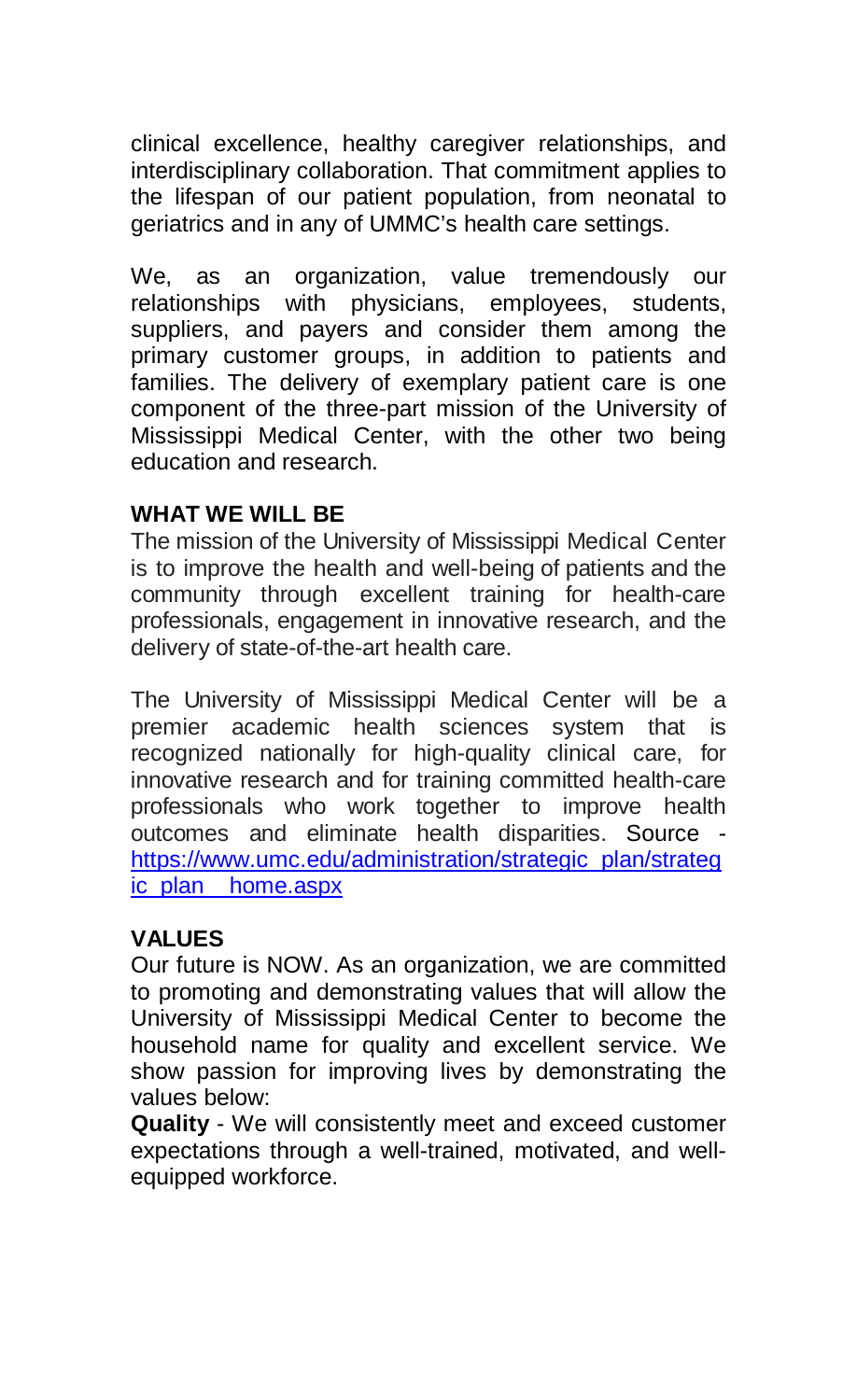clinical excellence, healthy caregiver relationships, and interdisciplinary collaboration. That commitment applies to the lifespan of our patient population, from neonatal to geriatrics and in any of UMMC's health care settings.

We, as an organization, value tremendously our relationships with physicians, employees, students, suppliers, and payers and consider them among the primary customer groups, in addition to patients and families. The delivery of exemplary patient care is one component of the three-part mission of the University of Mississippi Medical Center, with the other two being education and research.

## WHAT WE WILL BE

The mission of the University of Mississippi Medical Center is to improve the health and well-being of patients and the community through excellent training for health-care professionals, engagement in innovative research, and the delivery of state-of-the-art health care.

The University of Mississippi Medical Center will be a premier academic health sciences system that is recognized nationally for high-quality clinical care, for innovative research and for training committed health-care professionals who work together to improve health outcomes and eliminate health disparities. Source - https://www.umc.edu/administration/strategic_plan/strategic_plan__home.aspx

## VALUES

Our future is NOW. As an organization, we are committed to promoting and demonstrating values that will allow the University of Mississippi Medical Center to become the household name for quality and excellent service. We show passion for improving lives by demonstrating the values below:

**Quality** - We will consistently meet and exceed customer expectations through a well-trained, motivated, and well-equipped workforce.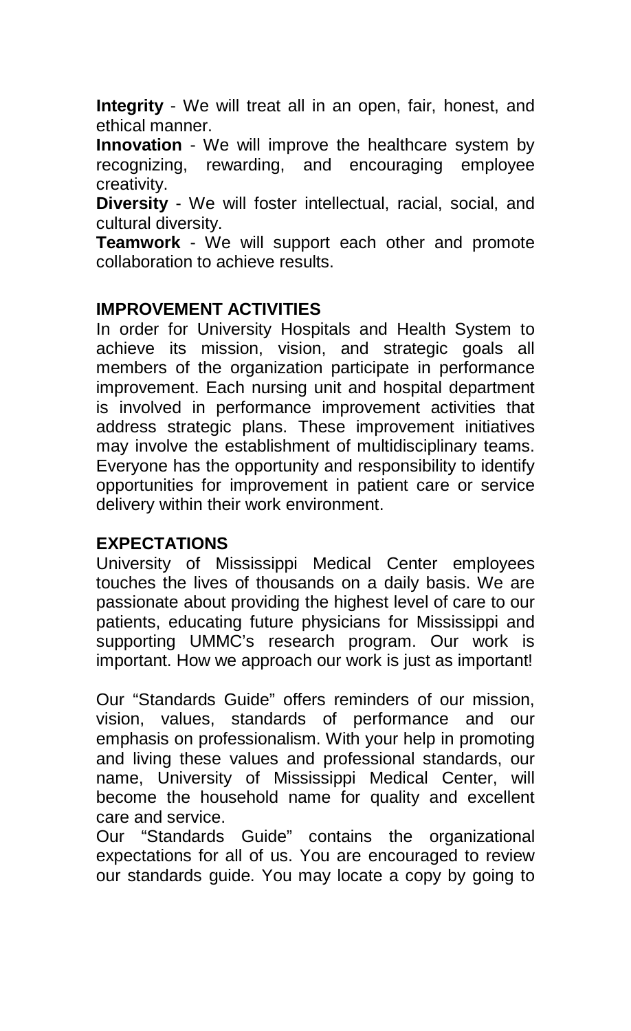**Integrity** - We will treat all in an open, fair, honest, and ethical manner.

**Innovation** - We will improve the healthcare system by recognizing, rewarding, and encouraging employee creativity.

**Diversity** - We will foster intellectual, racial, social, and cultural diversity.

**Teamwork** - We will support each other and promote collaboration to achieve results.

## IMPROVEMENT ACTIVITIES

In order for University Hospitals and Health System to achieve its mission, vision, and strategic goals all members of the organization participate in performance improvement. Each nursing unit and hospital department is involved in performance improvement activities that address strategic plans. These improvement initiatives may involve the establishment of multidisciplinary teams. Everyone has the opportunity and responsibility to identify opportunities for improvement in patient care or service delivery within their work environment.

## EXPECTATIONS

University of Mississippi Medical Center employees touches the lives of thousands on a daily basis. We are passionate about providing the highest level of care to our patients, educating future physicians for Mississippi and supporting UMMC's research program. Our work is important. How we approach our work is just as important!

Our "Standards Guide" offers reminders of our mission, vision, values, standards of performance and our emphasis on professionalism. With your help in promoting and living these values and professional standards, our name, University of Mississippi Medical Center, will become the household name for quality and excellent care and service.

Our "Standards Guide" contains the organizational expectations for all of us. You are encouraged to review our standards guide. You may locate a copy by going to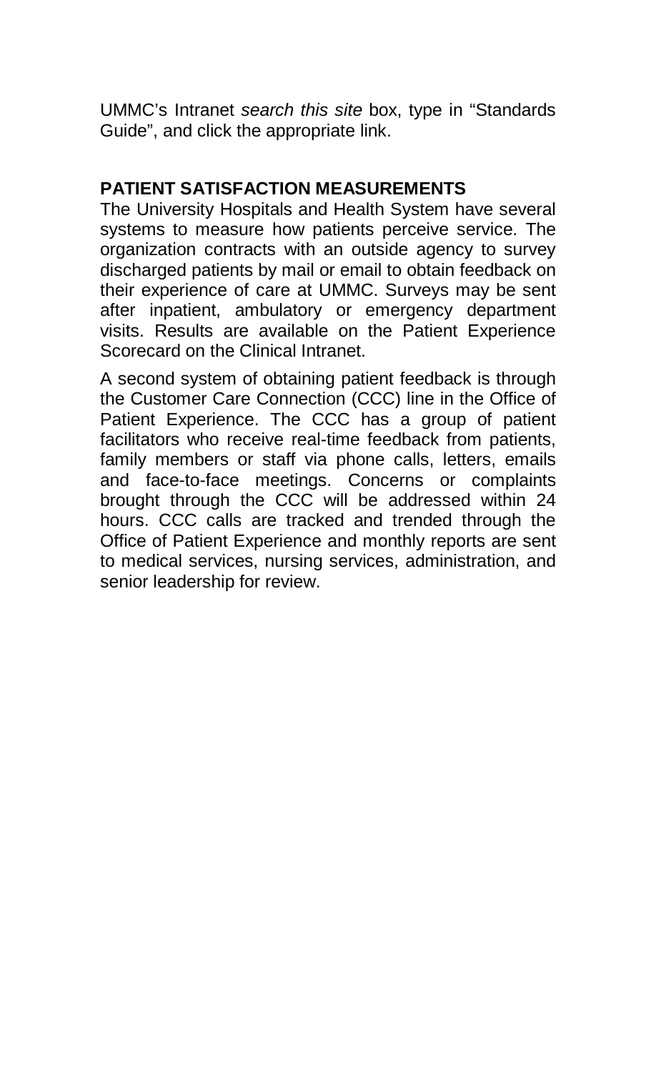UMMC's Intranet *search this site* box, type in "Standards Guide", and click the appropriate link.

## PATIENT SATISFACTION MEASUREMENTS

The University Hospitals and Health System have several systems to measure how patients perceive service. The organization contracts with an outside agency to survey discharged patients by mail or email to obtain feedback on their experience of care at UMMC. Surveys may be sent after inpatient, ambulatory or emergency department visits. Results are available on the Patient Experience Scorecard on the Clinical Intranet.

A second system of obtaining patient feedback is through the Customer Care Connection (CCC) line in the Office of Patient Experience. The CCC has a group of patient facilitators who receive real-time feedback from patients, family members or staff via phone calls, letters, emails and face-to-face meetings. Concerns or complaints brought through the CCC will be addressed within 24 hours. CCC calls are tracked and trended through the Office of Patient Experience and monthly reports are sent to medical services, nursing services, administration, and senior leadership for review.